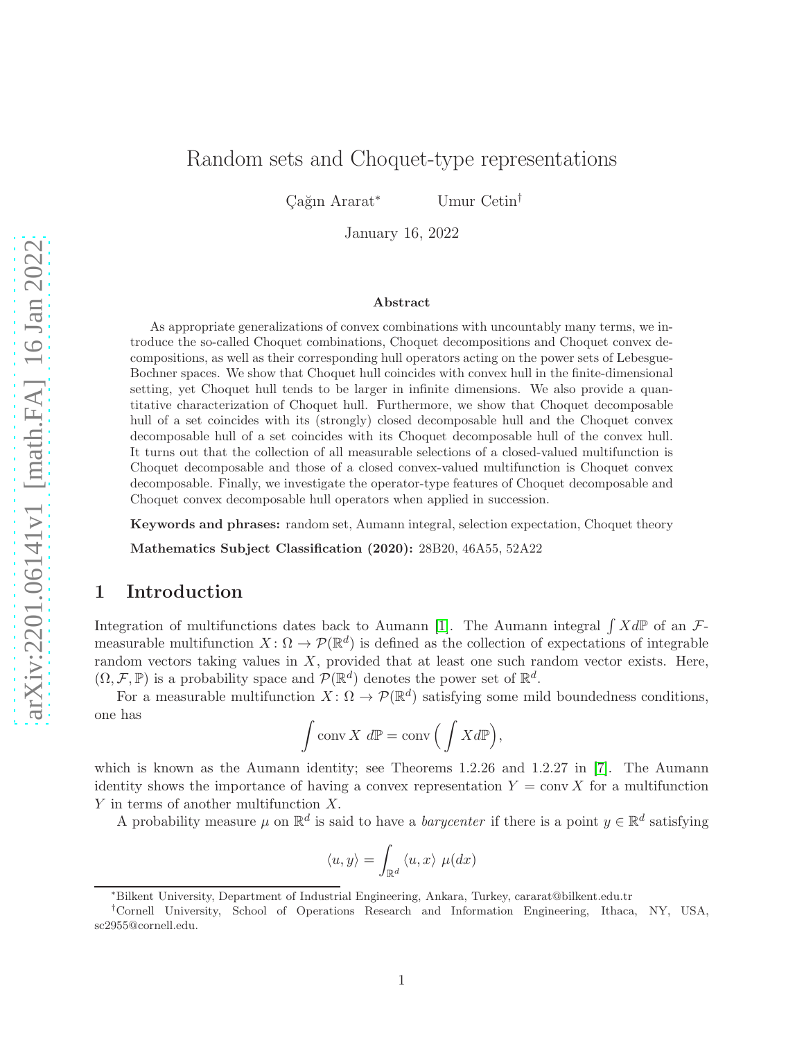# Random sets and Choquet-type representations

Çağın Ararat[*] Umur Cetin[†]

January 16, 2022

## Abstract

As appropriate generalizations of convex combinations with uncountably many terms, we introduce the so-called Choquet combinations, Choquet decompositions and Choquet convex decompositions, as well as their corresponding hull operators acting on the power sets of Lebesgue-Bochner spaces. We show that Choquet hull coincides with convex hull in the finite-dimensional setting, yet Choquet hull tends to be larger in infinite dimensions. We also provide a quantitative characterization of Choquet hull. Furthermore, we show that Choquet decomposable hull of a set coincides with its (strongly) closed decomposable hull and the Choquet convex decomposable hull of a set coincides with its Choquet decomposable hull of the convex hull. It turns out that the collection of all measurable selections of a closed-valued multifunction is Choquet decomposable and those of a closed convex-valued multifunction is Choquet convex decomposable. Finally, we investigate the operator-type features of Choquet decomposable and Choquet convex decomposable hull operators when applied in succession.

**Keywords and phrases:** random set, Aumann integral, selection expectation, Choquet theory

**Mathematics Subject Classification (2020):** 28B20, 46A55, 52A22

## 1 Introduction

Integration of multifunctions dates back to Aumann [1]. The Aumann integral $\int X d\mathbb{P}$ of an $\mathcal{F}$-measurable multifunction $X\colon \Omega \to \mathcal{P}(\mathbb{R}^d)$ is defined as the collection of expectations of integrable random vectors taking values in $X$, provided that at least one such random vector exists. Here, $(\Omega, \mathcal{F}, \mathbb{P})$ is a probability space and $\mathcal{P}(\mathbb{R}^d)$ denotes the power set of $\mathbb{R}^d$.

For a measurable multifunction $X\colon \Omega \to \mathcal{P}(\mathbb{R}^d)$ satisfying some mild boundedness conditions, one has

$$\int \operatorname{conv} X \; d\mathbb{P} = \operatorname{conv}\Big(\int X d\mathbb{P}\Big),$$

which is known as the Aumann identity; see Theorems 1.2.26 and 1.2.27 in [7]. The Aumann identity shows the importance of having a convex representation $Y = \operatorname{conv} X$ for a multifunction $Y$ in terms of another multifunction $X$.

A probability measure $\mu$ on $\mathbb{R}^d$ is said to have a *barycenter* if there is a point $y \in \mathbb{R}^d$ satisfying

$$\langle u, y\rangle = \int_{\mathbb{R}^d} \langle u, x\rangle \; \mu(dx)$$

[*] Bilkent University, Department of Industrial Engineering, Ankara, Turkey, cararat@bilkent.edu.tr

[†] Cornell University, School of Operations Research and Information Engineering, Ithaca, NY, USA, sc2955@cornell.edu.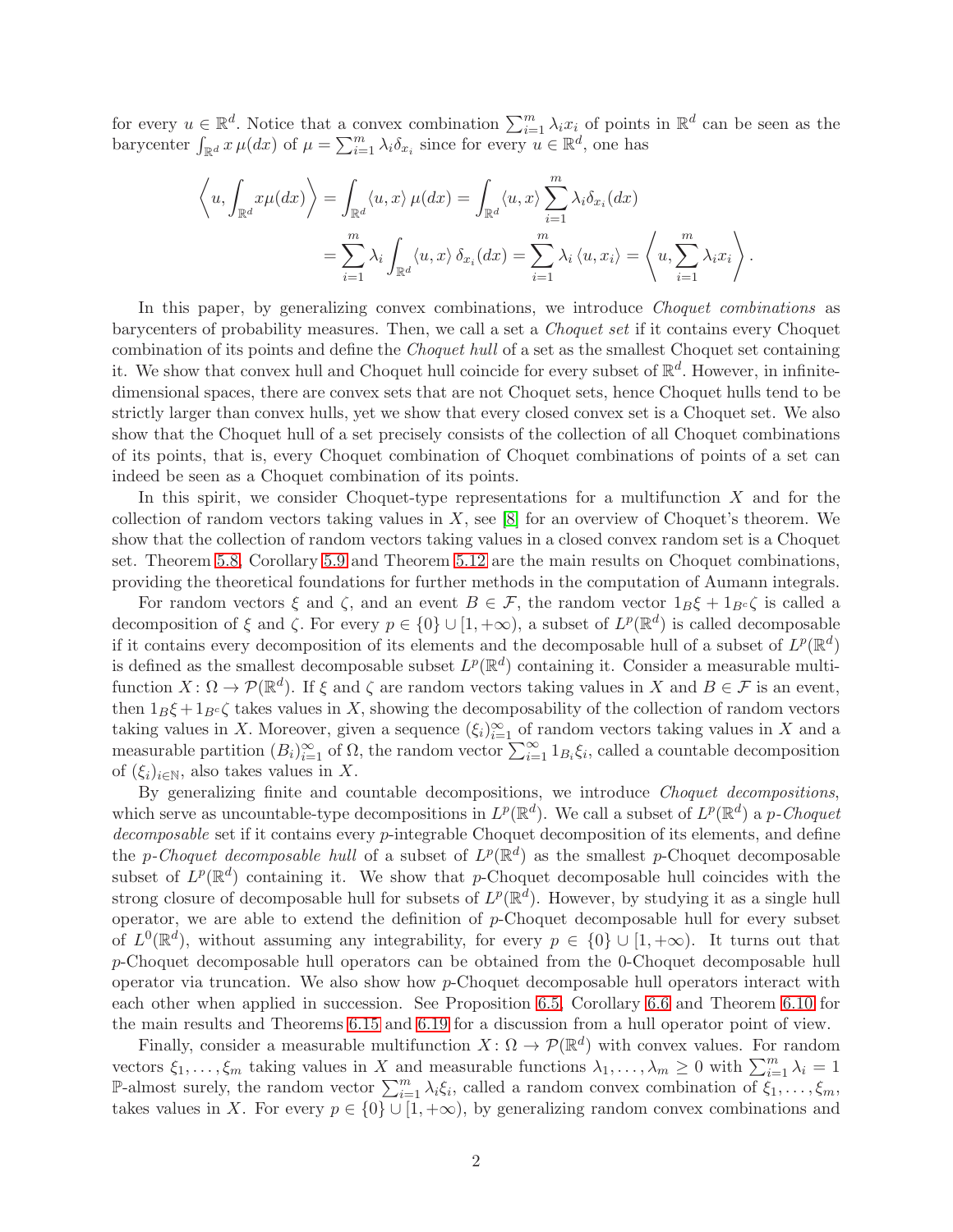for every $u \in \mathbb{R}^d$. Notice that a convex combination $\sum_{i=1}^m \lambda_i x_i$ of points in $\mathbb{R}^d$ can be seen as the barycenter $\int_{\mathbb{R}^d} x\,\mu(dx)$ of $\mu = \sum_{i=1}^m \lambda_i \delta_{x_i}$ since for every $u \in \mathbb{R}^d$, one has

$$
\begin{aligned}
\left\langle u, \int_{\mathbb{R}^d} x\mu(dx) \right\rangle &= \int_{\mathbb{R}^d} \langle u, x\rangle \,\mu(dx) = \int_{\mathbb{R}^d} \langle u, x\rangle \sum_{i=1}^m \lambda_i \delta_{x_i}(dx) \\
&= \sum_{i=1}^m \lambda_i \int_{\mathbb{R}^d} \langle u, x\rangle \,\delta_{x_i}(dx) = \sum_{i=1}^m \lambda_i \langle u, x_i\rangle = \left\langle u, \sum_{i=1}^m \lambda_i x_i \right\rangle.
\end{aligned}
$$

In this paper, by generalizing convex combinations, we introduce *Choquet combinations* as barycenters of probability measures. Then, we call a set a *Choquet set* if it contains every Choquet combination of its points and define the *Choquet hull* of a set as the smallest Choquet set containing it. We show that convex hull and Choquet hull coincide for every subset of $\mathbb{R}^d$. However, in infinite-dimensional spaces, there are convex sets that are not Choquet sets, hence Choquet hulls tend to be strictly larger than convex hulls, yet we show that every closed convex set is a Choquet set. We also show that the Choquet hull of a set precisely consists of the collection of all Choquet combinations of its points, that is, every Choquet combination of Choquet combinations of points of a set can indeed be seen as a Choquet combination of its points.

In this spirit, we consider Choquet-type representations for a multifunction $X$ and for the collection of random vectors taking values in $X$, see [8] for an overview of Choquet's theorem. We show that the collection of random vectors taking values in a closed convex random set is a Choquet set. Theorem 5.8, Corollary 5.9 and Theorem 5.12 are the main results on Choquet combinations, providing the theoretical foundations for further methods in the computation of Aumann integrals.

For random vectors $\xi$ and $\zeta$, and an event $B \in \mathcal{F}$, the random vector $1_B\xi + 1_{B^c}\zeta$ is called a decomposition of $\xi$ and $\zeta$. For every $p \in \{0\} \cup [1, +\infty)$, a subset of $L^p(\mathbb{R}^d)$ is called decomposable if it contains every decomposition of its elements and the decomposable hull of a subset of $L^p(\mathbb{R}^d)$ is defined as the smallest decomposable subset $L^p(\mathbb{R}^d)$ containing it. Consider a measurable multifunction $X \colon \Omega \to \mathcal{P}(\mathbb{R}^d)$. If $\xi$ and $\zeta$ are random vectors taking values in $X$ and $B \in \mathcal{F}$ is an event, then $1_B\xi + 1_{B^c}\zeta$ takes values in $X$, showing the decomposability of the collection of random vectors taking values in $X$. Moreover, given a sequence $(\xi_i)_{i=1}^\infty$ of random vectors taking values in $X$ and a measurable partition $(B_i)_{i=1}^\infty$ of $\Omega$, the random vector $\sum_{i=1}^\infty 1_{B_i}\xi_i$, called a countable decomposition of $(\xi_i)_{i\in\mathbb{N}}$, also takes values in $X$.

By generalizing finite and countable decompositions, we introduce *Choquet decompositions*, which serve as uncountable-type decompositions in $L^p(\mathbb{R}^d)$. We call a subset of $L^p(\mathbb{R}^d)$ a *p-Choquet decomposable* set if it contains every $p$-integrable Choquet decomposition of its elements, and define the *p-Choquet decomposable hull* of a subset of $L^p(\mathbb{R}^d)$ as the smallest $p$-Choquet decomposable subset of $L^p(\mathbb{R}^d)$ containing it. We show that $p$-Choquet decomposable hull coincides with the strong closure of decomposable hull for subsets of $L^p(\mathbb{R}^d)$. However, by studying it as a single hull operator, we are able to extend the definition of $p$-Choquet decomposable hull for every subset of $L^0(\mathbb{R}^d)$, without assuming any integrability, for every $p \in \{0\} \cup [1, +\infty)$. It turns out that $p$-Choquet decomposable hull operators can be obtained from the 0-Choquet decomposable hull operator via truncation. We also show how $p$-Choquet decomposable hull operators interact with each other when applied in succession. See Proposition 6.5, Corollary 6.6 and Theorem 6.10 for the main results and Theorems 6.15 and 6.19 for a discussion from a hull operator point of view.

Finally, consider a measurable multifunction $X \colon \Omega \to \mathcal{P}(\mathbb{R}^d)$ with convex values. For random vectors $\xi_1, \ldots, \xi_m$ taking values in $X$ and measurable functions $\lambda_1, \ldots, \lambda_m \geq 0$ with $\sum_{i=1}^m \lambda_i = 1$ $\mathbb{P}$-almost surely, the random vector $\sum_{i=1}^m \lambda_i \xi_i$, called a random convex combination of $\xi_1, \ldots, \xi_m$, takes values in $X$. For every $p \in \{0\} \cup [1, +\infty)$, by generalizing random convex combinations and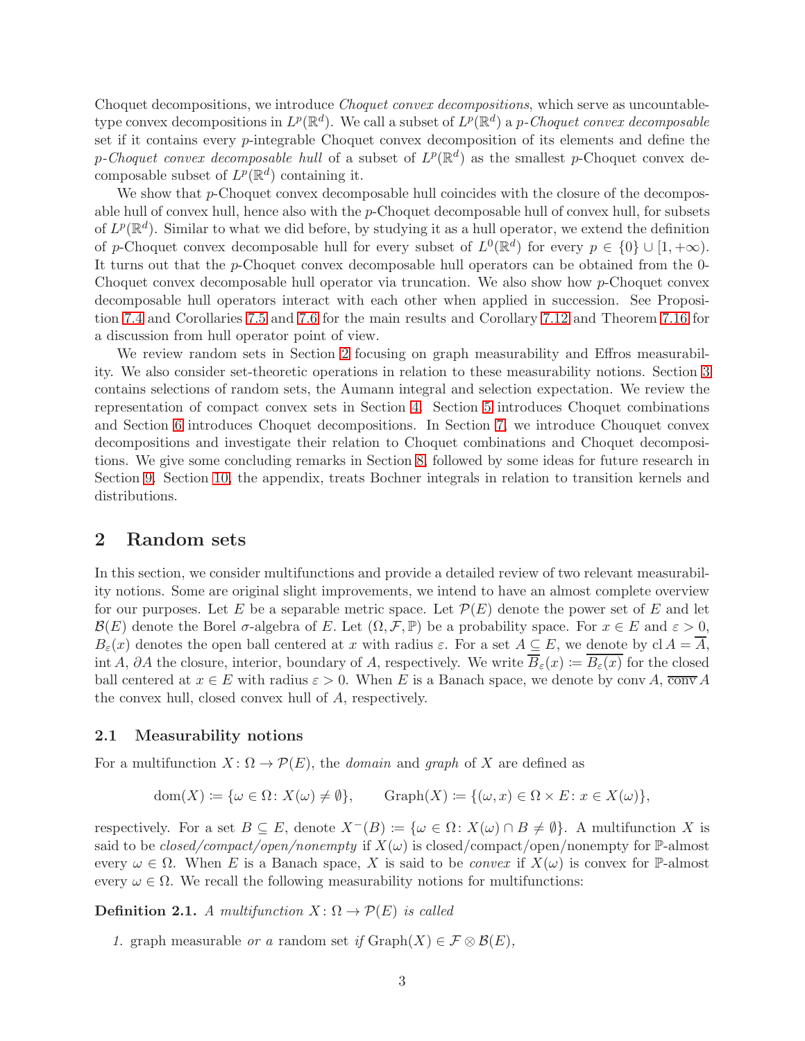Choquet decompositions, we introduce *Choquet convex decompositions*, which serve as uncountable-type convex decompositions in $L^p(\mathbb{R}^d)$. We call a subset of $L^p(\mathbb{R}^d)$ a *p-Choquet convex decomposable* set if it contains every $p$-integrable Choquet convex decomposition of its elements and define the *p-Choquet convex decomposable hull* of a subset of $L^p(\mathbb{R}^d)$ as the smallest $p$-Choquet convex decomposable subset of $L^p(\mathbb{R}^d)$ containing it.

We show that $p$-Choquet convex decomposable hull coincides with the closure of the decomposable hull of convex hull, hence also with the $p$-Choquet decomposable hull of convex hull, for subsets of $L^p(\mathbb{R}^d)$. Similar to what we did before, by studying it as a hull operator, we extend the definition of $p$-Choquet convex decomposable hull for every subset of $L^0(\mathbb{R}^d)$ for every $p \in \{0\} \cup [1, +\infty)$. It turns out that the $p$-Choquet convex decomposable hull operators can be obtained from the 0-Choquet convex decomposable hull operator via truncation. We also show how $p$-Choquet convex decomposable hull operators interact with each other when applied in succession. See Proposition 7.4 and Corollaries 7.5 and 7.6 for the main results and Corollary 7.12 and Theorem 7.16 for a discussion from hull operator point of view.

We review random sets in Section 2 focusing on graph measurability and Effros measurability. We also consider set-theoretic operations in relation to these measurability notions. Section 3 contains selections of random sets, the Aumann integral and selection expectation. We review the representation of compact convex sets in Section 4. Section 5 introduces Choquet combinations and Section 6 introduces Choquet decompositions. In Section 7, we introduce Chouquet convex decompositions and investigate their relation to Choquet combinations and Choquet decompositions. We give some concluding remarks in Section 8, followed by some ideas for future research in Section 9. Section 10, the appendix, treats Bochner integrals in relation to transition kernels and distributions.

## 2 Random sets

In this section, we consider multifunctions and provide a detailed review of two relevant measurability notions. Some are original slight improvements, we intend to have an almost complete overview for our purposes. Let $E$ be a separable metric space. Let $\mathcal{P}(E)$ denote the power set of $E$ and let $\mathcal{B}(E)$ denote the Borel $\sigma$-algebra of $E$. Let $(\Omega, \mathcal{F}, \mathbb{P})$ be a probability space. For $x \in E$ and $\varepsilon > 0$, $B_\varepsilon(x)$ denotes the open ball centered at $x$ with radius $\varepsilon$. For a set $A \subseteq E$, we denote by $\operatorname{cl} A = \overline{A}$, $\operatorname{int} A$, $\partial A$ the closure, interior, boundary of $A$, respectively. We write $\overline{B}_\varepsilon(x) \coloneqq \overline{B_\varepsilon(x)}$ for the closed ball centered at $x \in E$ with radius $\varepsilon > 0$. When $E$ is a Banach space, we denote by $\operatorname{conv} A$, $\overline{\operatorname{conv}}\, A$ the convex hull, closed convex hull of $A$, respectively.

### 2.1 Measurability notions

For a multifunction $X \colon \Omega \to \mathcal{P}(E)$, the *domain* and *graph* of $X$ are defined as

$$\operatorname{dom}(X) \coloneqq \{\omega \in \Omega \colon X(\omega) \neq \emptyset\}, \qquad \operatorname{Graph}(X) \coloneqq \{(\omega, x) \in \Omega \times E \colon x \in X(\omega)\},$$

respectively. For a set $B \subseteq E$, denote $X^-(B) \coloneqq \{\omega \in \Omega \colon X(\omega) \cap B \neq \emptyset\}$. A multifunction $X$ is said to be *closed/compact/open/nonempty* if $X(\omega)$ is closed/compact/open/nonempty for $\mathbb{P}$-almost every $\omega \in \Omega$. When $E$ is a Banach space, $X$ is said to be *convex* if $X(\omega)$ is convex for $\mathbb{P}$-almost every $\omega \in \Omega$. We recall the following measurability notions for multifunctions:

**Definition 2.1.** *A multifunction $X \colon \Omega \to \mathcal{P}(E)$ is called*

1. graph measurable *or a* random set *if* $\operatorname{Graph}(X) \in \mathcal{F} \otimes \mathcal{B}(E)$,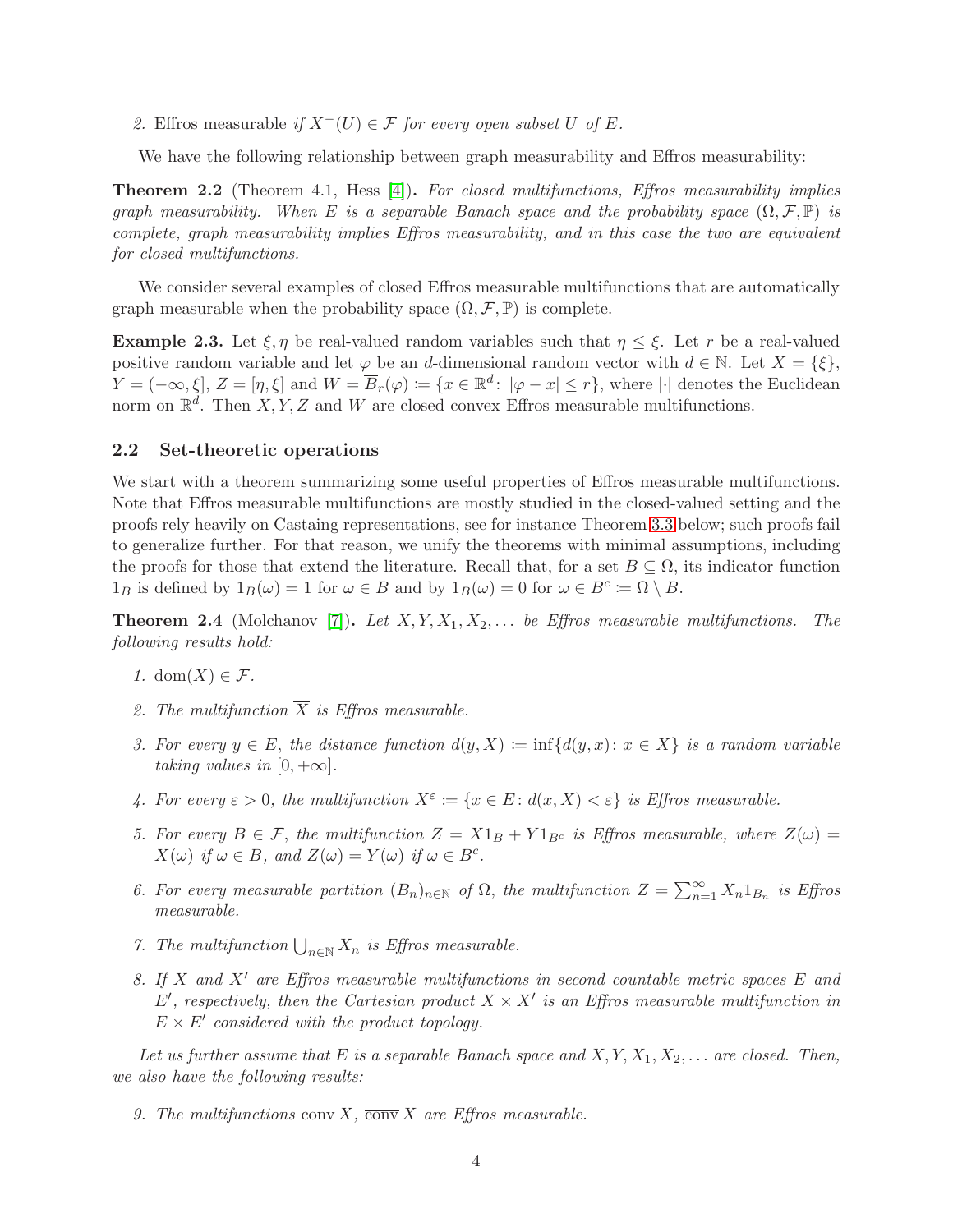2. Effros measurable *if* $X^{-}(U) \in \mathcal{F}$ *for every open subset* $U$ *of* $E$.

We have the following relationship between graph measurability and Effros measurability:

**Theorem 2.2** (Theorem 4.1, Hess [4])**.** *For closed multifunctions, Effros measurability implies graph measurability. When $E$ is a separable Banach space and the probability space $(\Omega, \mathcal{F}, \mathbb{P})$ is complete, graph measurability implies Effros measurability, and in this case the two are equivalent for closed multifunctions.*

We consider several examples of closed Effros measurable multifunctions that are automatically graph measurable when the probability space $(\Omega, \mathcal{F}, \mathbb{P})$ is complete.

**Example 2.3.** Let $\xi, \eta$ be real-valued random variables such that $\eta \leq \xi$. Let $r$ be a real-valued positive random variable and let $\varphi$ be an $d$-dimensional random vector with $d \in \mathbb{N}$. Let $X = \{\xi\}$, $Y = (-\infty, \xi]$, $Z = [\eta, \xi]$ and $W = \overline{B}_r(\varphi) := \{x \in \mathbb{R}^d : |\varphi - x| \leq r\}$, where $|\cdot|$ denotes the Euclidean norm on $\mathbb{R}^d$. Then $X, Y, Z$ and $W$ are closed convex Effros measurable multifunctions.

### 2.2 Set-theoretic operations

We start with a theorem summarizing some useful properties of Effros measurable multifunctions. Note that Effros measurable multifunctions are mostly studied in the closed-valued setting and the proofs rely heavily on Castaing representations, see for instance Theorem 3.3 below; such proofs fail to generalize further. For that reason, we unify the theorems with minimal assumptions, including the proofs for those that extend the literature. Recall that, for a set $B \subseteq \Omega$, its indicator function $1_B$ is defined by $1_B(\omega) = 1$ for $\omega \in B$ and by $1_B(\omega) = 0$ for $\omega \in B^c := \Omega \setminus B$.

**Theorem 2.4** (Molchanov [7])**.** *Let $X, Y, X_1, X_2, \ldots$ be Effros measurable multifunctions. The following results hold:*

1. $\mathrm{dom}(X) \in \mathcal{F}$.
2. *The multifunction $\overline{X}$ is Effros measurable.*
3. *For every $y \in E$, the distance function $d(y, X) := \inf\{d(y, x) : x \in X\}$ is a random variable taking values in $[0, +\infty]$.*
4. *For every $\varepsilon > 0$, the multifunction $X^{\varepsilon} := \{x \in E : d(x, X) < \varepsilon\}$ is Effros measurable.*
5. *For every $B \in \mathcal{F}$, the multifunction $Z = X1_B + Y1_{B^c}$ is Effros measurable, where $Z(\omega) = X(\omega)$ if $\omega \in B$, and $Z(\omega) = Y(\omega)$ if $\omega \in B^c$.*
6. *For every measurable partition $(B_n)_{n\in\mathbb{N}}$ of $\Omega$, the multifunction $Z = \sum_{n=1}^{\infty} X_n 1_{B_n}$ is Effros measurable.*
7. *The multifunction $\bigcup_{n\in\mathbb{N}} X_n$ is Effros measurable.*
8. *If $X$ and $X'$ are Effros measurable multifunctions in second countable metric spaces $E$ and $E'$, respectively, then the Cartesian product $X \times X'$ is an Effros measurable multifunction in $E \times E'$ considered with the product topology.*

*Let us further assume that $E$ is a separable Banach space and $X, Y, X_1, X_2, \ldots$ are closed. Then, we also have the following results:*

9. *The multifunctions* $\mathrm{conv}\, X$, $\overline{\mathrm{conv}}\, X$ *are Effros measurable.*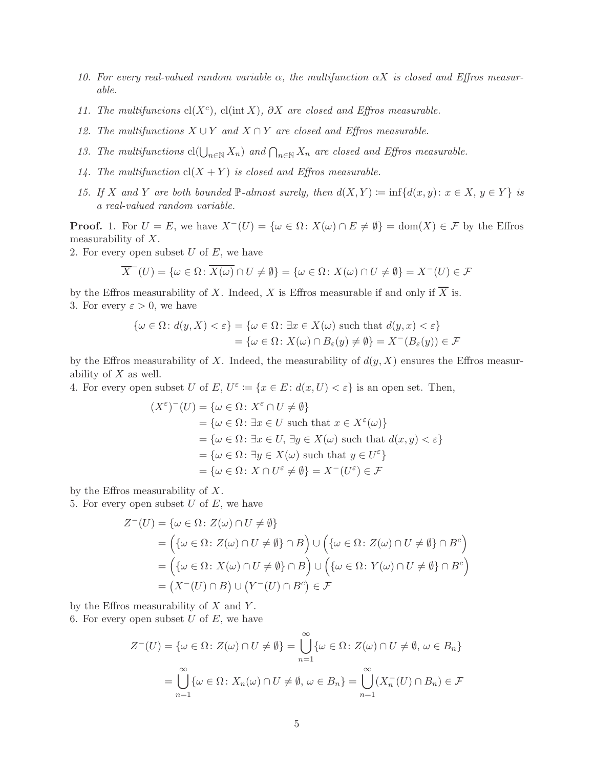10. *For every real-valued random variable $\alpha$, the multifunction $\alpha X$ is closed and Effros measurable.*
11. *The multifuncions $\mathrm{cl}(X^c)$, $\mathrm{cl}(\mathrm{int}\, X)$, $\partial X$ are closed and Effros measurable.*
12. *The multifunctions $X \cup Y$ and $X \cap Y$ are closed and Effros measurable.*
13. *The multifunctions $\mathrm{cl}(\bigcup_{n\in\mathbb{N}} X_n)$ and $\bigcap_{n\in\mathbb{N}} X_n$ are closed and Effros measurable.*
14. *The multifunction $\mathrm{cl}(X+Y)$ is closed and Effros measurable.*
15. *If $X$ and $Y$ are both bounded $\mathbb{P}$-almost surely, then $d(X,Y) := \inf\{d(x,y) \colon x \in X,\, y \in Y\}$ is a real-valued random variable.*

**Proof.** 1. For $U = E$, we have $X^-(U) = \{\omega \in \Omega \colon X(\omega) \cap E \neq \emptyset\} = \mathrm{dom}(X) \in \mathcal{F}$ by the Effros measurability of $X$.
2. For every open subset $U$ of $E$, we have

$$\overline{X}^-(U) = \{\omega \in \Omega \colon \overline{X(\omega)} \cap U \neq \emptyset\} = \{\omega \in \Omega \colon X(\omega) \cap U \neq \emptyset\} = X^-(U) \in \mathcal{F}$$

by the Effros measurability of $X$. Indeed, $X$ is Effros measurable if and only if $\overline{X}$ is.
3. For every $\varepsilon > 0$, we have

$$\begin{aligned}
\{\omega \in \Omega \colon d(y,X) < \varepsilon\} &= \{\omega \in \Omega \colon \exists x \in X(\omega) \text{ such that } d(y,x) < \varepsilon\} \\
&= \{\omega \in \Omega \colon X(\omega) \cap B_\varepsilon(y) \neq \emptyset\} = X^-(B_\varepsilon(y)) \in \mathcal{F}
\end{aligned}$$

by the Effros measurability of $X$. Indeed, the measurability of $d(y,X)$ ensures the Effros measurability of $X$ as well.
4. For every open subset $U$ of $E$, $U^\varepsilon := \{x \in E \colon d(x,U) < \varepsilon\}$ is an open set. Then,

$$\begin{aligned}
(X^\varepsilon)^-(U) &= \{\omega \in \Omega \colon X^\varepsilon \cap U \neq \emptyset\} \\
&= \{\omega \in \Omega \colon \exists x \in U \text{ such that } x \in X^\varepsilon(\omega)\} \\
&= \{\omega \in \Omega \colon \exists x \in U,\, \exists y \in X(\omega) \text{ such that } d(x,y) < \varepsilon\} \\
&= \{\omega \in \Omega \colon \exists y \in X(\omega) \text{ such that } y \in U^\varepsilon\} \\
&= \{\omega \in \Omega \colon X \cap U^\varepsilon \neq \emptyset\} = X^-(U^\varepsilon) \in \mathcal{F}
\end{aligned}$$

by the Effros measurability of $X$.
5. For every open subset $U$ of $E$, we have

$$\begin{aligned}
Z^-(U) &= \{\omega \in \Omega \colon Z(\omega) \cap U \neq \emptyset\} \\
&= \Big(\{\omega \in \Omega \colon Z(\omega) \cap U \neq \emptyset\} \cap B\Big) \cup \Big(\{\omega \in \Omega \colon Z(\omega) \cap U \neq \emptyset\} \cap B^c\Big) \\
&= \Big(\{\omega \in \Omega \colon X(\omega) \cap U \neq \emptyset\} \cap B\Big) \cup \Big(\{\omega \in \Omega \colon Y(\omega) \cap U \neq \emptyset\} \cap B^c\Big) \\
&= \big(X^-(U) \cap B\big) \cup \big(Y^-(U) \cap B^c\big) \in \mathcal{F}
\end{aligned}$$

by the Effros measurability of $X$ and $Y$.
6. For every open subset $U$ of $E$, we have

$$\begin{aligned}
Z^-(U) = \{\omega \in \Omega \colon Z(\omega) \cap U \neq \emptyset\} &= \bigcup_{n=1}^\infty \{\omega \in \Omega \colon Z(\omega) \cap U \neq \emptyset,\, \omega \in B_n\} \\
&= \bigcup_{n=1}^\infty \{\omega \in \Omega \colon X_n(\omega) \cap U \neq \emptyset,\, \omega \in B_n\} = \bigcup_{n=1}^\infty (X_n^-(U) \cap B_n) \in \mathcal{F}
\end{aligned}$$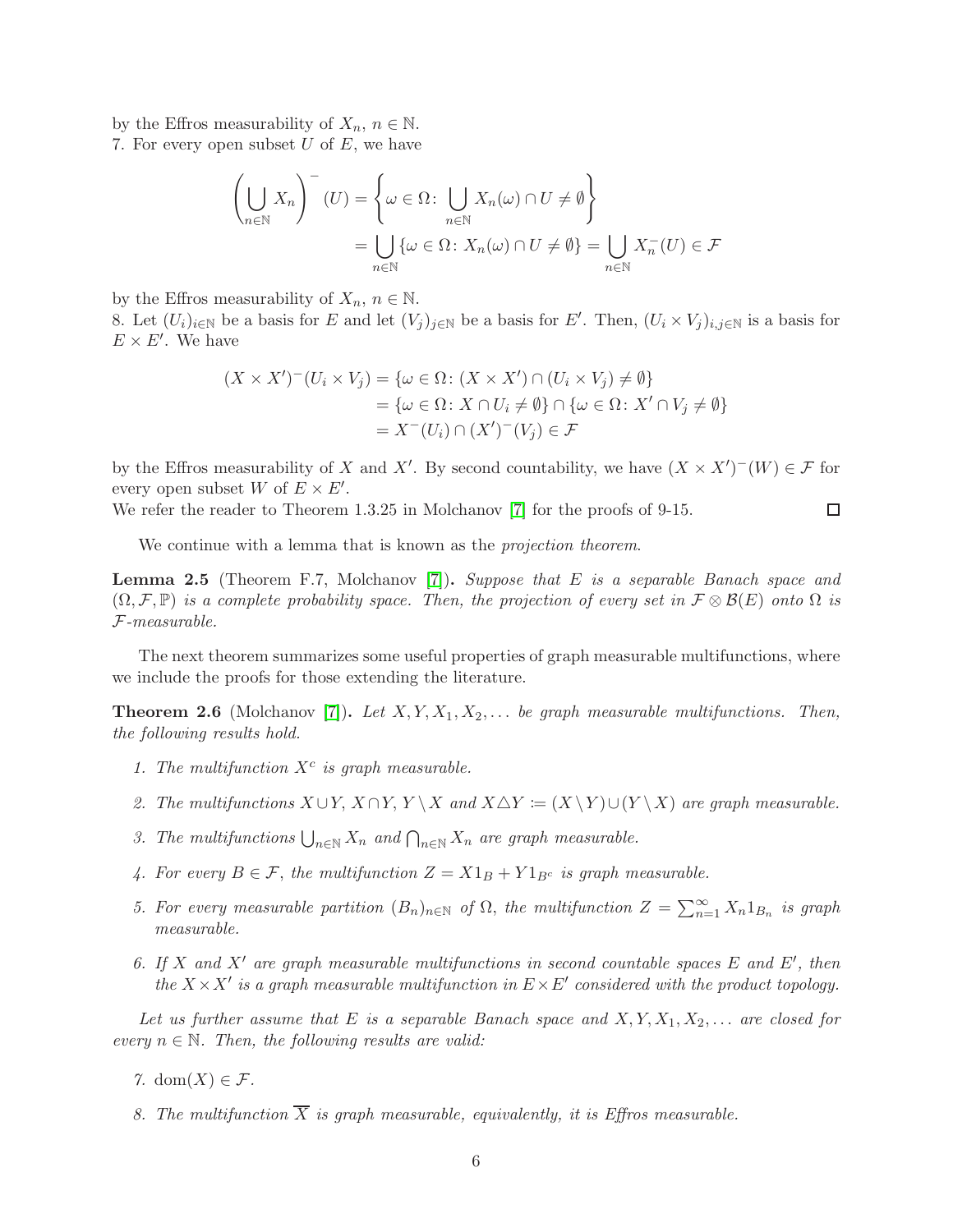by the Effros measurability of $X_n$, $n \in \mathbb{N}$.

7. For every open subset $U$ of $E$, we have

$$
\begin{aligned}
\left(\bigcup_{n\in\mathbb{N}} X_n\right)^- (U) &= \left\{\omega \in \Omega \colon \bigcup_{n\in\mathbb{N}} X_n(\omega) \cap U \neq \emptyset\right\} \\
&= \bigcup_{n\in\mathbb{N}} \{\omega \in \Omega \colon X_n(\omega) \cap U \neq \emptyset\} = \bigcup_{n\in\mathbb{N}} X_n^-(U) \in \mathcal{F}
\end{aligned}
$$

by the Effros measurability of $X_n$, $n \in \mathbb{N}$.

8. Let $(U_i)_{i\in\mathbb{N}}$ be a basis for $E$ and let $(V_j)_{j\in\mathbb{N}}$ be a basis for $E'$. Then, $(U_i \times V_j)_{i,j\in\mathbb{N}}$ is a basis for $E \times E'$. We have

$$
\begin{aligned}
(X \times X')^-(U_i \times V_j) &= \{\omega \in \Omega \colon (X \times X') \cap (U_i \times V_j) \neq \emptyset\} \\
&= \{\omega \in \Omega \colon X \cap U_i \neq \emptyset\} \cap \{\omega \in \Omega \colon X' \cap V_j \neq \emptyset\} \\
&= X^-(U_i) \cap (X')^-(V_j) \in \mathcal{F}
\end{aligned}
$$

by the Effros measurability of $X$ and $X'$. By second countability, we have $(X \times X')^-(W) \in \mathcal{F}$ for every open subset $W$ of $E \times E'$.

We refer the reader to Theorem 1.3.25 in Molchanov [7] for the proofs of 9-15. $\square$

We continue with a lemma that is known as the *projection theorem*.

**Lemma 2.5** (Theorem F.7, Molchanov [7]). *Suppose that $E$ is a separable Banach space and $(\Omega, \mathcal{F}, \mathbb{P})$ is a complete probability space. Then, the projection of every set in $\mathcal{F} \otimes \mathcal{B}(E)$ onto $\Omega$ is $\mathcal{F}$-measurable.*

The next theorem summarizes some useful properties of graph measurable multifunctions, where we include the proofs for those extending the literature.

**Theorem 2.6** (Molchanov [7]). *Let $X, Y, X_1, X_2, \ldots$ be graph measurable multifunctions. Then, the following results hold.*

1. *The multifunction $X^c$ is graph measurable.*
2. *The multifunctions $X \cup Y$, $X \cap Y$, $Y \setminus X$ and $X \triangle Y \coloneqq (X \setminus Y) \cup (Y \setminus X)$ are graph measurable.*
3. *The multifunctions $\bigcup_{n\in\mathbb{N}} X_n$ and $\bigcap_{n\in\mathbb{N}} X_n$ are graph measurable.*
4. *For every $B \in \mathcal{F}$, the multifunction $Z = X1_B + Y1_{B^c}$ is graph measurable.*
5. *For every measurable partition $(B_n)_{n\in\mathbb{N}}$ of $\Omega$, the multifunction $Z = \sum_{n=1}^{\infty} X_n 1_{B_n}$ is graph measurable.*
6. *If $X$ and $X'$ are graph measurable multifunctions in second countable spaces $E$ and $E'$, then the $X \times X'$ is a graph measurable multifunction in $E \times E'$ considered with the product topology.*

*Let us further assume that $E$ is a separable Banach space and $X, Y, X_1, X_2, \ldots$ are closed for every $n \in \mathbb{N}$. Then, the following results are valid:*

7. $\mathrm{dom}(X) \in \mathcal{F}$.
8. *The multifunction $\overline{X}$ is graph measurable, equivalently, it is Effros measurable.*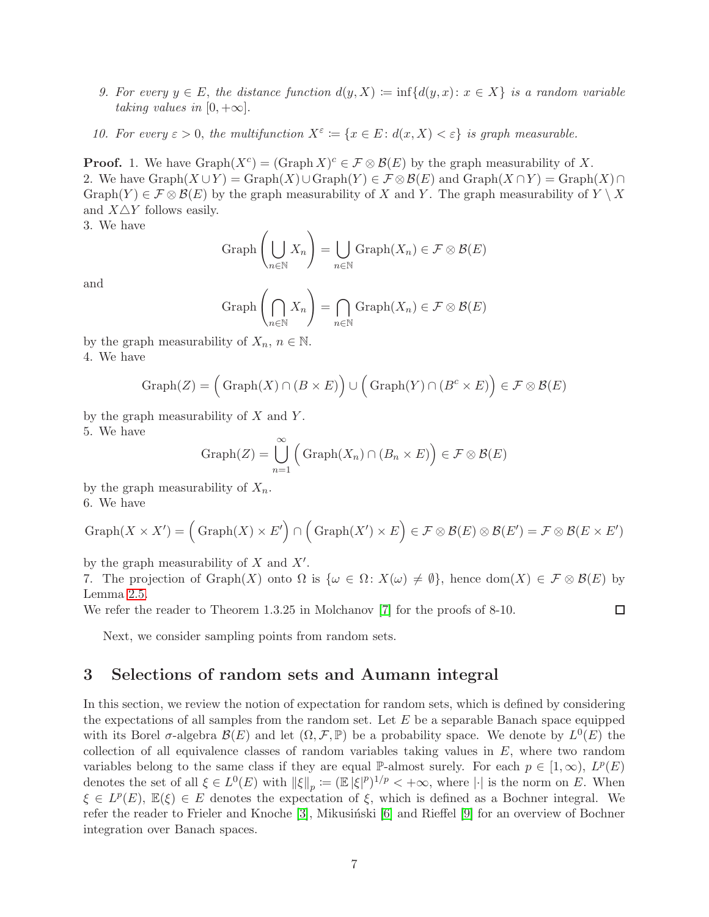9. *For every $y \in E$, the distance function $d(y, X) \coloneqq \inf\{d(y,x) \colon x \in X\}$ is a random variable taking values in $[0, +\infty]$.*

10. *For every $\varepsilon > 0$, the multifunction $X^\varepsilon \coloneqq \{x \in E \colon d(x, X) < \varepsilon\}$ is graph measurable.*

**Proof.** 1. We have $\operatorname{Graph}(X^c) = (\operatorname{Graph} X)^c \in \mathcal{F} \otimes \mathcal{B}(E)$ by the graph measurability of $X$.
2. We have $\operatorname{Graph}(X \cup Y) = \operatorname{Graph}(X) \cup \operatorname{Graph}(Y) \in \mathcal{F} \otimes \mathcal{B}(E)$ and $\operatorname{Graph}(X \cap Y) = \operatorname{Graph}(X) \cap \operatorname{Graph}(Y) \in \mathcal{F} \otimes \mathcal{B}(E)$ by the graph measurability of $X$ and $Y$. The graph measurability of $Y \setminus X$ and $X \triangle Y$ follows easily.
3. We have

$$\operatorname{Graph}\left(\bigcup_{n \in \mathbb{N}} X_n\right) = \bigcup_{n \in \mathbb{N}} \operatorname{Graph}(X_n) \in \mathcal{F} \otimes \mathcal{B}(E)$$

and

$$\operatorname{Graph}\left(\bigcap_{n \in \mathbb{N}} X_n\right) = \bigcap_{n \in \mathbb{N}} \operatorname{Graph}(X_n) \in \mathcal{F} \otimes \mathcal{B}(E)$$

by the graph measurability of $X_n$, $n \in \mathbb{N}$.
4. We have

$$\operatorname{Graph}(Z) = \Big(\operatorname{Graph}(X) \cap (B \times E)\Big) \cup \Big(\operatorname{Graph}(Y) \cap (B^c \times E)\Big) \in \mathcal{F} \otimes \mathcal{B}(E)$$

by the graph measurability of $X$ and $Y$.
5. We have

$$\operatorname{Graph}(Z) = \bigcup_{n=1}^{\infty} \Big(\operatorname{Graph}(X_n) \cap (B_n \times E)\Big) \in \mathcal{F} \otimes \mathcal{B}(E)$$

by the graph measurability of $X_n$.
6. We have

$$\operatorname{Graph}(X \times X') = \Big(\operatorname{Graph}(X) \times E'\Big) \cap \Big(\operatorname{Graph}(X') \times E\Big) \in \mathcal{F} \otimes \mathcal{B}(E) \otimes \mathcal{B}(E') = \mathcal{F} \otimes \mathcal{B}(E \times E')$$

by the graph measurability of $X$ and $X'$.
7. The projection of $\operatorname{Graph}(X)$ onto $\Omega$ is $\{\omega \in \Omega \colon X(\omega) \neq \emptyset\}$, hence $\operatorname{dom}(X) \in \mathcal{F} \otimes \mathcal{B}(E)$ by Lemma 2.5.
We refer the reader to Theorem 1.3.25 in Molchanov [7] for the proofs of 8-10. □

Next, we consider sampling points from random sets.

## 3 Selections of random sets and Aumann integral

In this section, we review the notion of expectation for random sets, which is defined by considering the expectations of all samples from the random set. Let $E$ be a separable Banach space equipped with its Borel $\sigma$-algebra $\mathcal{B}(E)$ and let $(\Omega, \mathcal{F}, \mathbb{P})$ be a probability space. We denote by $L^0(E)$ the collection of all equivalence classes of random variables taking values in $E$, where two random variables belong to the same class if they are equal $\mathbb{P}$-almost surely. For each $p \in [1, \infty)$, $L^p(E)$ denotes the set of all $\xi \in L^0(E)$ with $\|\xi\|_p \coloneqq (\mathbb{E}\,|\xi|^p)^{1/p} < +\infty$, where $|\cdot|$ is the norm on $E$. When $\xi \in L^p(E)$, $\mathbb{E}(\xi) \in E$ denotes the expectation of $\xi$, which is defined as a Bochner integral. We refer the reader to Frieler and Knoche [3], Mikusiński [6] and Rieffel [9] for an overview of Bochner integration over Banach spaces.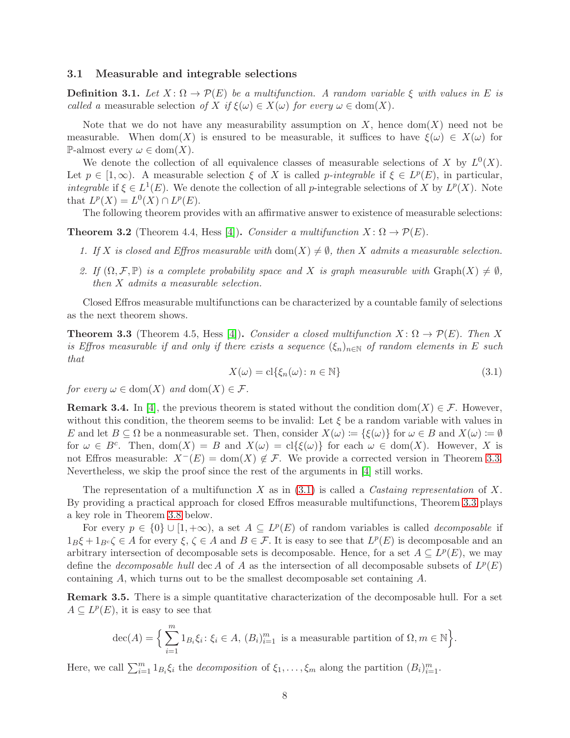### 3.1 Measurable and integrable selections

**Definition 3.1.** *Let $X\colon \Omega \to \mathcal{P}(E)$ be a multifunction. A random variable $\xi$ with values in $E$ is called a* measurable selection *of $X$ if $\xi(\omega) \in X(\omega)$ for every $\omega \in \operatorname{dom}(X)$.*

Note that we do not have any measurability assumption on $X$, hence $\operatorname{dom}(X)$ need not be measurable. When $\operatorname{dom}(X)$ is ensured to be measurable, it suffices to have $\xi(\omega) \in X(\omega)$ for $\mathbb{P}$-almost every $\omega \in \operatorname{dom}(X)$.

We denote the collection of all equivalence classes of measurable selections of $X$ by $L^0(X)$. Let $p \in [1, \infty)$. A measurable selection $\xi$ of $X$ is called *$p$-integrable* if $\xi \in L^p(E)$, in particular, *integrable* if $\xi \in L^1(E)$. We denote the collection of all $p$-integrable selections of $X$ by $L^p(X)$. Note that $L^p(X) = L^0(X) \cap L^p(E)$.

The following theorem provides with an affirmative answer to existence of measurable selections:

**Theorem 3.2** (Theorem 4.4, Hess [4]). *Consider a multifunction $X\colon \Omega \to \mathcal{P}(E)$.*

1. *If $X$ is closed and Effros measurable with $\operatorname{dom}(X) \neq \emptyset$, then $X$ admits a measurable selection.*
2. *If $(\Omega, \mathcal{F}, \mathbb{P})$ is a complete probability space and $X$ is graph measurable with $\operatorname{Graph}(X) \neq \emptyset$, then $X$ admits a measurable selection.*

Closed Effros measurable multifunctions can be characterized by a countable family of selections as the next theorem shows.

**Theorem 3.3** (Theorem 4.5, Hess [4]). *Consider a closed multifunction $X\colon \Omega \to \mathcal{P}(E)$. Then $X$ is Effros measurable if and only if there exists a sequence $(\xi_n)_{n\in\mathbb{N}}$ of random elements in $E$ such that*

$$X(\omega) = \operatorname{cl}\{\xi_n(\omega) \colon n \in \mathbb{N}\} \tag{3.1}$$

*for every $\omega \in \operatorname{dom}(X)$ and $\operatorname{dom}(X) \in \mathcal{F}$.*

**Remark 3.4.** In [4], the previous theorem is stated without the condition $\operatorname{dom}(X) \in \mathcal{F}$. However, without this condition, the theorem seems to be invalid: Let $\xi$ be a random variable with values in $E$ and let $B \subseteq \Omega$ be a nonmeasurable set. Then, consider $X(\omega) \coloneqq \{\xi(\omega)\}$ for $\omega \in B$ and $X(\omega) \coloneqq \emptyset$ for $\omega \in B^c$. Then, $\operatorname{dom}(X) = B$ and $X(\omega) = \operatorname{cl}\{\xi(\omega)\}$ for each $\omega \in \operatorname{dom}(X)$. However, $X$ is not Effros measurable: $X^-(E) = \operatorname{dom}(X) \notin \mathcal{F}$. We provide a corrected version in Theorem 3.3. Nevertheless, we skip the proof since the rest of the arguments in [4] still works.

The representation of a multifunction $X$ as in (3.1) is called a *Castaing representation* of $X$. By providing a practical approach for closed Effros measurable multifunctions, Theorem 3.3 plays a key role in Theorem 3.8 below.

For every $p \in \{0\} \cup [1, +\infty)$, a set $A \subseteq L^p(E)$ of random variables is called *decomposable* if $1_B\xi + 1_{B^c}\zeta \in A$ for every $\xi, \zeta \in A$ and $B \in \mathcal{F}$. It is easy to see that $L^p(E)$ is decomposable and an arbitrary intersection of decomposable sets is decomposable. Hence, for a set $A \subseteq L^p(E)$, we may define the *decomposable hull* $\operatorname{dec} A$ of $A$ as the intersection of all decomposable subsets of $L^p(E)$ containing $A$, which turns out to be the smallest decomposable set containing $A$.

**Remark 3.5.** There is a simple quantitative characterization of the decomposable hull. For a set $A \subseteq L^p(E)$, it is easy to see that

$$\operatorname{dec}(A) = \Big\{ \sum_{i=1}^{m} 1_{B_i}\xi_i \colon \xi_i \in A,\ (B_i)_{i=1}^m \text{ is a measurable partition of } \Omega, m \in \mathbb{N} \Big\}.$$

Here, we call $\sum_{i=1}^m 1_{B_i}\xi_i$ the *decomposition* of $\xi_1, \ldots, \xi_m$ along the partition $(B_i)_{i=1}^m$.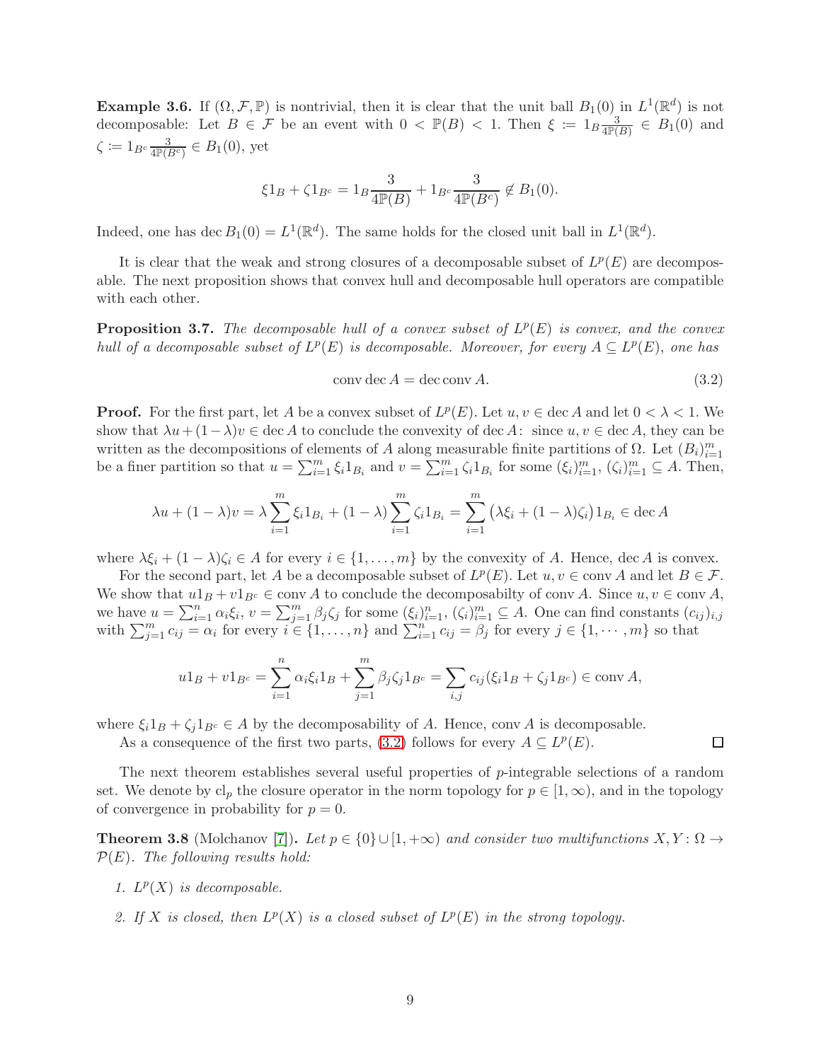**Example 3.6.** If $(\Omega, \mathcal{F}, \mathbb{P})$ is nontrivial, then it is clear that the unit ball $B_1(0)$ in $L^1(\mathbb{R}^d)$ is not decomposable: Let $B \in \mathcal{F}$ be an event with $0 < \mathbb{P}(B) < 1$. Then $\xi := 1_B \frac{3}{4\mathbb{P}(B)} \in B_1(0)$ and $\zeta := 1_{B^c} \frac{3}{4\mathbb{P}(B^c)} \in B_1(0)$, yet

$$\xi 1_B + \zeta 1_{B^c} = 1_B \frac{3}{4\mathbb{P}(B)} + 1_{B^c} \frac{3}{4\mathbb{P}(B^c)} \notin B_1(0).$$

Indeed, one has $\operatorname{dec} B_1(0) = L^1(\mathbb{R}^d)$. The same holds for the closed unit ball in $L^1(\mathbb{R}^d)$.

It is clear that the weak and strong closures of a decomposable subset of $L^p(E)$ are decomposable. The next proposition shows that convex hull and decomposable hull operators are compatible with each other.

**Proposition 3.7.** *The decomposable hull of a convex subset of $L^p(E)$ is convex, and the convex hull of a decomposable subset of $L^p(E)$ is decomposable. Moreover, for every $A \subseteq L^p(E)$, one has*

$$\operatorname{conv} \operatorname{dec} A = \operatorname{dec} \operatorname{conv} A. \tag{3.2}$$

**Proof.** For the first part, let $A$ be a convex subset of $L^p(E)$. Let $u, v \in \operatorname{dec} A$ and let $0 < \lambda < 1$. We show that $\lambda u + (1-\lambda) v \in \operatorname{dec} A$ to conclude the convexity of $\operatorname{dec} A$: since $u, v \in \operatorname{dec} A$, they can be written as the decompositions of elements of $A$ along measurable finite partitions of $\Omega$. Let $(B_i)_{i=1}^m$ be a finer partition so that $u = \sum_{i=1}^m \xi_i 1_{B_i}$ and $v = \sum_{i=1}^m \zeta_i 1_{B_i}$ for some $(\xi_i)_{i=1}^m, (\zeta_i)_{i=1}^m \subseteq A$. Then,

$$\lambda u + (1-\lambda) v = \lambda \sum_{i=1}^m \xi_i 1_{B_i} + (1-\lambda) \sum_{i=1}^m \zeta_i 1_{B_i} = \sum_{i=1}^m \big(\lambda \xi_i + (1-\lambda)\zeta_i\big) 1_{B_i} \in \operatorname{dec} A$$

where $\lambda \xi_i + (1-\lambda)\zeta_i \in A$ for every $i \in \{1, \ldots, m\}$ by the convexity of $A$. Hence, $\operatorname{dec} A$ is convex.

For the second part, let $A$ be a decomposable subset of $L^p(E)$. Let $u, v \in \operatorname{conv} A$ and let $B \in \mathcal{F}$. We show that $u 1_B + v 1_{B^c} \in \operatorname{conv} A$ to conclude the decomposabilty of $\operatorname{conv} A$. Since $u, v \in \operatorname{conv} A$, we have $u = \sum_{i=1}^n \alpha_i \xi_i$, $v = \sum_{j=1}^m \beta_j \zeta_j$ for some $(\xi_i)_{i=1}^n, (\zeta_i)_{i=1}^m \subseteq A$. One can find constants $(c_{ij})_{i,j}$ with $\sum_{j=1}^m c_{ij} = \alpha_i$ for every $i \in \{1, \ldots, n\}$ and $\sum_{i=1}^n c_{ij} = \beta_j$ for every $j \in \{1, \cdots, m\}$ so that

$$u 1_B + v 1_{B^c} = \sum_{i=1}^n \alpha_i \xi_i 1_B + \sum_{j=1}^m \beta_j \zeta_j 1_{B^c} = \sum_{i,j} c_{ij} (\xi_i 1_B + \zeta_j 1_{B^c}) \in \operatorname{conv} A,$$

where $\xi_i 1_B + \zeta_j 1_{B^c} \in A$ by the decomposability of $A$. Hence, $\operatorname{conv} A$ is decomposable.

As a consequence of the first two parts, (3.2) follows for every $A \subseteq L^p(E)$. $\square$

The next theorem establishes several useful properties of $p$-integrable selections of a random set. We denote by $\operatorname{cl}_p$ the closure operator in the norm topology for $p \in [1, \infty)$, and in the topology of convergence in probability for $p = 0$.

**Theorem 3.8** (Molchanov [7]). *Let $p \in \{0\} \cup [1, +\infty)$ and consider two multifunctions $X, Y : \Omega \to \mathcal{P}(E)$. The following results hold:*

1. *$L^p(X)$ is decomposable.*
2. *If $X$ is closed, then $L^p(X)$ is a closed subset of $L^p(E)$ in the strong topology.*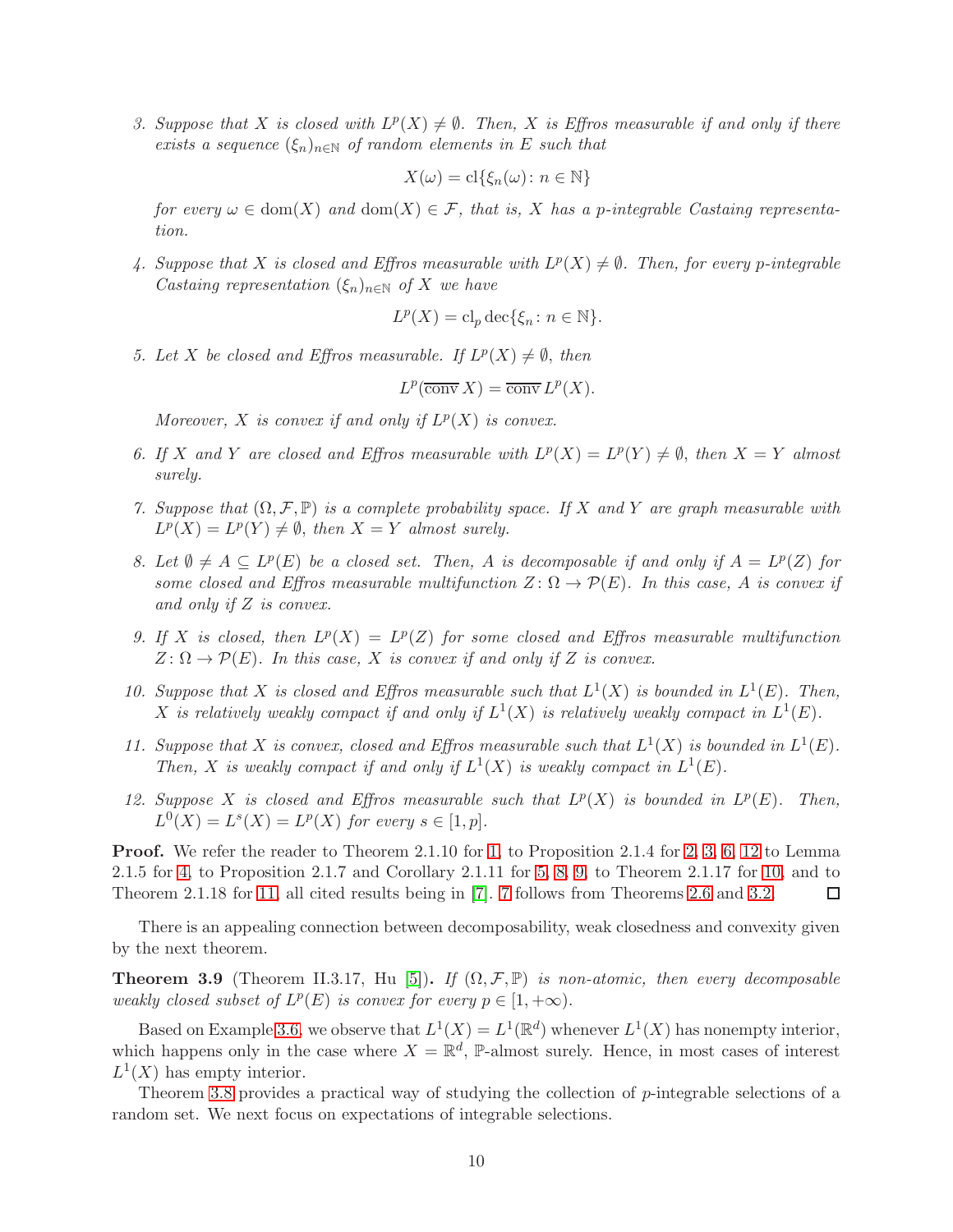3. *Suppose that $X$ is closed with $L^p(X) \neq \emptyset$. Then, $X$ is Effros measurable if and only if there exists a sequence $(\xi_n)_{n\in\mathbb{N}}$ of random elements in $E$ such that*

$$X(\omega) = \mathrm{cl}\{\xi_n(\omega) \colon n \in \mathbb{N}\}$$

*for every $\omega \in \mathrm{dom}(X)$ and $\mathrm{dom}(X) \in \mathcal{F}$, that is, $X$ has a $p$-integrable Castaing representation.*

4. *Suppose that $X$ is closed and Effros measurable with $L^p(X) \neq \emptyset$. Then, for every $p$-integrable Castaing representation $(\xi_n)_{n\in\mathbb{N}}$ of $X$ we have*

$$L^p(X) = \mathrm{cl}_p \,\mathrm{dec}\{\xi_n \colon n \in \mathbb{N}\}.$$

5. *Let $X$ be closed and Effros measurable. If $L^p(X) \neq \emptyset$, then*

$$L^p(\overline{\mathrm{conv}}\, X) = \overline{\mathrm{conv}}\, L^p(X).$$

*Moreover, $X$ is convex if and only if $L^p(X)$ is convex.*

6. *If $X$ and $Y$ are closed and Effros measurable with $L^p(X) = L^p(Y) \neq \emptyset$, then $X = Y$ almost surely.*

7. *Suppose that $(\Omega, \mathcal{F}, \mathbb{P})$ is a complete probability space. If $X$ and $Y$ are graph measurable with $L^p(X) = L^p(Y) \neq \emptyset$, then $X = Y$ almost surely.*

8. *Let $\emptyset \neq A \subseteq L^p(E)$ be a closed set. Then, $A$ is decomposable if and only if $A = L^p(Z)$ for some closed and Effros measurable multifunction $Z \colon \Omega \to \mathcal{P}(E)$. In this case, $A$ is convex if and only if $Z$ is convex.*

9. *If $X$ is closed, then $L^p(X) = L^p(Z)$ for some closed and Effros measurable multifunction $Z \colon \Omega \to \mathcal{P}(E)$. In this case, $X$ is convex if and only if $Z$ is convex.*

10. *Suppose that $X$ is closed and Effros measurable such that $L^1(X)$ is bounded in $L^1(E)$. Then, $X$ is relatively weakly compact if and only if $L^1(X)$ is relatively weakly compact in $L^1(E)$.*

11. *Suppose that $X$ is convex, closed and Effros measurable such that $L^1(X)$ is bounded in $L^1(E)$. Then, $X$ is weakly compact if and only if $L^1(X)$ is weakly compact in $L^1(E)$.*

12. *Suppose $X$ is closed and Effros measurable such that $L^p(X)$ is bounded in $L^p(E)$. Then, $L^0(X) = L^s(X) = L^p(X)$ for every $s \in [1, p]$.*

**Proof.** We refer the reader to Theorem 2.1.10 for 1, to Proposition 2.1.4 for 2, 3, 6, 12 to Lemma 2.1.5 for 4, to Proposition 2.1.7 and Corollary 2.1.11 for 5, 8, 9, to Theorem 2.1.17 for 10, and to Theorem 2.1.18 for 11, all cited results being in [7]. 7 follows from Theorems 2.6 and 3.2. □

There is an appealing connection between decomposability, weak closedness and convexity given by the next theorem.

**Theorem 3.9** (Theorem II.3.17, Hu [5]). *If $(\Omega, \mathcal{F}, \mathbb{P})$ is non-atomic, then every decomposable weakly closed subset of $L^p(E)$ is convex for every $p \in [1, +\infty)$.*

Based on Example 3.6, we observe that $L^1(X) = L^1(\mathbb{R}^d)$ whenever $L^1(X)$ has nonempty interior, which happens only in the case where $X = \mathbb{R}^d$, $\mathbb{P}$-almost surely. Hence, in most cases of interest $L^1(X)$ has empty interior.

Theorem 3.8 provides a practical way of studying the collection of $p$-integrable selections of a random set. We next focus on expectations of integrable selections.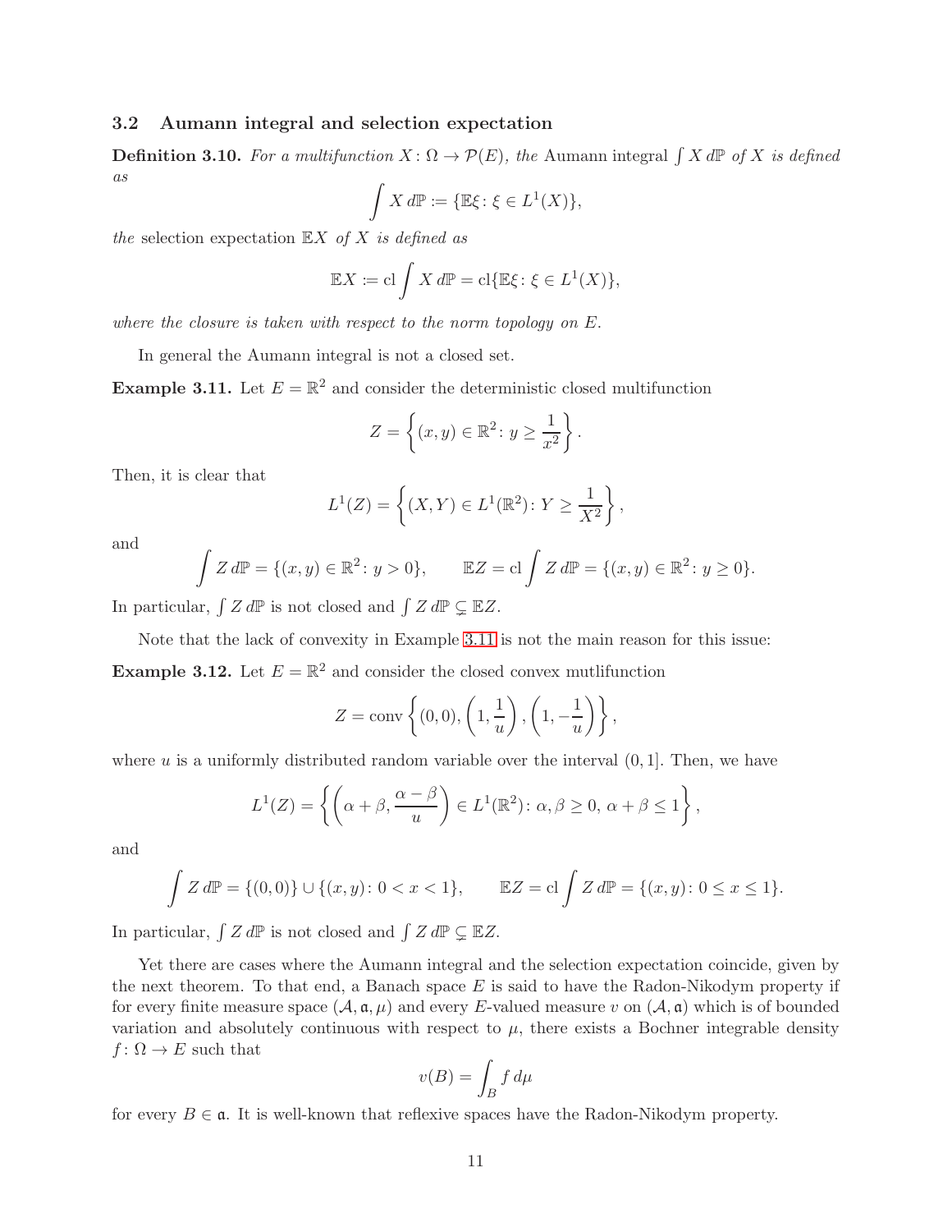### 3.2 Aumann integral and selection expectation

**Definition 3.10.** *For a multifunction $X\colon \Omega \to \mathcal{P}(E)$, the* Aumann integral $\int X\, d\mathbb{P}$ *of $X$ is defined as*

$$\int X\, d\mathbb{P} := \{\mathbb{E}\xi\colon \xi \in L^1(X)\},$$

*the* selection expectation $\mathbb{E}X$ *of $X$ is defined as*

$$\mathbb{E}X := \operatorname{cl} \int X\, d\mathbb{P} = \operatorname{cl}\{\mathbb{E}\xi\colon \xi \in L^1(X)\},$$

*where the closure is taken with respect to the norm topology on $E$.*

In general the Aumann integral is not a closed set.

**Example 3.11.** Let $E = \mathbb{R}^2$ and consider the deterministic closed multifunction

$$Z = \left\{(x, y) \in \mathbb{R}^2\colon y \geq \frac{1}{x^2}\right\}.$$

Then, it is clear that

$$L^1(Z) = \left\{(X, Y) \in L^1(\mathbb{R}^2)\colon Y \geq \frac{1}{X^2}\right\},$$

and

$$\int Z\, d\mathbb{P} = \{(x, y) \in \mathbb{R}^2\colon y > 0\}, \qquad \mathbb{E}Z = \operatorname{cl} \int Z\, d\mathbb{P} = \{(x, y) \in \mathbb{R}^2\colon y \geq 0\}.$$

In particular, $\int Z\, d\mathbb{P}$ is not closed and $\int Z\, d\mathbb{P} \subsetneq \mathbb{E}Z$.

Note that the lack of convexity in Example 3.11 is not the main reason for this issue:

**Example 3.12.** Let $E = \mathbb{R}^2$ and consider the closed convex mutlifunction

$$Z = \operatorname{conv}\left\{(0, 0), \left(1, \frac{1}{u}\right), \left(1, -\frac{1}{u}\right)\right\},$$

where $u$ is a uniformly distributed random variable over the interval $(0, 1]$. Then, we have

$$L^1(Z) = \left\{\left(\alpha + \beta, \frac{\alpha - \beta}{u}\right) \in L^1(\mathbb{R}^2)\colon \alpha, \beta \geq 0,\ \alpha + \beta \leq 1\right\},$$

and

$$\int Z\, d\mathbb{P} = \{(0, 0)\} \cup \{(x, y)\colon 0 < x < 1\}, \qquad \mathbb{E}Z = \operatorname{cl} \int Z\, d\mathbb{P} = \{(x, y)\colon 0 \leq x \leq 1\}.$$

In particular, $\int Z\, d\mathbb{P}$ is not closed and $\int Z\, d\mathbb{P} \subsetneq \mathbb{E}Z$.

Yet there are cases where the Aumann integral and the selection expectation coincide, given by the next theorem. To that end, a Banach space $E$ is said to have the Radon-Nikodym property if for every finite measure space $(\mathcal{A}, \mathfrak{a}, \mu)$ and every $E$-valued measure $v$ on $(\mathcal{A}, \mathfrak{a})$ which is of bounded variation and absolutely continuous with respect to $\mu$, there exists a Bochner integrable density $f\colon \Omega \to E$ such that

$$v(B) = \int_B f\, d\mu$$

for every $B \in \mathfrak{a}$. It is well-known that reflexive spaces have the Radon-Nikodym property.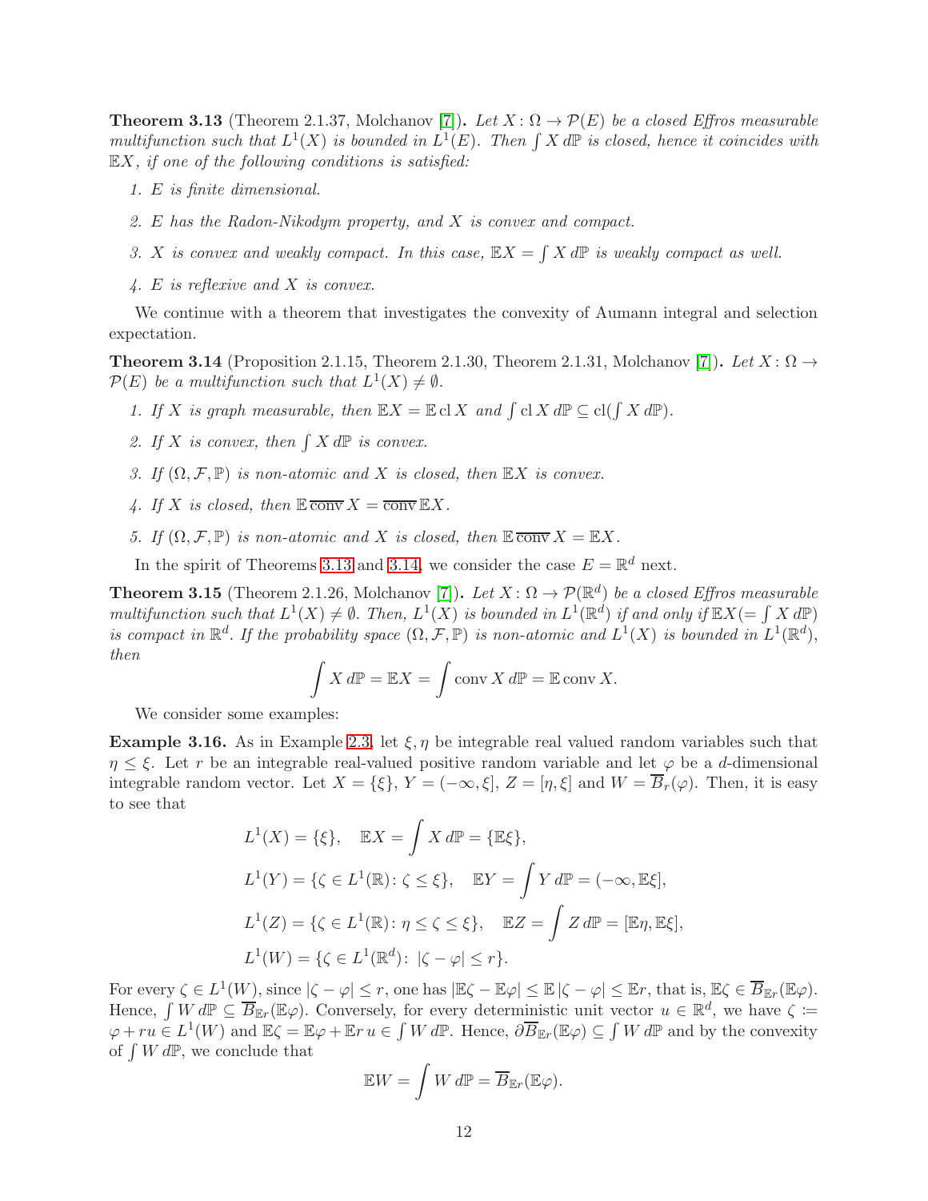**Theorem 3.13** (Theorem 2.1.37, Molchanov [7])**.** *Let $X\colon \Omega \to \mathcal{P}(E)$ be a closed Effros measurable multifunction such that $L^1(X)$ is bounded in $L^1(E)$. Then $\int X\, d\mathbb{P}$ is closed, hence it coincides with $\mathbb{E}X$, if one of the following conditions is satisfied:*

1. *$E$ is finite dimensional.*
2. *$E$ has the Radon-Nikodym property, and $X$ is convex and compact.*
3. *$X$ is convex and weakly compact. In this case, $\mathbb{E}X = \int X\, d\mathbb{P}$ is weakly compact as well.*
4. *$E$ is reflexive and $X$ is convex.*

We continue with a theorem that investigates the convexity of Aumann integral and selection expectation.

**Theorem 3.14** (Proposition 2.1.15, Theorem 2.1.30, Theorem 2.1.31, Molchanov [7])**.** *Let $X\colon \Omega \to \mathcal{P}(E)$ be a multifunction such that $L^1(X) \neq \emptyset$.*

1. *If $X$ is graph measurable, then $\mathbb{E}X = \mathbb{E}\,\mathrm{cl}\, X$ and $\int \mathrm{cl}\, X\, d\mathbb{P} \subseteq \mathrm{cl}(\int X\, d\mathbb{P})$.*
2. *If $X$ is convex, then $\int X\, d\mathbb{P}$ is convex.*
3. *If $(\Omega, \mathcal{F}, \mathbb{P})$ is non-atomic and $X$ is closed, then $\mathbb{E}X$ is convex.*
4. *If $X$ is closed, then $\mathbb{E}\,\overline{\mathrm{conv}}\, X = \overline{\mathrm{conv}}\, \mathbb{E}X$.*
5. *If $(\Omega, \mathcal{F}, \mathbb{P})$ is non-atomic and $X$ is closed, then $\mathbb{E}\,\overline{\mathrm{conv}}\, X = \mathbb{E}X$.*

In the spirit of Theorems 3.13 and 3.14, we consider the case $E = \mathbb{R}^d$ next.

**Theorem 3.15** (Theorem 2.1.26, Molchanov [7])**.** *Let $X\colon \Omega \to \mathcal{P}(\mathbb{R}^d)$ be a closed Effros measurable multifunction such that $L^1(X) \neq \emptyset$. Then, $L^1(X)$ is bounded in $L^1(\mathbb{R}^d)$ if and only if $\mathbb{E}X (= \int X\, d\mathbb{P})$ is compact in $\mathbb{R}^d$. If the probability space $(\Omega, \mathcal{F}, \mathbb{P})$ is non-atomic and $L^1(X)$ is bounded in $L^1(\mathbb{R}^d)$, then*

$$\int X\, d\mathbb{P} = \mathbb{E}X = \int \mathrm{conv}\, X\, d\mathbb{P} = \mathbb{E}\,\mathrm{conv}\, X.$$

We consider some examples:

**Example 3.16.** As in Example 2.3, let $\xi, \eta$ be integrable real valued random variables such that $\eta \leq \xi$. Let $r$ be an integrable real-valued positive random variable and let $\varphi$ be a $d$-dimensional integrable random vector. Let $X = \{\xi\}$, $Y = (-\infty, \xi]$, $Z = [\eta, \xi]$ and $W = \overline{B}_r(\varphi)$. Then, it is easy to see that

$$\begin{aligned}
&L^1(X) = \{\xi\}, \quad \mathbb{E}X = \int X\, d\mathbb{P} = \{\mathbb{E}\xi\}, \\
&L^1(Y) = \{\zeta \in L^1(\mathbb{R})\colon \zeta \leq \xi\}, \quad \mathbb{E}Y = \int Y\, d\mathbb{P} = (-\infty, \mathbb{E}\xi], \\
&L^1(Z) = \{\zeta \in L^1(\mathbb{R})\colon \eta \leq \zeta \leq \xi\}, \quad \mathbb{E}Z = \int Z\, d\mathbb{P} = [\mathbb{E}\eta, \mathbb{E}\xi], \\
&L^1(W) = \{\zeta \in L^1(\mathbb{R}^d)\colon |\zeta - \varphi| \leq r\}.
\end{aligned}$$

For every $\zeta \in L^1(W)$, since $|\zeta - \varphi| \leq r$, one has $|\mathbb{E}\zeta - \mathbb{E}\varphi| \leq \mathbb{E}\,|\zeta - \varphi| \leq \mathbb{E}r$, that is, $\mathbb{E}\zeta \in \overline{B}_{\mathbb{E}r}(\mathbb{E}\varphi)$. Hence, $\int W\, d\mathbb{P} \subseteq \overline{B}_{\mathbb{E}r}(\mathbb{E}\varphi)$. Conversely, for every deterministic unit vector $u \in \mathbb{R}^d$, we have $\zeta := \varphi + ru \in L^1(W)$ and $\mathbb{E}\zeta = \mathbb{E}\varphi + \mathbb{E}r\, u \in \int W\, d\mathbb{P}$. Hence, $\partial \overline{B}_{\mathbb{E}r}(\mathbb{E}\varphi) \subseteq \int W\, d\mathbb{P}$ and by the convexity of $\int W\, d\mathbb{P}$, we conclude that

$$\mathbb{E}W = \int W\, d\mathbb{P} = \overline{B}_{\mathbb{E}r}(\mathbb{E}\varphi).$$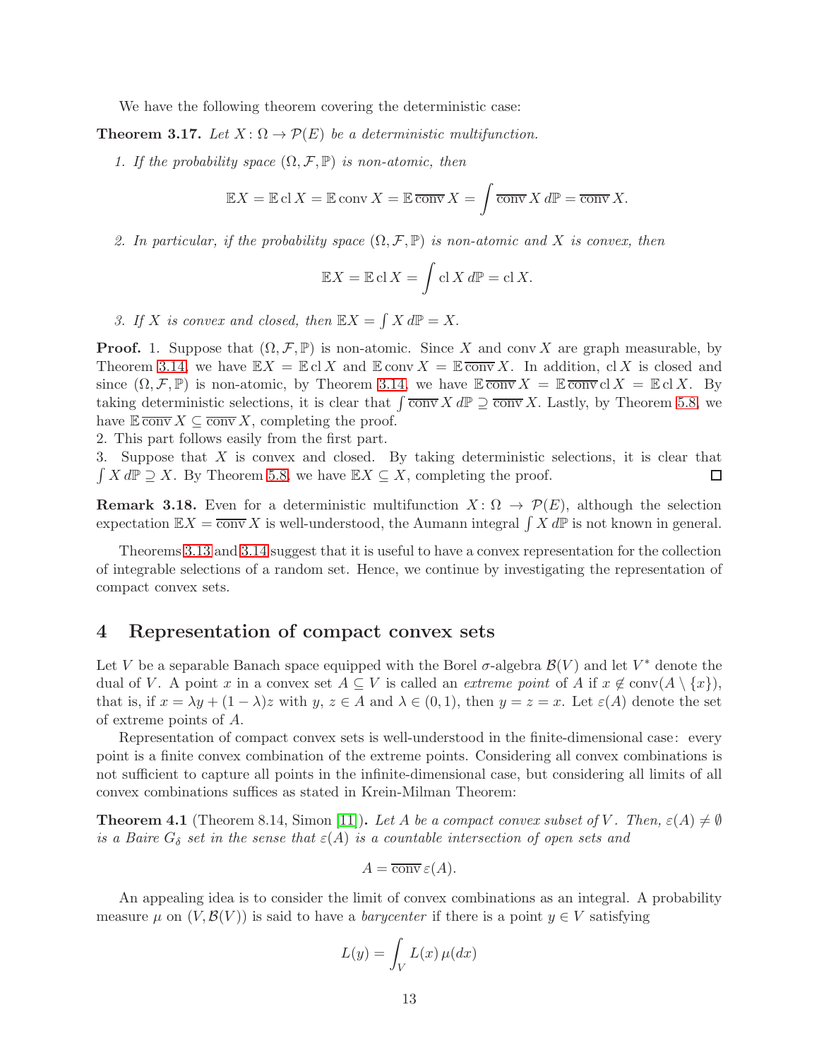We have the following theorem covering the deterministic case:

**Theorem 3.17.** *Let $X\colon \Omega \to \mathcal{P}(E)$ be a deterministic multifunction.*

1. *If the probability space $(\Omega, \mathcal{F}, \mathbb{P})$ is non-atomic, then*

$$\mathbb{E}X = \mathbb{E}\operatorname{cl} X = \mathbb{E}\operatorname{conv} X = \mathbb{E}\,\overline{\operatorname{conv}}\, X = \int \overline{\operatorname{conv}}\, X \, d\mathbb{P} = \overline{\operatorname{conv}}\, X.$$

2. *In particular, if the probability space $(\Omega, \mathcal{F}, \mathbb{P})$ is non-atomic and $X$ is convex, then*

$$\mathbb{E}X = \mathbb{E}\operatorname{cl} X = \int \operatorname{cl} X \, d\mathbb{P} = \operatorname{cl} X.$$

3. *If $X$ is convex and closed, then $\mathbb{E}X = \int X \, d\mathbb{P} = X$.*

**Proof.** 1. Suppose that $(\Omega, \mathcal{F}, \mathbb{P})$ is non-atomic. Since $X$ and $\operatorname{conv} X$ are graph measurable, by Theorem 3.14, we have $\mathbb{E}X = \mathbb{E}\operatorname{cl} X$ and $\mathbb{E}\operatorname{conv} X = \mathbb{E}\,\overline{\operatorname{conv}}\, X$. In addition, $\operatorname{cl} X$ is closed and since $(\Omega, \mathcal{F}, \mathbb{P})$ is non-atomic, by Theorem 3.14, we have $\mathbb{E}\,\overline{\operatorname{conv}}\, X = \mathbb{E}\,\overline{\operatorname{conv}}\operatorname{cl} X = \mathbb{E}\operatorname{cl} X$. By taking deterministic selections, it is clear that $\int \overline{\operatorname{conv}}\, X \, d\mathbb{P} \supseteq \overline{\operatorname{conv}}\, X$. Lastly, by Theorem 5.8, we have $\mathbb{E}\,\overline{\operatorname{conv}}\, X \subseteq \overline{\operatorname{conv}}\, X$, completing the proof.
2. This part follows easily from the first part.
3. Suppose that $X$ is convex and closed. By taking deterministic selections, it is clear that $\int X \, d\mathbb{P} \supseteq X$. By Theorem 5.8, we have $\mathbb{E}X \subseteq X$, completing the proof. ◻

**Remark 3.18.** Even for a deterministic multifunction $X\colon \Omega \to \mathcal{P}(E)$, although the selection expectation $\mathbb{E}X = \overline{\operatorname{conv}}\, X$ is well-understood, the Aumann integral $\int X \, d\mathbb{P}$ is not known in general.

Theorems 3.13 and 3.14 suggest that it is useful to have a convex representation for the collection of integrable selections of a random set. Hence, we continue by investigating the representation of compact convex sets.

# 4 Representation of compact convex sets

Let $V$ be a separable Banach space equipped with the Borel $\sigma$-algebra $\mathcal{B}(V)$ and let $V^*$ denote the dual of $V$. A point $x$ in a convex set $A \subseteq V$ is called an *extreme point* of $A$ if $x \notin \operatorname{conv}(A \setminus \{x\})$, that is, if $x = \lambda y + (1-\lambda)z$ with $y$, $z \in A$ and $\lambda \in (0,1)$, then $y = z = x$. Let $\varepsilon(A)$ denote the set of extreme points of $A$.

Representation of compact convex sets is well-understood in the finite-dimensional case: every point is a finite convex combination of the extreme points. Considering all convex combinations is not sufficient to capture all points in the infinite-dimensional case, but considering all limits of all convex combinations suffices as stated in Krein-Milman Theorem:

**Theorem 4.1** (Theorem 8.14, Simon [11]). *Let $A$ be a compact convex subset of $V$. Then, $\varepsilon(A) \neq \emptyset$ is a Baire $G_\delta$ set in the sense that $\varepsilon(A)$ is a countable intersection of open sets and*

$$A = \overline{\operatorname{conv}}\, \varepsilon(A).$$

An appealing idea is to consider the limit of convex combinations as an integral. A probability measure $\mu$ on $(V, \mathcal{B}(V))$ is said to have a *barycenter* if there is a point $y \in V$ satisfying

$$L(y) = \int_V L(x) \, \mu(dx)$$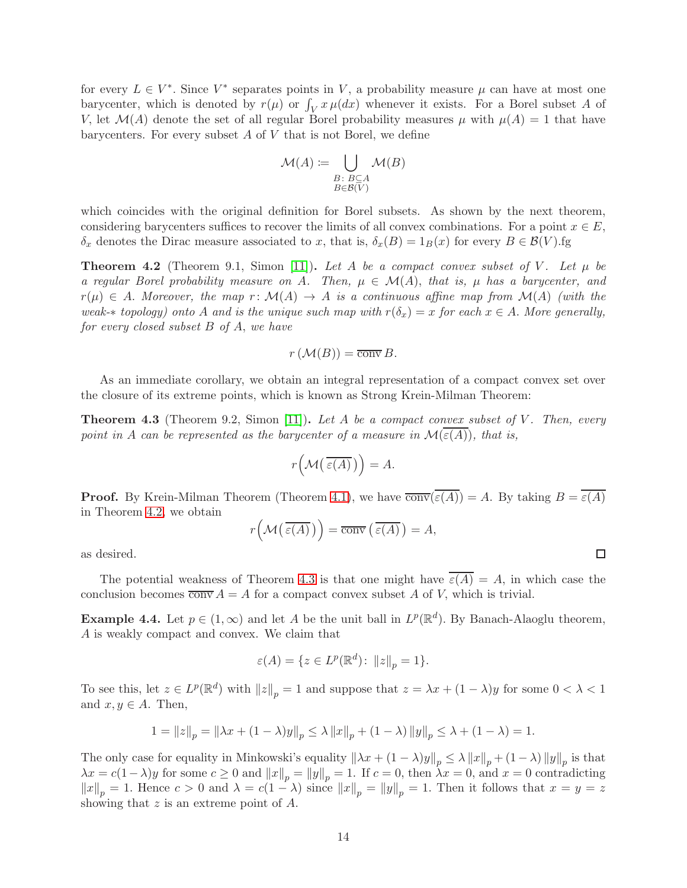for every $L \in V^*$. Since $V^*$ separates points in $V$, a probability measure $\mu$ can have at most one barycenter, which is denoted by $r(\mu)$ or $\int_V x\,\mu(dx)$ whenever it exists. For a Borel subset $A$ of $V$, let $\mathcal{M}(A)$ denote the set of all regular Borel probability measures $\mu$ with $\mu(A) = 1$ that have barycenters. For every subset $A$ of $V$ that is not Borel, we define

$$\mathcal{M}(A) := \bigcup_{\substack{B\colon B\subseteq A \\ B\in\mathcal{B}(V)}} \mathcal{M}(B)$$

which coincides with the original definition for Borel subsets. As shown by the next theorem, considering barycenters suffices to recover the limits of all convex combinations. For a point $x \in E$, $\delta_x$ denotes the Dirac measure associated to $x$, that is, $\delta_x(B) = 1_B(x)$ for every $B \in \mathcal{B}(V)$.fg

**Theorem 4.2** (Theorem 9.1, Simon [11])**.** *Let $A$ be a compact convex subset of $V$. Let $\mu$ be a regular Borel probability measure on $A$. Then, $\mu \in \mathcal{M}(A)$, that is, $\mu$ has a barycenter, and $r(\mu) \in A$. Moreover, the map $r\colon \mathcal{M}(A) \to A$ is a continuous affine map from $\mathcal{M}(A)$ (with the weak-$*$ topology) onto $A$ and is the unique such map with $r(\delta_x) = x$ for each $x \in A$. More generally, for every closed subset $B$ of $A$, we have*

$$r\left(\mathcal{M}(B)\right) = \overline{\operatorname{conv}}\, B.$$

As an immediate corollary, we obtain an integral representation of a compact convex set over the closure of its extreme points, which is known as Strong Krein-Milman Theorem:

**Theorem 4.3** (Theorem 9.2, Simon [11])**.** *Let $A$ be a compact convex subset of $V$. Then, every point in $A$ can be represented as the barycenter of a measure in $\mathcal{M}(\overline{\varepsilon(A)})$, that is,*

$$r\Big(\mathcal{M}\big(\,\overline{\varepsilon(A)}\,\big)\Big) = A.$$

**Proof.** By Krein-Milman Theorem (Theorem 4.1), we have $\overline{\operatorname{conv}}(\overline{\varepsilon(A)}) = A$. By taking $B = \overline{\varepsilon(A)}$ in Theorem 4.2, we obtain

$$r\Big(\mathcal{M}\big(\,\overline{\varepsilon(A)}\,\big)\Big) = \overline{\operatorname{conv}}\left(\,\overline{\varepsilon(A)}\,\right) = A,$$

as desired. $\square$

The potential weakness of Theorem 4.3 is that one might have $\overline{\varepsilon(A)} = A$, in which case the conclusion becomes $\overline{\operatorname{conv}}\, A = A$ for a compact convex subset $A$ of $V$, which is trivial.

**Example 4.4.** Let $p \in (1, \infty)$ and let $A$ be the unit ball in $L^p(\mathbb{R}^d)$. By Banach-Alaoglu theorem, $A$ is weakly compact and convex. We claim that

$$\varepsilon(A) = \{z \in L^p(\mathbb{R}^d)\colon \|z\|_p = 1\}.$$

To see this, let $z \in L^p(\mathbb{R}^d)$ with $\|z\|_p = 1$ and suppose that $z = \lambda x + (1-\lambda)y$ for some $0 < \lambda < 1$ and $x, y \in A$. Then,

$$1 = \|z\|_p = \|\lambda x + (1-\lambda)y\|_p \le \lambda\,\|x\|_p + (1-\lambda)\,\|y\|_p \le \lambda + (1-\lambda) = 1.$$

The only case for equality in Minkowski's equality $\|\lambda x + (1-\lambda)y\|_p \le \lambda\,\|x\|_p + (1-\lambda)\,\|y\|_p$ is that $\lambda x = c(1-\lambda)y$ for some $c \ge 0$ and $\|x\|_p = \|y\|_p = 1$. If $c = 0$, then $\lambda x = 0$, and $x = 0$ contradicting $\|x\|_p = 1$. Hence $c > 0$ and $\lambda = c(1-\lambda)$ since $\|x\|_p = \|y\|_p = 1$. Then it follows that $x = y = z$ showing that $z$ is an extreme point of $A$.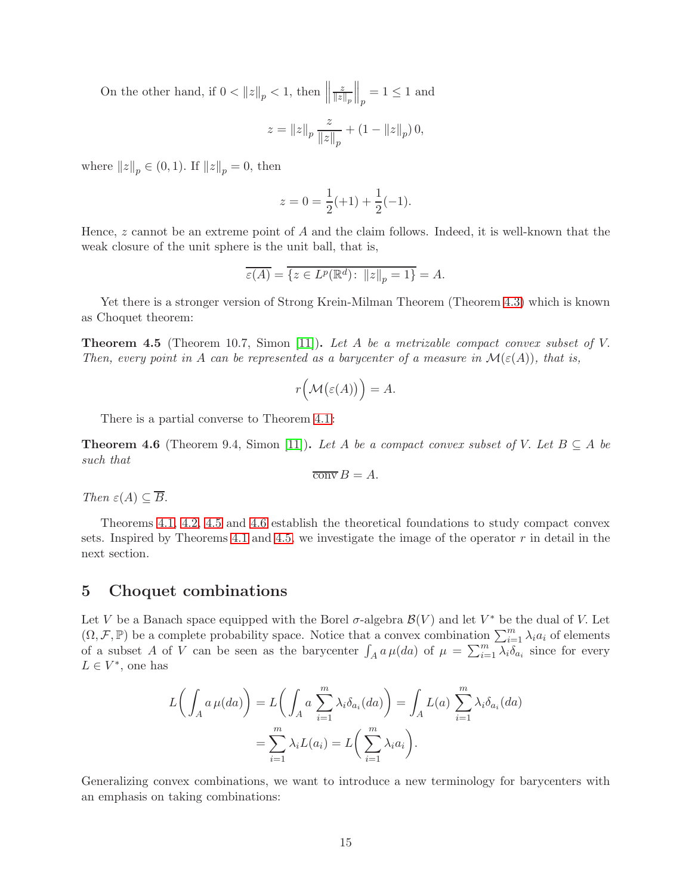On the other hand, if $0 < \|z\|_p < 1$, then $\left\|\frac{z}{\|z\|_p}\right\|_p = 1 \leq 1$ and

$$z = \|z\|_p \frac{z}{\|z\|_p} + (1 - \|z\|_p)\, 0,$$

where $\|z\|_p \in (0,1)$. If $\|z\|_p = 0$, then

$$z = 0 = \frac{1}{2}(+1) + \frac{1}{2}(-1).$$

Hence, $z$ cannot be an extreme point of $A$ and the claim follows. Indeed, it is well-known that the weak closure of the unit sphere is the unit ball, that is,

$$\overline{\varepsilon(A)} = \overline{\{z \in L^p(\mathbb{R}^d) \colon \|z\|_p = 1\}} = A.$$

Yet there is a stronger version of Strong Krein-Milman Theorem (Theorem 4.3) which is known as Choquet theorem:

**Theorem 4.5** (Theorem 10.7, Simon [11]). *Let $A$ be a metrizable compact convex subset of $V$. Then, every point in $A$ can be represented as a barycenter of a measure in $\mathcal{M}(\varepsilon(A))$, that is,*

$$r\Big(\mathcal{M}\big(\varepsilon(A)\big)\Big) = A.$$

There is a partial converse to Theorem 4.1:

**Theorem 4.6** (Theorem 9.4, Simon [11]). *Let $A$ be a compact convex subset of $V$. Let $B \subseteq A$ be such that*

$$\overline{\operatorname{conv}} B = A.$$

*Then $\varepsilon(A) \subseteq \overline{B}$.*

Theorems 4.1, 4.2, 4.5 and 4.6 establish the theoretical foundations to study compact convex sets. Inspired by Theorems 4.1 and 4.5, we investigate the image of the operator $r$ in detail in the next section.

## 5 Choquet combinations

Let $V$ be a Banach space equipped with the Borel $\sigma$-algebra $\mathcal{B}(V)$ and let $V^*$ be the dual of $V$. Let $(\Omega, \mathcal{F}, \mathbb{P})$ be a complete probability space. Notice that a convex combination $\sum_{i=1}^m \lambda_i a_i$ of elements of a subset $A$ of $V$ can be seen as the barycenter $\int_A a\, \mu(da)$ of $\mu = \sum_{i=1}^m \lambda_i \delta_{a_i}$ since for every $L \in V^*$, one has

$$\begin{aligned} L\bigg(\int_A a\, \mu(da)\bigg) &= L\bigg(\int_A a \sum_{i=1}^m \lambda_i \delta_{a_i}(da)\bigg) = \int_A L(a) \sum_{i=1}^m \lambda_i \delta_{a_i}(da) \\ &= \sum_{i=1}^m \lambda_i L(a_i) = L\bigg(\sum_{i=1}^m \lambda_i a_i\bigg). \end{aligned}$$

Generalizing convex combinations, we want to introduce a new terminology for barycenters with an emphasis on taking combinations: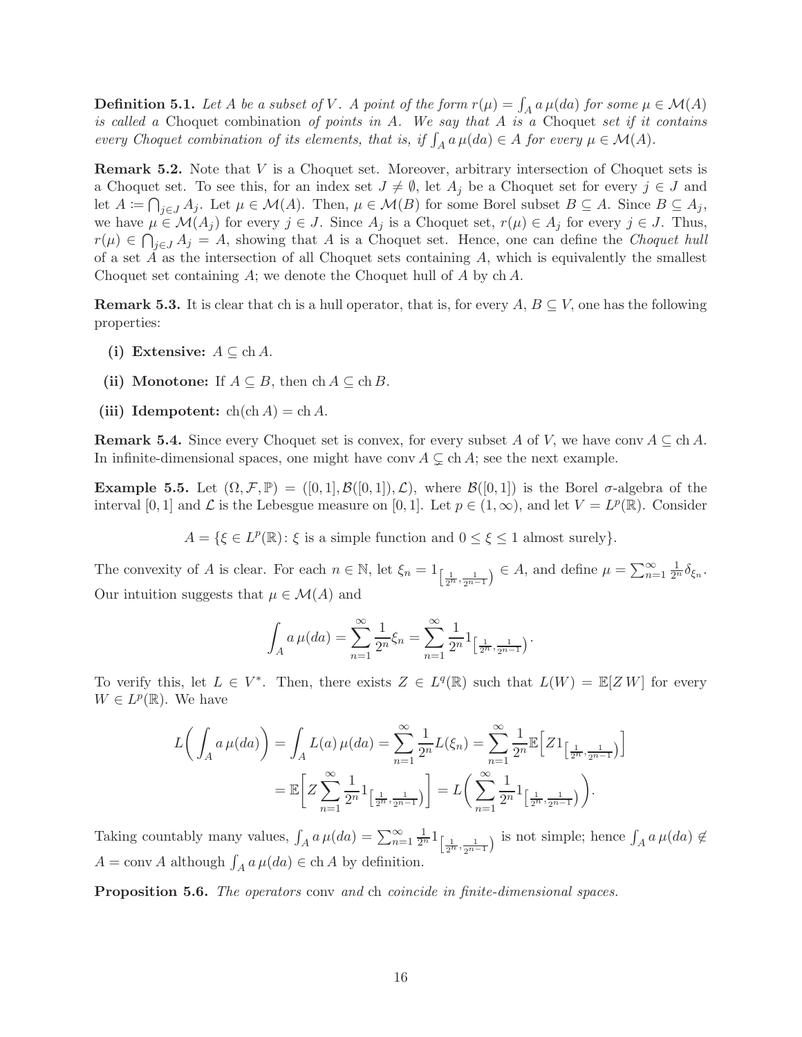**Definition 5.1.** *Let $A$ be a subset of $V$. A point of the form $r(\mu) = \int_A a\,\mu(da)$ for some $\mu \in \mathcal{M}(A)$ is called a* Choquet combination *of points in $A$. We say that $A$ is a* Choquet *set if it contains every Choquet combination of its elements, that is, if $\int_A a\,\mu(da) \in A$ for every $\mu \in \mathcal{M}(A)$.*

**Remark 5.2.** Note that $V$ is a Choquet set. Moreover, arbitrary intersection of Choquet sets is a Choquet set. To see this, for an index set $J \neq \emptyset$, let $A_j$ be a Choquet set for every $j \in J$ and let $A \coloneqq \bigcap_{j\in J} A_j$. Let $\mu \in \mathcal{M}(A)$. Then, $\mu \in \mathcal{M}(B)$ for some Borel subset $B \subseteq A$. Since $B \subseteq A_j$, we have $\mu \in \mathcal{M}(A_j)$ for every $j \in J$. Since $A_j$ is a Choquet set, $r(\mu) \in A_j$ for every $j \in J$. Thus, $r(\mu) \in \bigcap_{j\in J} A_j = A$, showing that $A$ is a Choquet set. Hence, one can define the *Choquet hull* of a set $A$ as the intersection of all Choquet sets containing $A$, which is equivalently the smallest Choquet set containing $A$; we denote the Choquet hull of $A$ by $\operatorname{ch} A$.

**Remark 5.3.** It is clear that ch is a hull operator, that is, for every $A$, $B \subseteq V$, one has the following properties:

- **(i) Extensive:** $A \subseteq \operatorname{ch} A$.
- **(ii) Monotone:** If $A \subseteq B$, then $\operatorname{ch} A \subseteq \operatorname{ch} B$.
- **(iii) Idempotent:** $\operatorname{ch}(\operatorname{ch} A) = \operatorname{ch} A$.

**Remark 5.4.** Since every Choquet set is convex, for every subset $A$ of $V$, we have $\operatorname{conv} A \subseteq \operatorname{ch} A$. In infinite-dimensional spaces, one might have $\operatorname{conv} A \subsetneq \operatorname{ch} A$; see the next example.

**Example 5.5.** Let $(\Omega, \mathcal{F}, \mathbb{P}) = ([0,1], \mathcal{B}([0,1]), \mathcal{L})$, where $\mathcal{B}([0,1])$ is the Borel $\sigma$-algebra of the interval $[0,1]$ and $\mathcal{L}$ is the Lebesgue measure on $[0,1]$. Let $p \in (1,\infty)$, and let $V = L^p(\mathbb{R})$. Consider

$$A = \{\xi \in L^p(\mathbb{R}) \colon \xi \text{ is a simple function and } 0 \leq \xi \leq 1 \text{ almost surely}\}.$$

The convexity of $A$ is clear. For each $n \in \mathbb{N}$, let $\xi_n = 1_{\left[\frac{1}{2^n}, \frac{1}{2^{n-1}}\right)} \in A$, and define $\mu = \sum_{n=1}^\infty \frac{1}{2^n}\delta_{\xi_n}$. Our intuition suggests that $\mu \in \mathcal{M}(A)$ and

$$\int_A a\,\mu(da) = \sum_{n=1}^\infty \frac{1}{2^n}\xi_n = \sum_{n=1}^\infty \frac{1}{2^n} 1_{\left[\frac{1}{2^n}, \frac{1}{2^{n-1}}\right)}.$$

To verify this, let $L \in V^*$. Then, there exists $Z \in L^q(\mathbb{R})$ such that $L(W) = \mathbb{E}[Z\,W]$ for every $W \in L^p(\mathbb{R})$. We have

$$\begin{aligned}
L\bigg(\int_A a\,\mu(da)\bigg) &= \int_A L(a)\,\mu(da) = \sum_{n=1}^\infty \frac{1}{2^n} L(\xi_n) = \sum_{n=1}^\infty \frac{1}{2^n}\mathbb{E}\Big[Z 1_{\left[\frac{1}{2^n}, \frac{1}{2^{n-1}}\right)}\Big] \\
&= \mathbb{E}\bigg[Z \sum_{n=1}^\infty \frac{1}{2^n} 1_{\left[\frac{1}{2^n}, \frac{1}{2^{n-1}}\right)}\bigg] = L\bigg(\sum_{n=1}^\infty \frac{1}{2^n} 1_{\left[\frac{1}{2^n}, \frac{1}{2^{n-1}}\right)}\bigg).
\end{aligned}$$

Taking countably many values, $\int_A a\,\mu(da) = \sum_{n=1}^\infty \frac{1}{2^n} 1_{\left[\frac{1}{2^n}, \frac{1}{2^{n-1}}\right)}$ is not simple; hence $\int_A a\,\mu(da) \notin A = \operatorname{conv} A$ although $\int_A a\,\mu(da) \in \operatorname{ch} A$ by definition.

**Proposition 5.6.** *The operators* conv *and* ch *coincide in finite-dimensional spaces.*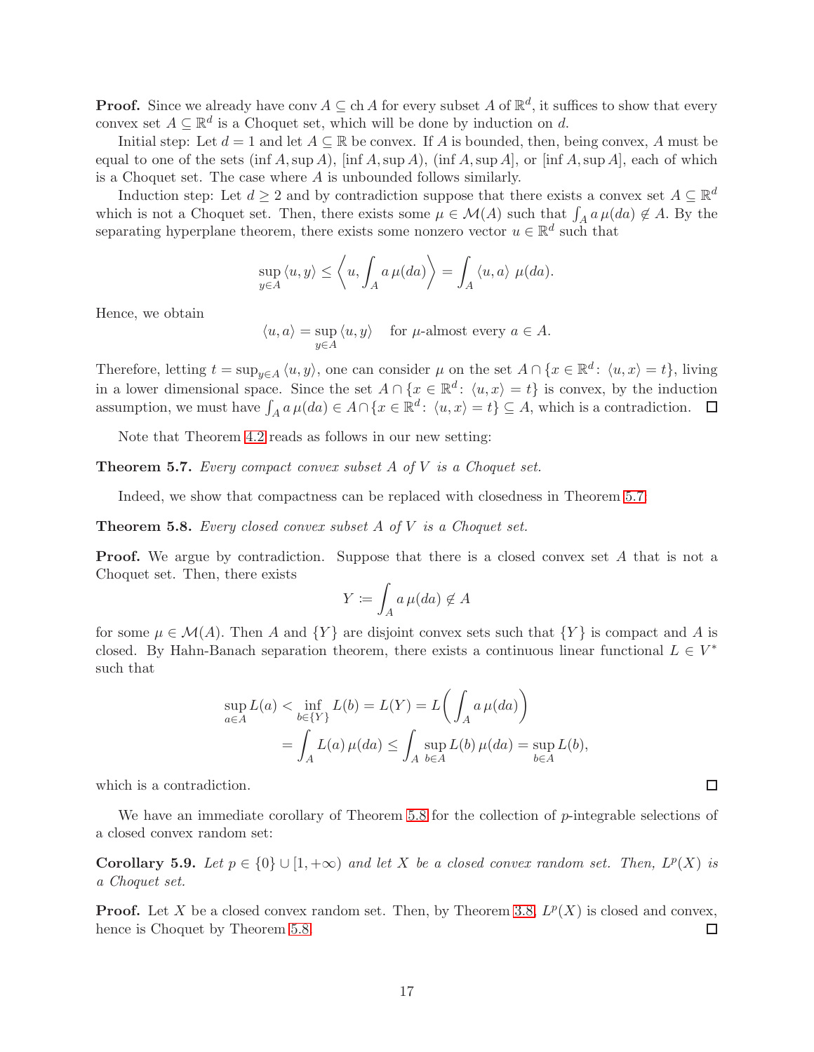**Proof.** Since we already have $\operatorname{conv} A \subseteq \operatorname{ch} A$ for every subset $A$ of $\mathbb{R}^d$, it suffices to show that every convex set $A \subseteq \mathbb{R}^d$ is a Choquet set, which will be done by induction on $d$.

Initial step: Let $d = 1$ and let $A \subseteq \mathbb{R}$ be convex. If $A$ is bounded, then, being convex, $A$ must be equal to one of the sets $(\inf A, \sup A)$, $[\inf A, \sup A)$, $(\inf A, \sup A]$, or $[\inf A, \sup A]$, each of which is a Choquet set. The case where $A$ is unbounded follows similarly.

Induction step: Let $d \geq 2$ and by contradiction suppose that there exists a convex set $A \subseteq \mathbb{R}^d$ which is not a Choquet set. Then, there exists some $\mu \in \mathcal{M}(A)$ such that $\int_A a\, \mu(da) \notin A$. By the separating hyperplane theorem, there exists some nonzero vector $u \in \mathbb{R}^d$ such that

$$\sup_{y \in A} \langle u, y \rangle \leq \left\langle u, \int_A a\, \mu(da) \right\rangle = \int_A \langle u, a \rangle \; \mu(da).$$

Hence, we obtain

$$\langle u, a \rangle = \sup_{y \in A} \langle u, y \rangle \quad \text{for } \mu\text{-almost every } a \in A.$$

Therefore, letting $t = \sup_{y \in A} \langle u, y \rangle$, one can consider $\mu$ on the set $A \cap \{x \in \mathbb{R}^d \colon \langle u, x \rangle = t\}$, living in a lower dimensional space. Since the set $A \cap \{x \in \mathbb{R}^d \colon \langle u, x \rangle = t\}$ is convex, by the induction assumption, we must have $\int_A a\, \mu(da) \in A \cap \{x \in \mathbb{R}^d \colon \langle u, x \rangle = t\} \subseteq A$, which is a contradiction. $\square$

Note that Theorem 4.2 reads as follows in our new setting:

**Theorem 5.7.** *Every compact convex subset $A$ of $V$ is a Choquet set.*

Indeed, we show that compactness can be replaced with closedness in Theorem 5.7.

**Theorem 5.8.** *Every closed convex subset $A$ of $V$ is a Choquet set.*

**Proof.** We argue by contradiction. Suppose that there is a closed convex set $A$ that is not a Choquet set. Then, there exists

$$Y \coloneqq \int_A a\, \mu(da) \notin A$$

for some $\mu \in \mathcal{M}(A)$. Then $A$ and $\{Y\}$ are disjoint convex sets such that $\{Y\}$ is compact and $A$ is closed. By Hahn-Banach separation theorem, there exists a continuous linear functional $L \in V^*$ such that

$$\begin{aligned}
\sup_{a \in A} L(a) < \inf_{b \in \{Y\}} L(b) = L(Y) = L\left( \int_A a\, \mu(da) \right) \\
= \int_A L(a)\, \mu(da) \leq \int_A \sup_{b \in A} L(b)\, \mu(da) = \sup_{b \in A} L(b),
\end{aligned}$$

which is a contradiction. $\square$

We have an immediate corollary of Theorem 5.8 for the collection of $p$-integrable selections of a closed convex random set:

**Corollary 5.9.** *Let $p \in \{0\} \cup [1, +\infty)$ and let $X$ be a closed convex random set. Then, $L^p(X)$ is a Choquet set.*

**Proof.** Let $X$ be a closed convex random set. Then, by Theorem 3.8, $L^p(X)$ is closed and convex, hence is Choquet by Theorem 5.8. $\square$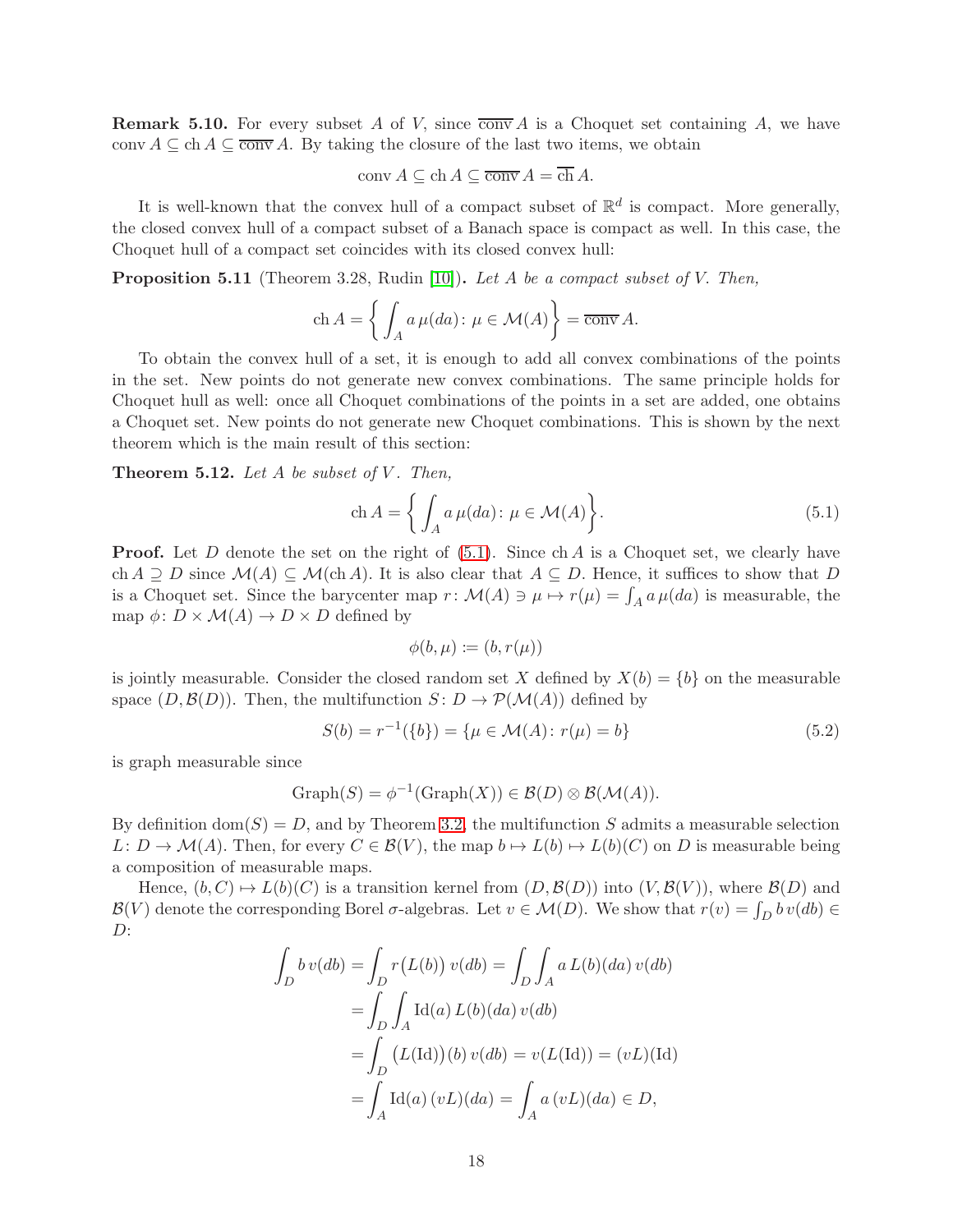**Remark 5.10.** For every subset $A$ of $V$, since $\overline{\text{conv}}\, A$ is a Choquet set containing $A$, we have $\text{conv}\, A \subseteq \text{ch}\, A \subseteq \overline{\text{conv}}\, A$. By taking the closure of the last two items, we obtain

$$\text{conv}\, A \subseteq \text{ch}\, A \subseteq \overline{\text{conv}}\, A = \overline{\text{ch}}\, A.$$

It is well-known that the convex hull of a compact subset of $\mathbb{R}^d$ is compact. More generally, the closed convex hull of a compact subset of a Banach space is compact as well. In this case, the Choquet hull of a compact set coincides with its closed convex hull:

**Proposition 5.11** (Theorem 3.28, Rudin [10])**.** *Let $A$ be a compact subset of $V$. Then,*

$$\text{ch}\, A = \left\{ \int_A a\, \mu(da) \colon \mu \in \mathcal{M}(A) \right\} = \overline{\text{conv}}\, A.$$

To obtain the convex hull of a set, it is enough to add all convex combinations of the points in the set. New points do not generate new convex combinations. The same principle holds for Choquet hull as well: once all Choquet combinations of the points in a set are added, one obtains a Choquet set. New points do not generate new Choquet combinations. This is shown by the next theorem which is the main result of this section:

**Theorem 5.12.** *Let $A$ be subset of $V$. Then,*

$$\text{ch}\, A = \left\{ \int_A a\, \mu(da) \colon \mu \in \mathcal{M}(A) \right\}. \tag{5.1}$$

**Proof.** Let $D$ denote the set on the right of (5.1). Since $\text{ch}\, A$ is a Choquet set, we clearly have $\text{ch}\, A \supseteq D$ since $\mathcal{M}(A) \subseteq \mathcal{M}(\text{ch}\, A)$. It is also clear that $A \subseteq D$. Hence, it suffices to show that $D$ is a Choquet set. Since the barycenter map $r \colon \mathcal{M}(A) \ni \mu \mapsto r(\mu) = \int_A a\, \mu(da)$ is measurable, the map $\phi \colon D \times \mathcal{M}(A) \to D \times D$ defined by

$$\phi(b, \mu) := (b, r(\mu))$$

is jointly measurable. Consider the closed random set $X$ defined by $X(b) = \{b\}$ on the measurable space $(D, \mathcal{B}(D))$. Then, the multifunction $S \colon D \to \mathcal{P}(\mathcal{M}(A))$ defined by

$$S(b) = r^{-1}(\{b\}) = \{\mu \in \mathcal{M}(A) \colon r(\mu) = b\} \tag{5.2}$$

is graph measurable since

$$\text{Graph}(S) = \phi^{-1}(\text{Graph}(X)) \in \mathcal{B}(D) \otimes \mathcal{B}(\mathcal{M}(A)).$$

By definition $\text{dom}(S) = D$, and by Theorem 3.2, the multifunction $S$ admits a measurable selection $L \colon D \to \mathcal{M}(A)$. Then, for every $C \in \mathcal{B}(V)$, the map $b \mapsto L(b) \mapsto L(b)(C)$ on $D$ is measurable being a composition of measurable maps.

Hence, $(b, C) \mapsto L(b)(C)$ is a transition kernel from $(D, \mathcal{B}(D))$ into $(V, \mathcal{B}(V))$, where $\mathcal{B}(D)$ and $\mathcal{B}(V)$ denote the corresponding Borel $\sigma$-algebras. Let $v \in \mathcal{M}(D)$. We show that $r(v) = \int_D b\, v(db) \in D$:

$$\begin{aligned}
\int_D b\, v(db) &= \int_D r\big(L(b)\big)\, v(db) = \int_D \int_A a\, L(b)(da)\, v(db) \\
&= \int_D \int_A \text{Id}(a)\, L(b)(da)\, v(db) \\
&= \int_D \big(L(\text{Id})\big)(b)\, v(db) = v(L(\text{Id})) = (vL)(\text{Id}) \\
&= \int_A \text{Id}(a)\, (vL)(da) = \int_A a\, (vL)(da) \in D,
\end{aligned}$$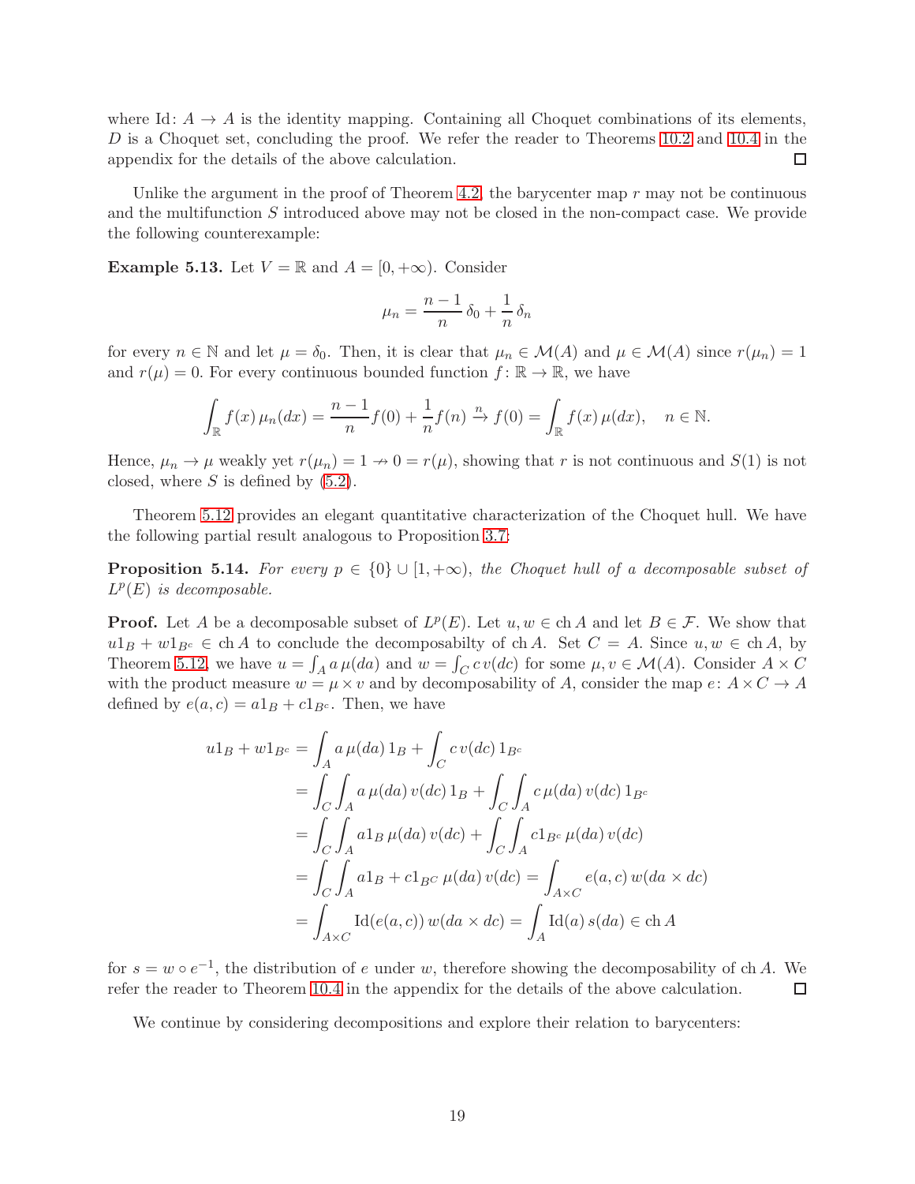where Id: $A \to A$ is the identity mapping. Containing all Choquet combinations of its elements, $D$ is a Choquet set, concluding the proof. We refer the reader to Theorems 10.2 and 10.4 in the appendix for the details of the above calculation. □

Unlike the argument in the proof of Theorem 4.2, the barycenter map $r$ may not be continuous and the multifunction $S$ introduced above may not be closed in the non-compact case. We provide the following counterexample:

**Example 5.13.** Let $V = \mathbb{R}$ and $A = [0, +\infty)$. Consider

$$\mu_n = \frac{n-1}{n}\,\delta_0 + \frac{1}{n}\,\delta_n$$

for every $n \in \mathbb{N}$ and let $\mu = \delta_0$. Then, it is clear that $\mu_n \in \mathcal{M}(A)$ and $\mu \in \mathcal{M}(A)$ since $r(\mu_n) = 1$ and $r(\mu) = 0$. For every continuous bounded function $f\colon \mathbb{R} \to \mathbb{R}$, we have

$$\int_{\mathbb{R}} f(x)\,\mu_n(dx) = \frac{n-1}{n} f(0) + \frac{1}{n} f(n) \xrightarrow{n} f(0) = \int_{\mathbb{R}} f(x)\,\mu(dx), \quad n \in \mathbb{N}.$$

Hence, $\mu_n \to \mu$ weakly yet $r(\mu_n) = 1 \nrightarrow 0 = r(\mu)$, showing that $r$ is not continuous and $S(1)$ is not closed, where $S$ is defined by (5.2).

Theorem 5.12 provides an elegant quantitative characterization of the Choquet hull. We have the following partial result analogous to Proposition 3.7:

**Proposition 5.14.** *For every $p \in \{0\} \cup [1, +\infty)$, the Choquet hull of a decomposable subset of $L^p(E)$ is decomposable.*

**Proof.** Let $A$ be a decomposable subset of $L^p(E)$. Let $u, w \in \operatorname{ch} A$ and let $B \in \mathcal{F}$. We show that $u1_B + w1_{B^c} \in \operatorname{ch} A$ to conclude the decomposabilty of $\operatorname{ch} A$. Set $C = A$. Since $u, w \in \operatorname{ch} A$, by Theorem 5.12, we have $u = \int_A a\,\mu(da)$ and $w = \int_C c\,v(dc)$ for some $\mu, v \in \mathcal{M}(A)$. Consider $A \times C$ with the product measure $w = \mu \times v$ and by decomposability of $A$, consider the map $e\colon A \times C \to A$ defined by $e(a, c) = a1_B + c1_{B^c}$. Then, we have

$$\begin{aligned}
u1_B + w1_{B^c} &= \int_A a\,\mu(da)\,1_B + \int_C c\,v(dc)\,1_{B^c} \\
&= \int_C \int_A a\,\mu(da)\,v(dc)\,1_B + \int_C \int_A c\,\mu(da)\,v(dc)\,1_{B^c} \\
&= \int_C \int_A a1_B\,\mu(da)\,v(dc) + \int_C \int_A c1_{B^c}\,\mu(da)\,v(dc) \\
&= \int_C \int_A a1_B + c1_{B^C}\,\mu(da)\,v(dc) = \int_{A \times C} e(a, c)\,w(da \times dc) \\
&= \int_{A \times C} \operatorname{Id}(e(a, c))\,w(da \times dc) = \int_A \operatorname{Id}(a)\,s(da) \in \operatorname{ch} A
\end{aligned}$$

for $s = w \circ e^{-1}$, the distribution of $e$ under $w$, therefore showing the decomposability of $\operatorname{ch} A$. We refer the reader to Theorem 10.4 in the appendix for the details of the above calculation. □

We continue by considering decompositions and explore their relation to barycenters: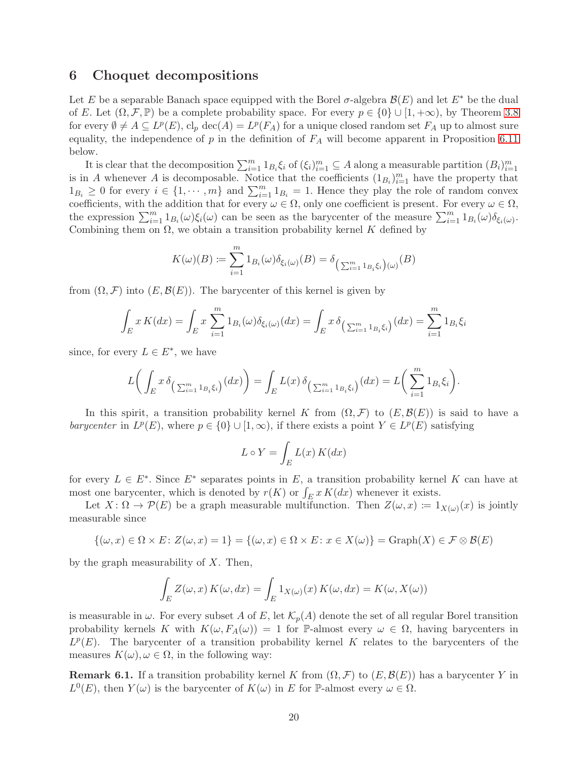## 6 Choquet decompositions

Let $E$ be a separable Banach space equipped with the Borel $\sigma$-algebra $\mathcal{B}(E)$ and let $E^*$ be the dual of $E$. Let $(\Omega, \mathcal{F}, \mathbb{P})$ be a complete probability space. For every $p \in \{0\} \cup [1, +\infty)$, by Theorem 3.8 for every $\emptyset \neq A \subseteq L^p(E)$, $\mathrm{cl}_p \operatorname{dec}(A) = L^p(F_A)$ for a unique closed random set $F_A$ up to almost sure equality, the independence of $p$ in the definition of $F_A$ will become apparent in Proposition 6.11 below.

It is clear that the decomposition $\sum_{i=1}^m 1_{B_i} \xi_i$ of $(\xi_i)_{i=1}^m \subseteq A$ along a measurable partition $(B_i)_{i=1}^m$ is in $A$ whenever $A$ is decomposable. Notice that the coefficients $(1_{B_i})_{i=1}^m$ have the property that $1_{B_i} \geq 0$ for every $i \in \{1, \cdots, m\}$ and $\sum_{i=1}^m 1_{B_i} = 1$. Hence they play the role of random convex coefficients, with the addition that for every $\omega \in \Omega$, only one coefficient is present. For every $\omega \in \Omega$, the expression $\sum_{i=1}^m 1_{B_i}(\omega)\xi_i(\omega)$ can be seen as the barycenter of the measure $\sum_{i=1}^m 1_{B_i}(\omega)\delta_{\xi_i(\omega)}$. Combining them on $\Omega$, we obtain a transition probability kernel $K$ defined by

$$K(\omega)(B) := \sum_{i=1}^m 1_{B_i}(\omega)\delta_{\xi_i(\omega)}(B) = \delta_{\left(\sum_{i=1}^m 1_{B_i}\xi_i\right)(\omega)}(B)$$

from $(\Omega, \mathcal{F})$ into $(E, \mathcal{B}(E))$. The barycenter of this kernel is given by

$$\int_E x\, K(dx) = \int_E x \sum_{i=1}^m 1_{B_i}(\omega)\delta_{\xi_i(\omega)}(dx) = \int_E x\, \delta_{\left(\sum_{i=1}^m 1_{B_i}\xi_i\right)}(dx) = \sum_{i=1}^m 1_{B_i}\xi_i$$

since, for every $L \in E^*$, we have

$$L\bigg(\int_E x\, \delta_{\left(\sum_{i=1}^m 1_{B_i}\xi_i\right)}(dx)\bigg) = \int_E L(x)\, \delta_{\left(\sum_{i=1}^m 1_{B_i}\xi_i\right)}(dx) = L\bigg(\sum_{i=1}^m 1_{B_i}\xi_i\bigg).$$

In this spirit, a transition probability kernel $K$ from $(\Omega, \mathcal{F})$ to $(E, \mathcal{B}(E))$ is said to have a *barycenter* in $L^p(E)$, where $p \in \{0\} \cup [1, \infty)$, if there exists a point $Y \in L^p(E)$ satisfying

$$L \circ Y = \int_E L(x)\, K(dx)$$

for every $L \in E^*$. Since $E^*$ separates points in $E$, a transition probability kernel $K$ can have at most one barycenter, which is denoted by $r(K)$ or $\int_E x\, K(dx)$ whenever it exists.

Let $X \colon \Omega \to \mathcal{P}(E)$ be a graph measurable multifunction. Then $Z(\omega, x) := 1_{X(\omega)}(x)$ is jointly measurable since

$$\{(\omega, x) \in \Omega \times E \colon Z(\omega, x) = 1\} = \{(\omega, x) \in \Omega \times E \colon x \in X(\omega)\} = \mathrm{Graph}(X) \in \mathcal{F} \otimes \mathcal{B}(E)$$

by the graph measurability of $X$. Then,

$$\int_E Z(\omega, x)\, K(\omega, dx) = \int_E 1_{X(\omega)}(x)\, K(\omega, dx) = K(\omega, X(\omega))$$

is measurable in $\omega$. For every subset $A$ of $E$, let $\mathcal{K}_p(A)$ denote the set of all regular Borel transition probability kernels $K$ with $K(\omega, F_A(\omega)) = 1$ for $\mathbb{P}$-almost every $\omega \in \Omega$, having barycenters in $L^p(E)$. The barycenter of a transition probability kernel $K$ relates to the barycenters of the measures $K(\omega), \omega \in \Omega$, in the following way:

**Remark 6.1.** If a transition probability kernel $K$ from $(\Omega, \mathcal{F})$ to $(E, \mathcal{B}(E))$ has a barycenter $Y$ in $L^0(E)$, then $Y(\omega)$ is the barycenter of $K(\omega)$ in $E$ for $\mathbb{P}$-almost every $\omega \in \Omega$.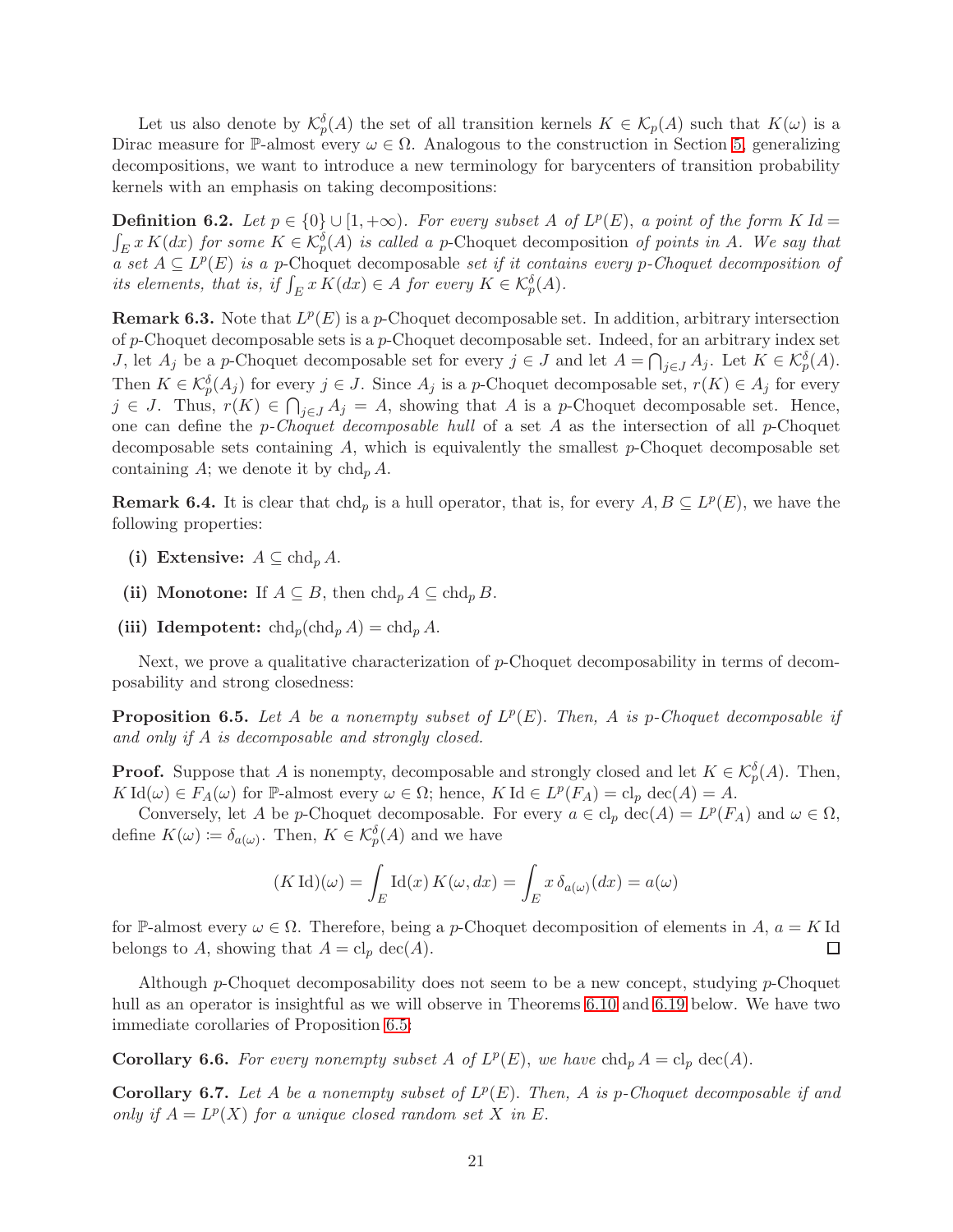Let us also denote by $\mathcal{K}_p^\delta(A)$ the set of all transition kernels $K \in \mathcal{K}_p(A)$ such that $K(\omega)$ is a Dirac measure for $\mathbb{P}$-almost every $\omega \in \Omega$. Analogous to the construction in Section 5, generalizing decompositions, we want to introduce a new terminology for barycenters of transition probability kernels with an emphasis on taking decompositions:

**Definition 6.2.** *Let $p \in \{0\} \cup [1, +\infty)$. For every subset $A$ of $L^p(E)$, a point of the form $K\,Id = \int_E x\, K(dx)$ for some $K \in \mathcal{K}_p^\delta(A)$ is called a* $p$-Choquet decomposition *of points in $A$. We say that a set $A \subseteq L^p(E)$ is a* $p$-Choquet decomposable *set if it contains every $p$-Choquet decomposition of its elements, that is, if $\int_E x\, K(dx) \in A$ for every $K \in \mathcal{K}_p^\delta(A)$.*

**Remark 6.3.** Note that $L^p(E)$ is a $p$-Choquet decomposable set. In addition, arbitrary intersection of $p$-Choquet decomposable sets is a $p$-Choquet decomposable set. Indeed, for an arbitrary index set $J$, let $A_j$ be a $p$-Choquet decomposable set for every $j \in J$ and let $A = \bigcap_{j\in J} A_j$. Let $K \in \mathcal{K}_p^\delta(A)$. Then $K \in \mathcal{K}_p^\delta(A_j)$ for every $j \in J$. Since $A_j$ is a $p$-Choquet decomposable set, $r(K) \in A_j$ for every $j \in J$. Thus, $r(K) \in \bigcap_{j\in J} A_j = A$, showing that $A$ is a $p$-Choquet decomposable set. Hence, one can define the *$p$-Choquet decomposable hull* of a set $A$ as the intersection of all $p$-Choquet decomposable sets containing $A$, which is equivalently the smallest $p$-Choquet decomposable set containing $A$; we denote it by $\mathrm{chd}_p\, A$.

**Remark 6.4.** It is clear that $\mathrm{chd}_p$ is a hull operator, that is, for every $A, B \subseteq L^p(E)$, we have the following properties:

- (i) **Extensive:** $A \subseteq \mathrm{chd}_p\, A$.
- (ii) **Monotone:** If $A \subseteq B$, then $\mathrm{chd}_p\, A \subseteq \mathrm{chd}_p\, B$.
- (iii) **Idempotent:** $\mathrm{chd}_p(\mathrm{chd}_p\, A) = \mathrm{chd}_p\, A$.

Next, we prove a qualitative characterization of $p$-Choquet decomposability in terms of decomposability and strong closedness:

**Proposition 6.5.** *Let $A$ be a nonempty subset of $L^p(E)$. Then, $A$ is $p$-Choquet decomposable if and only if $A$ is decomposable and strongly closed.*

**Proof.** Suppose that $A$ is nonempty, decomposable and strongly closed and let $K \in \mathcal{K}_p^\delta(A)$. Then, $K\,\mathrm{Id}(\omega) \in F_A(\omega)$ for $\mathbb{P}$-almost every $\omega \in \Omega$; hence, $K\,\mathrm{Id} \in L^p(F_A) = \mathrm{cl}_p\, \mathrm{dec}(A) = A$.

Conversely, let $A$ be $p$-Choquet decomposable. For every $a \in \mathrm{cl}_p\, \mathrm{dec}(A) = L^p(F_A)$ and $\omega \in \Omega$, define $K(\omega) \coloneqq \delta_{a(\omega)}$. Then, $K \in \mathcal{K}_p^\delta(A)$ and we have

$$(K\,\mathrm{Id})(\omega) = \int_E \mathrm{Id}(x)\, K(\omega, dx) = \int_E x\, \delta_{a(\omega)}(dx) = a(\omega)$$

for $\mathbb{P}$-almost every $\omega \in \Omega$. Therefore, being a $p$-Choquet decomposition of elements in $A$, $a = K\,\mathrm{Id}$ belongs to $A$, showing that $A = \mathrm{cl}_p\, \mathrm{dec}(A)$. $\square$

Although $p$-Choquet decomposability does not seem to be a new concept, studying $p$-Choquet hull as an operator is insightful as we will observe in Theorems 6.10 and 6.19 below. We have two immediate corollaries of Proposition 6.5:

**Corollary 6.6.** *For every nonempty subset $A$ of $L^p(E)$, we have $\mathrm{chd}_p\, A = \mathrm{cl}_p\, \mathrm{dec}(A)$.*

**Corollary 6.7.** *Let $A$ be a nonempty subset of $L^p(E)$. Then, $A$ is $p$-Choquet decomposable if and only if $A = L^p(X)$ for a unique closed random set $X$ in $E$.*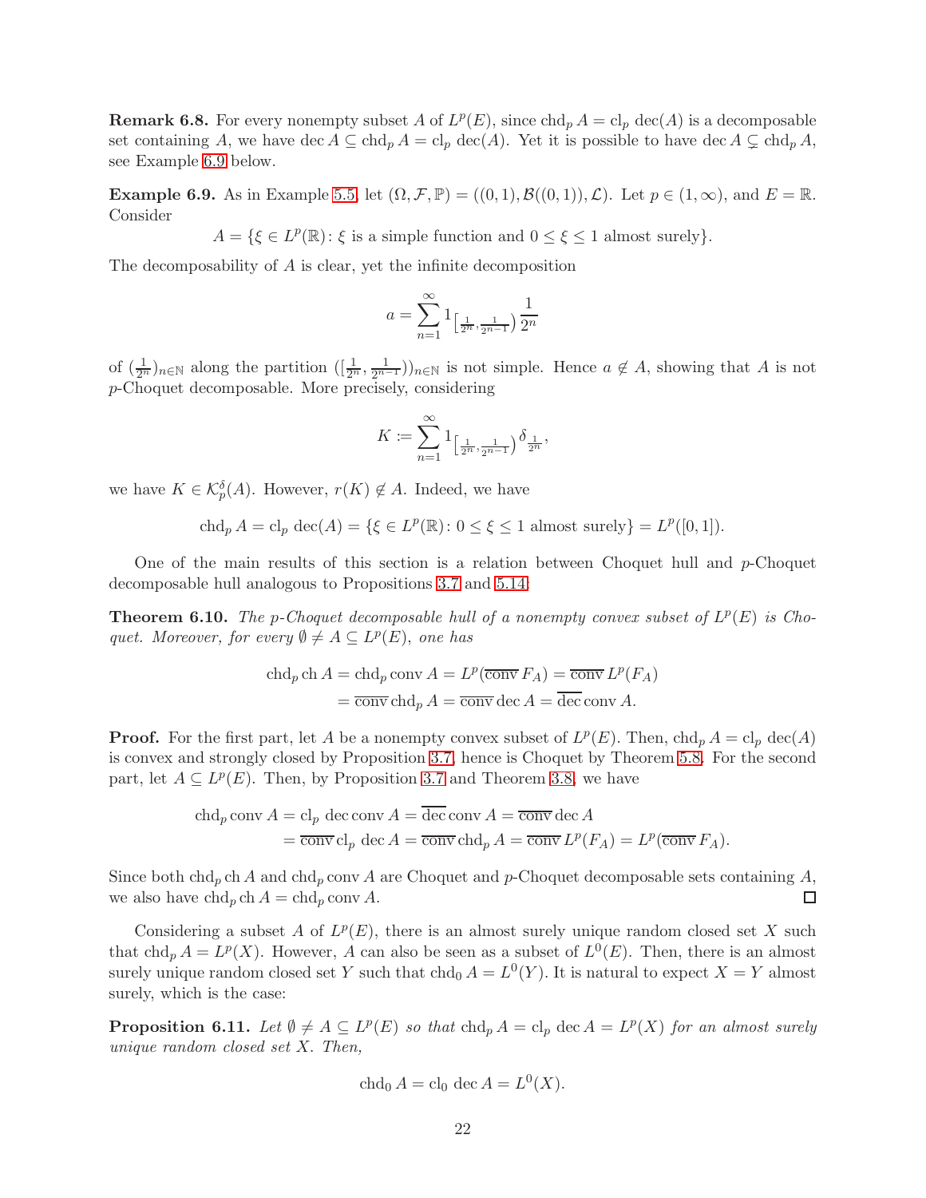**Remark 6.8.** For every nonempty subset $A$ of $L^p(E)$, since $\operatorname{chd}_p A = \operatorname{cl}_p \operatorname{dec}(A)$ is a decomposable set containing $A$, we have $\operatorname{dec} A \subseteq \operatorname{chd}_p A = \operatorname{cl}_p \operatorname{dec}(A)$. Yet it is possible to have $\operatorname{dec} A \subsetneq \operatorname{chd}_p A$, see Example 6.9 below.

**Example 6.9.** As in Example 5.5, let $(\Omega, \mathcal{F}, \mathbb{P}) = ((0,1), \mathcal{B}((0,1)), \mathcal{L})$. Let $p \in (1, \infty)$, and $E = \mathbb{R}$. Consider

$$A = \{\xi \in L^p(\mathbb{R})\colon \xi \text{ is a simple function and } 0 \leq \xi \leq 1 \text{ almost surely}\}.$$

The decomposability of $A$ is clear, yet the infinite decomposition

$$a = \sum_{n=1}^{\infty} 1_{\left[\frac{1}{2^n}, \frac{1}{2^{n-1}}\right)} \frac{1}{2^n}$$

of $(\frac{1}{2^n})_{n \in \mathbb{N}}$ along the partition $([\frac{1}{2^n}, \frac{1}{2^{n-1}}))_{n \in \mathbb{N}}$ is not simple. Hence $a \notin A$, showing that $A$ is not $p$-Choquet decomposable. More precisely, considering

$$K \coloneqq \sum_{n=1}^{\infty} 1_{\left[\frac{1}{2^n}, \frac{1}{2^{n-1}}\right)} \delta_{\frac{1}{2^n}},$$

we have $K \in \mathcal{K}_p^\delta(A)$. However, $r(K) \notin A$. Indeed, we have

$$\operatorname{chd}_p A = \operatorname{cl}_p \operatorname{dec}(A) = \{\xi \in L^p(\mathbb{R})\colon 0 \leq \xi \leq 1 \text{ almost surely}\} = L^p([0,1]).$$

One of the main results of this section is a relation between Choquet hull and $p$-Choquet decomposable hull analogous to Propositions 3.7 and 5.14:

**Theorem 6.10.** *The $p$-Choquet decomposable hull of a nonempty convex subset of $L^p(E)$ is Choquet. Moreover, for every $\emptyset \neq A \subseteq L^p(E)$, one has*

$$\begin{aligned}
\operatorname{chd}_p \operatorname{ch} A = \operatorname{chd}_p \operatorname{conv} A &= L^p(\overline{\operatorname{conv}}\, F_A) = \overline{\operatorname{conv}}\, L^p(F_A) \\
&= \overline{\operatorname{conv}} \operatorname{chd}_p A = \overline{\operatorname{conv}} \operatorname{dec} A = \overline{\operatorname{dec}} \operatorname{conv} A.
\end{aligned}$$

**Proof.** For the first part, let $A$ be a nonempty convex subset of $L^p(E)$. Then, $\operatorname{chd}_p A = \operatorname{cl}_p \operatorname{dec}(A)$ is convex and strongly closed by Proposition 3.7, hence is Choquet by Theorem 5.8. For the second part, let $A \subseteq L^p(E)$. Then, by Proposition 3.7 and Theorem 3.8, we have

$$\begin{aligned}
\operatorname{chd}_p \operatorname{conv} A &= \operatorname{cl}_p \operatorname{dec} \operatorname{conv} A = \overline{\operatorname{dec}} \operatorname{conv} A = \overline{\operatorname{conv}} \operatorname{dec} A \\
&= \overline{\operatorname{conv}} \operatorname{cl}_p \operatorname{dec} A = \overline{\operatorname{conv}} \operatorname{chd}_p A = \overline{\operatorname{conv}}\, L^p(F_A) = L^p(\overline{\operatorname{conv}}\, F_A).
\end{aligned}$$

Since both $\operatorname{chd}_p \operatorname{ch} A$ and $\operatorname{chd}_p \operatorname{conv} A$ are Choquet and $p$-Choquet decomposable sets containing $A$, we also have $\operatorname{chd}_p \operatorname{ch} A = \operatorname{chd}_p \operatorname{conv} A$. ◻

Considering a subset $A$ of $L^p(E)$, there is an almost surely unique random closed set $X$ such that $\operatorname{chd}_p A = L^p(X)$. However, $A$ can also be seen as a subset of $L^0(E)$. Then, there is an almost surely unique random closed set $Y$ such that $\operatorname{chd}_0 A = L^0(Y)$. It is natural to expect $X = Y$ almost surely, which is the case:

**Proposition 6.11.** *Let $\emptyset \neq A \subseteq L^p(E)$ so that $\operatorname{chd}_p A = \operatorname{cl}_p \operatorname{dec} A = L^p(X)$ for an almost surely unique random closed set $X$. Then,*

$$\operatorname{chd}_0 A = \operatorname{cl}_0 \operatorname{dec} A = L^0(X).$$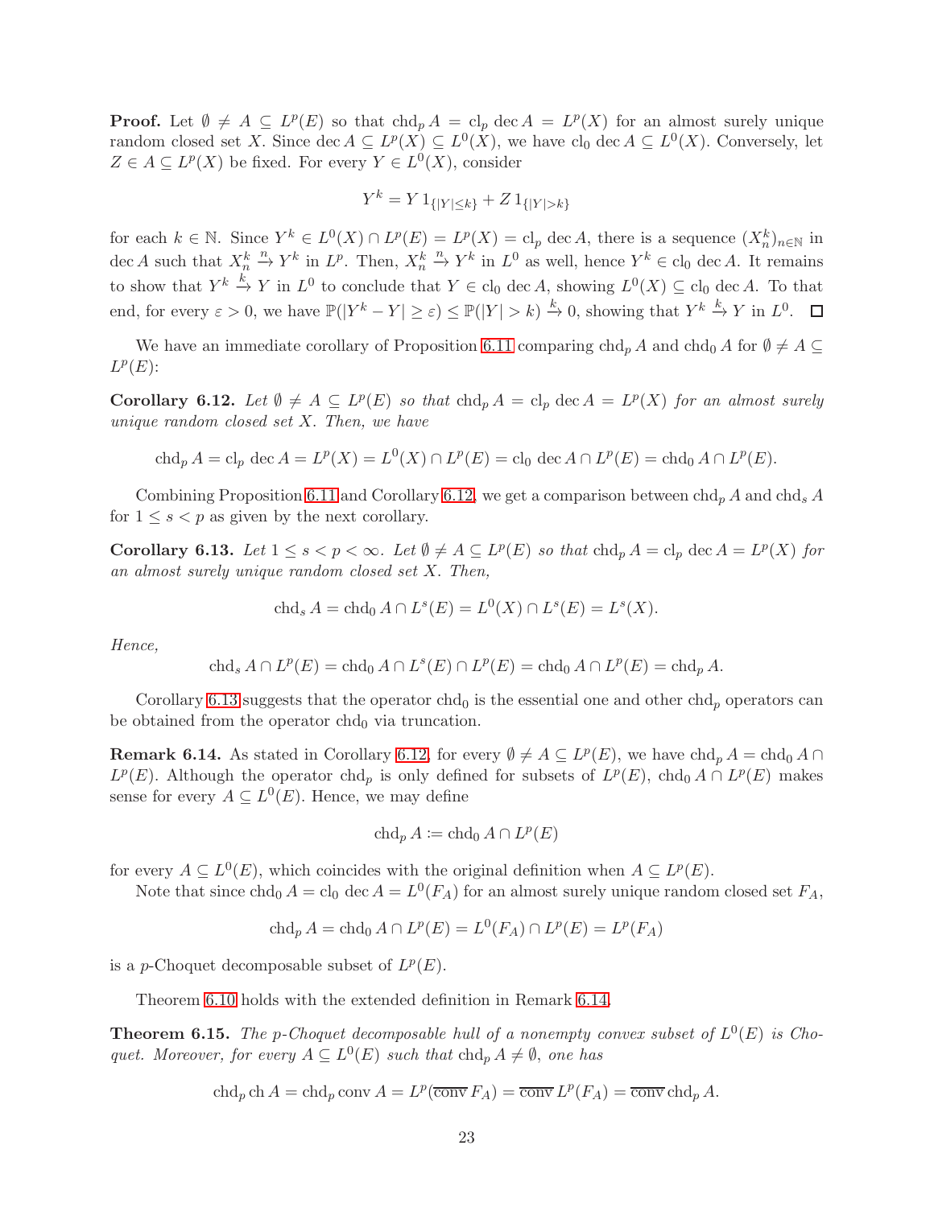**Proof.** Let $\emptyset \neq A \subseteq L^p(E)$ so that $\operatorname{chd}_p A = \operatorname{cl}_p \operatorname{dec} A = L^p(X)$ for an almost surely unique random closed set $X$. Since $\operatorname{dec} A \subseteq L^p(X) \subseteq L^0(X)$, we have $\operatorname{cl}_0 \operatorname{dec} A \subseteq L^0(X)$. Conversely, let $Z \in A \subseteq L^p(X)$ be fixed. For every $Y \in L^0(X)$, consider

$$Y^k = Y\, 1_{\{|Y| \leq k\}} + Z\, 1_{\{|Y| > k\}}$$

for each $k \in \mathbb{N}$. Since $Y^k \in L^0(X) \cap L^p(E) = L^p(X) = \operatorname{cl}_p \operatorname{dec} A$, there is a sequence $(X_n^k)_{n \in \mathbb{N}}$ in $\operatorname{dec} A$ such that $X_n^k \xrightarrow{n} Y^k$ in $L^p$. Then, $X_n^k \xrightarrow{n} Y^k$ in $L^0$ as well, hence $Y^k \in \operatorname{cl}_0 \operatorname{dec} A$. It remains to show that $Y^k \xrightarrow{k} Y$ in $L^0$ to conclude that $Y \in \operatorname{cl}_0 \operatorname{dec} A$, showing $L^0(X) \subseteq \operatorname{cl}_0 \operatorname{dec} A$. To that end, for every $\varepsilon > 0$, we have $\mathbb{P}(|Y^k - Y| \geq \varepsilon) \leq \mathbb{P}(|Y| > k) \xrightarrow{k} 0$, showing that $Y^k \xrightarrow{k} Y$ in $L^0$. $\square$

We have an immediate corollary of Proposition 6.11 comparing $\operatorname{chd}_p A$ and $\operatorname{chd}_0 A$ for $\emptyset \neq A \subseteq L^p(E)$:

**Corollary 6.12.** *Let $\emptyset \neq A \subseteq L^p(E)$ so that $\operatorname{chd}_p A = \operatorname{cl}_p \operatorname{dec} A = L^p(X)$ for an almost surely unique random closed set $X$. Then, we have*

$$\operatorname{chd}_p A = \operatorname{cl}_p \operatorname{dec} A = L^p(X) = L^0(X) \cap L^p(E) = \operatorname{cl}_0 \operatorname{dec} A \cap L^p(E) = \operatorname{chd}_0 A \cap L^p(E).$$

Combining Proposition 6.11 and Corollary 6.12, we get a comparison between $\operatorname{chd}_p A$ and $\operatorname{chd}_s A$ for $1 \leq s < p$ as given by the next corollary.

**Corollary 6.13.** *Let $1 \leq s < p < \infty$. Let $\emptyset \neq A \subseteq L^p(E)$ so that $\operatorname{chd}_p A = \operatorname{cl}_p \operatorname{dec} A = L^p(X)$ for an almost surely unique random closed set $X$. Then,*

$$\operatorname{chd}_s A = \operatorname{chd}_0 A \cap L^s(E) = L^0(X) \cap L^s(E) = L^s(X).$$

*Hence,*

$$\operatorname{chd}_s A \cap L^p(E) = \operatorname{chd}_0 A \cap L^s(E) \cap L^p(E) = \operatorname{chd}_0 A \cap L^p(E) = \operatorname{chd}_p A.$$

Corollary 6.13 suggests that the operator $\operatorname{chd}_0$ is the essential one and other $\operatorname{chd}_p$ operators can be obtained from the operator $\operatorname{chd}_0$ via truncation.

**Remark 6.14.** As stated in Corollary 6.12, for every $\emptyset \neq A \subseteq L^p(E)$, we have $\operatorname{chd}_p A = \operatorname{chd}_0 A \cap L^p(E)$. Although the operator $\operatorname{chd}_p$ is only defined for subsets of $L^p(E)$, $\operatorname{chd}_0 A \cap L^p(E)$ makes sense for every $A \subseteq L^0(E)$. Hence, we may define

$$\operatorname{chd}_p A := \operatorname{chd}_0 A \cap L^p(E)$$

for every $A \subseteq L^0(E)$, which coincides with the original definition when $A \subseteq L^p(E)$.

Note that since $\operatorname{chd}_0 A = \operatorname{cl}_0 \operatorname{dec} A = L^0(F_A)$ for an almost surely unique random closed set $F_A$,

$$\operatorname{chd}_p A = \operatorname{chd}_0 A \cap L^p(E) = L^0(F_A) \cap L^p(E) = L^p(F_A)$$

is a $p$-Choquet decomposable subset of $L^p(E)$.

Theorem 6.10 holds with the extended definition in Remark 6.14.

**Theorem 6.15.** *The $p$-Choquet decomposable hull of a nonempty convex subset of $L^0(E)$ is Choquet. Moreover, for every $A \subseteq L^0(E)$ such that $\operatorname{chd}_p A \neq \emptyset$, one has*

$$\operatorname{chd}_p \operatorname{ch} A = \operatorname{chd}_p \operatorname{conv} A = L^p(\overline{\operatorname{conv}}\, F_A) = \overline{\operatorname{conv}}\, L^p(F_A) = \overline{\operatorname{conv}} \operatorname{chd}_p A.$$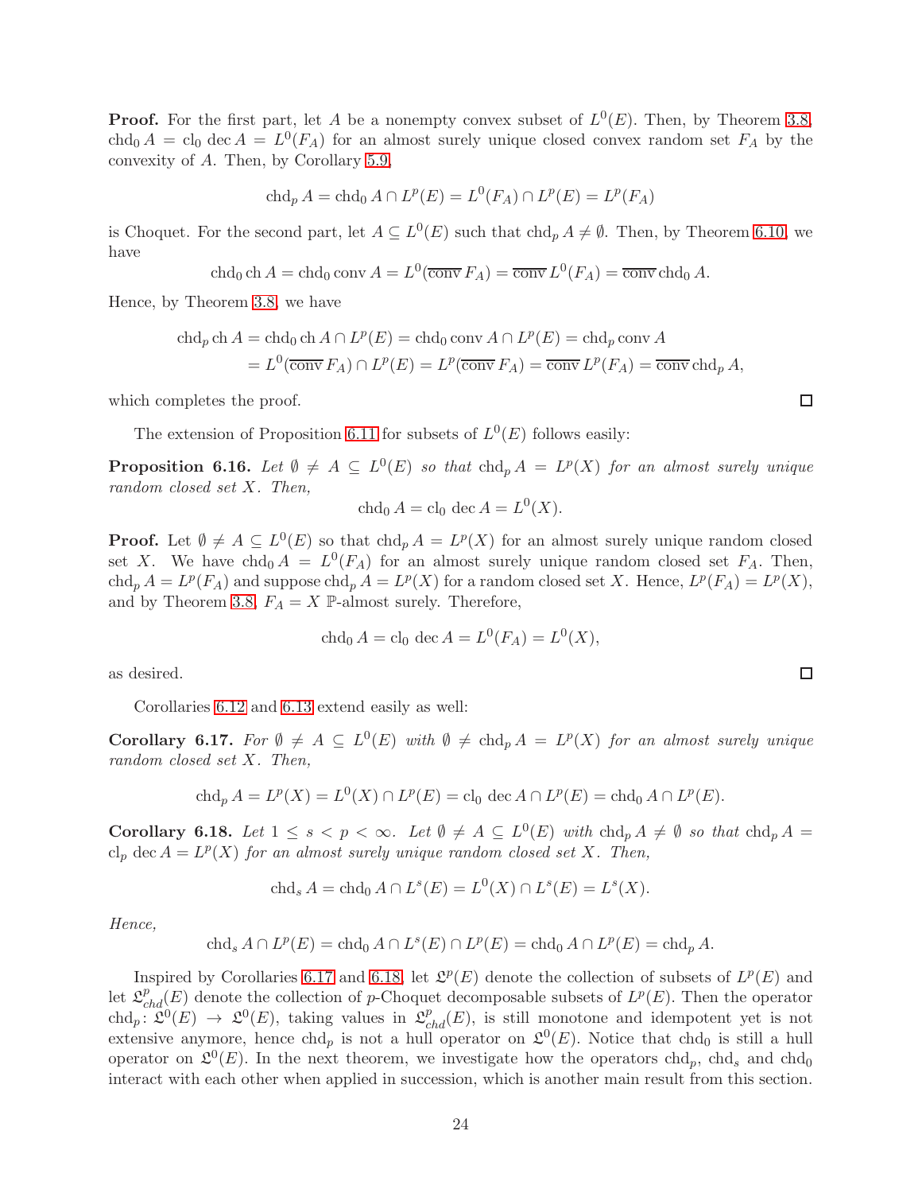**Proof.** For the first part, let $A$ be a nonempty convex subset of $L^0(E)$. Then, by Theorem 3.8, $\operatorname{chd}_0 A = \operatorname{cl}_0 \operatorname{dec} A = L^0(F_A)$ for an almost surely unique closed convex random set $F_A$ by the convexity of $A$. Then, by Corollary 5.9,

$$\operatorname{chd}_p A = \operatorname{chd}_0 A \cap L^p(E) = L^0(F_A) \cap L^p(E) = L^p(F_A)$$

is Choquet. For the second part, let $A \subseteq L^0(E)$ such that $\operatorname{chd}_p A \neq \emptyset$. Then, by Theorem 6.10, we have

$$\operatorname{chd}_0 \operatorname{ch} A = \operatorname{chd}_0 \operatorname{conv} A = L^0(\overline{\operatorname{conv}}\, F_A) = \overline{\operatorname{conv}}\, L^0(F_A) = \overline{\operatorname{conv}} \operatorname{chd}_0 A.$$

Hence, by Theorem 3.8, we have

$$\begin{aligned}
\operatorname{chd}_p \operatorname{ch} A &= \operatorname{chd}_0 \operatorname{ch} A \cap L^p(E) = \operatorname{chd}_0 \operatorname{conv} A \cap L^p(E) = \operatorname{chd}_p \operatorname{conv} A \\
&= L^0(\overline{\operatorname{conv}}\, F_A) \cap L^p(E) = L^p(\overline{\operatorname{conv}}\, F_A) = \overline{\operatorname{conv}}\, L^p(F_A) = \overline{\operatorname{conv}} \operatorname{chd}_p A,
\end{aligned}$$

which completes the proof. □

The extension of Proposition 6.11 for subsets of $L^0(E)$ follows easily:

**Proposition 6.16.** *Let $\emptyset \neq A \subseteq L^0(E)$ so that $\operatorname{chd}_p A = L^p(X)$ for an almost surely unique random closed set $X$. Then,*

$$\operatorname{chd}_0 A = \operatorname{cl}_0 \operatorname{dec} A = L^0(X).$$

**Proof.** Let $\emptyset \neq A \subseteq L^0(E)$ so that $\operatorname{chd}_p A = L^p(X)$ for an almost surely unique random closed set $X$. We have $\operatorname{chd}_0 A = L^0(F_A)$ for an almost surely unique random closed set $F_A$. Then, $\operatorname{chd}_p A = L^p(F_A)$ and suppose $\operatorname{chd}_p A = L^p(X)$ for a random closed set $X$. Hence, $L^p(F_A) = L^p(X)$, and by Theorem 3.8, $F_A = X$ $\mathbb{P}$-almost surely. Therefore,

$$\operatorname{chd}_0 A = \operatorname{cl}_0 \operatorname{dec} A = L^0(F_A) = L^0(X),$$

as desired. □

Corollaries 6.12 and 6.13 extend easily as well:

**Corollary 6.17.** *For $\emptyset \neq A \subseteq L^0(E)$ with $\emptyset \neq \operatorname{chd}_p A = L^p(X)$ for an almost surely unique random closed set $X$. Then,*

$$\operatorname{chd}_p A = L^p(X) = L^0(X) \cap L^p(E) = \operatorname{cl}_0 \operatorname{dec} A \cap L^p(E) = \operatorname{chd}_0 A \cap L^p(E).$$

**Corollary 6.18.** *Let $1 \leq s < p < \infty$. Let $\emptyset \neq A \subseteq L^0(E)$ with $\operatorname{chd}_p A \neq \emptyset$ so that $\operatorname{chd}_p A = \operatorname{cl}_p \operatorname{dec} A = L^p(X)$ for an almost surely unique random closed set $X$. Then,*

$$\operatorname{chd}_s A = \operatorname{chd}_0 A \cap L^s(E) = L^0(X) \cap L^s(E) = L^s(X).$$

*Hence,*

$$\operatorname{chd}_s A \cap L^p(E) = \operatorname{chd}_0 A \cap L^s(E) \cap L^p(E) = \operatorname{chd}_0 A \cap L^p(E) = \operatorname{chd}_p A.$$

Inspired by Corollaries 6.17 and 6.18, let $\mathfrak{L}^p(E)$ denote the collection of subsets of $L^p(E)$ and let $\mathfrak{L}^p_{chd}(E)$ denote the collection of $p$-Choquet decomposable subsets of $L^p(E)$. Then the operator $\operatorname{chd}_p \colon \mathfrak{L}^0(E) \to \mathfrak{L}^0(E)$, taking values in $\mathfrak{L}^p_{chd}(E)$, is still monotone and idempotent yet is not extensive anymore, hence $\operatorname{chd}_p$ is not a hull operator on $\mathfrak{L}^0(E)$. Notice that $\operatorname{chd}_0$ is still a hull operator on $\mathfrak{L}^0(E)$. In the next theorem, we investigate how the operators $\operatorname{chd}_p$, $\operatorname{chd}_s$ and $\operatorname{chd}_0$ interact with each other when applied in succession, which is another main result from this section.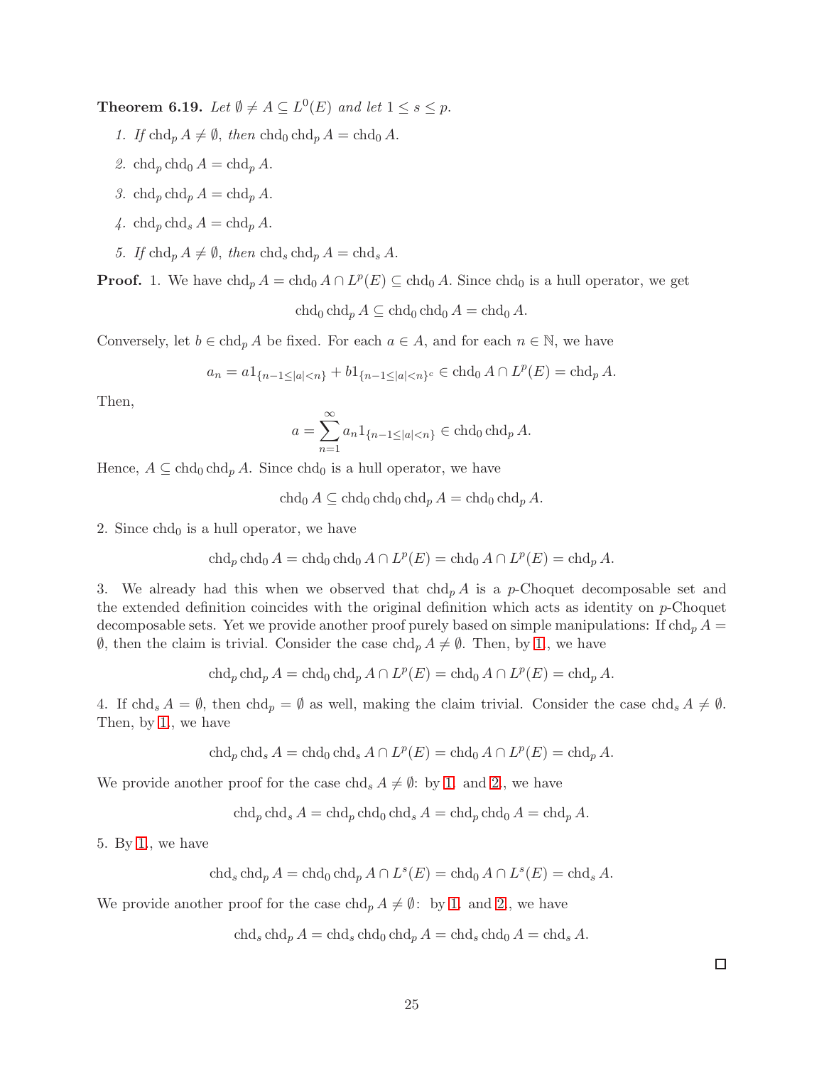**Theorem 6.19.** *Let $\emptyset \neq A \subseteq L^0(E)$ and let $1 \leq s \leq p$.*

1. *If $\operatorname{chd}_p A \neq \emptyset$, then $\operatorname{chd}_0 \operatorname{chd}_p A = \operatorname{chd}_0 A$.*
2. *$\operatorname{chd}_p \operatorname{chd}_0 A = \operatorname{chd}_p A$.*
3. *$\operatorname{chd}_p \operatorname{chd}_p A = \operatorname{chd}_p A$.*
4. *$\operatorname{chd}_p \operatorname{chd}_s A = \operatorname{chd}_p A$.*
5. *If $\operatorname{chd}_p A \neq \emptyset$, then $\operatorname{chd}_s \operatorname{chd}_p A = \operatorname{chd}_s A$.*

**Proof.** 1. We have $\operatorname{chd}_p A = \operatorname{chd}_0 A \cap L^p(E) \subseteq \operatorname{chd}_0 A$. Since $\operatorname{chd}_0$ is a hull operator, we get

$$\operatorname{chd}_0 \operatorname{chd}_p A \subseteq \operatorname{chd}_0 \operatorname{chd}_0 A = \operatorname{chd}_0 A.$$

Conversely, let $b \in \operatorname{chd}_p A$ be fixed. For each $a \in A$, and for each $n \in \mathbb{N}$, we have

$$a_n = a 1_{\{n-1 \leq |a| < n\}} + b 1_{\{n-1 \leq |a| < n\}^c} \in \operatorname{chd}_0 A \cap L^p(E) = \operatorname{chd}_p A.$$

Then,

$$a = \sum_{n=1}^{\infty} a_n 1_{\{n-1 \leq |a| < n\}} \in \operatorname{chd}_0 \operatorname{chd}_p A.$$

Hence, $A \subseteq \operatorname{chd}_0 \operatorname{chd}_p A$. Since $\operatorname{chd}_0$ is a hull operator, we have

$$\operatorname{chd}_0 A \subseteq \operatorname{chd}_0 \operatorname{chd}_0 \operatorname{chd}_p A = \operatorname{chd}_0 \operatorname{chd}_p A.$$

2. Since $\operatorname{chd}_0$ is a hull operator, we have

$$\operatorname{chd}_p \operatorname{chd}_0 A = \operatorname{chd}_0 \operatorname{chd}_0 A \cap L^p(E) = \operatorname{chd}_0 A \cap L^p(E) = \operatorname{chd}_p A.$$

3. We already had this when we observed that $\operatorname{chd}_p A$ is a $p$-Choquet decomposable set and the extended definition coincides with the original definition which acts as identity on $p$-Choquet decomposable sets. Yet we provide another proof purely based on simple manipulations: If $\operatorname{chd}_p A = \emptyset$, then the claim is trivial. Consider the case $\operatorname{chd}_p A \neq \emptyset$. Then, by 1., we have

$$\operatorname{chd}_p \operatorname{chd}_p A = \operatorname{chd}_0 \operatorname{chd}_p A \cap L^p(E) = \operatorname{chd}_0 A \cap L^p(E) = \operatorname{chd}_p A.$$

4. If $\operatorname{chd}_s A = \emptyset$, then $\operatorname{chd}_p = \emptyset$ as well, making the claim trivial. Consider the case $\operatorname{chd}_s A \neq \emptyset$. Then, by 1., we have

$$\operatorname{chd}_p \operatorname{chd}_s A = \operatorname{chd}_0 \operatorname{chd}_s A \cap L^p(E) = \operatorname{chd}_0 A \cap L^p(E) = \operatorname{chd}_p A.$$

We provide another proof for the case $\operatorname{chd}_s A \neq \emptyset$: by 1. and 2., we have

$$\operatorname{chd}_p \operatorname{chd}_s A = \operatorname{chd}_p \operatorname{chd}_0 \operatorname{chd}_s A = \operatorname{chd}_p \operatorname{chd}_0 A = \operatorname{chd}_p A.$$

5. By 1., we have

$$\operatorname{chd}_s \operatorname{chd}_p A = \operatorname{chd}_0 \operatorname{chd}_p A \cap L^s(E) = \operatorname{chd}_0 A \cap L^s(E) = \operatorname{chd}_s A.$$

We provide another proof for the case $\operatorname{chd}_p A \neq \emptyset$: by 1. and 2., we have

$$\operatorname{chd}_s \operatorname{chd}_p A = \operatorname{chd}_s \operatorname{chd}_0 \operatorname{chd}_p A = \operatorname{chd}_s \operatorname{chd}_0 A = \operatorname{chd}_s A.$$

□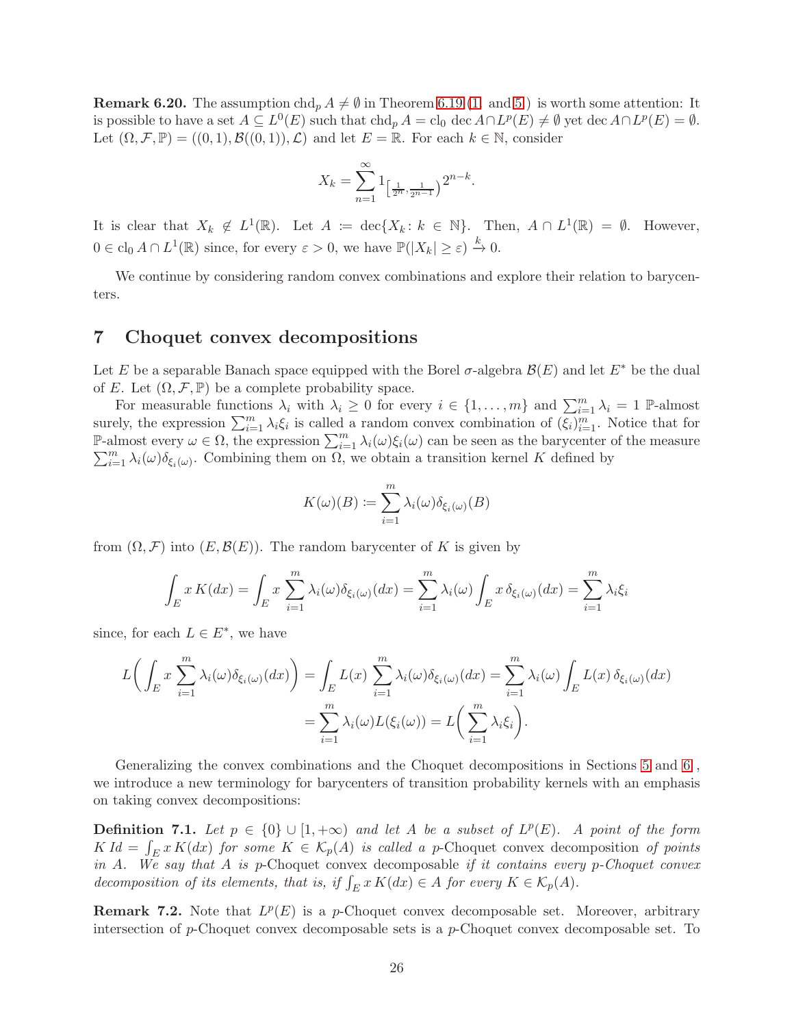**Remark 6.20.** The assumption $\operatorname{chd}_p A \neq \emptyset$ in Theorem 6.19 (1. and 5.) is worth some attention: It is possible to have a set $A \subseteq L^0(E)$ such that $\operatorname{chd}_p A = \operatorname{cl}_0 \operatorname{dec} A \cap L^p(E) \neq \emptyset$ yet $\operatorname{dec} A \cap L^p(E) = \emptyset$. Let $(\Omega, \mathcal{F}, \mathbb{P}) = ((0,1), \mathcal{B}((0,1)), \mathcal{L})$ and let $E = \mathbb{R}$. For each $k \in \mathbb{N}$, consider

$$X_k = \sum_{n=1}^{\infty} 1_{\left[\frac{1}{2^n}, \frac{1}{2^{n-1}}\right)} 2^{n-k}.$$

It is clear that $X_k \notin L^1(\mathbb{R})$. Let $A := \operatorname{dec}\{X_k : k \in \mathbb{N}\}$. Then, $A \cap L^1(\mathbb{R}) = \emptyset$. However, $0 \in \operatorname{cl}_0 A \cap L^1(\mathbb{R})$ since, for every $\varepsilon > 0$, we have $\mathbb{P}(|X_k| \geq \varepsilon) \xrightarrow{k} 0$.

We continue by considering random convex combinations and explore their relation to barycenters.

## 7 Choquet convex decompositions

Let $E$ be a separable Banach space equipped with the Borel $\sigma$-algebra $\mathcal{B}(E)$ and let $E^*$ be the dual of $E$. Let $(\Omega, \mathcal{F}, \mathbb{P})$ be a complete probability space.

For measurable functions $\lambda_i$ with $\lambda_i \geq 0$ for every $i \in \{1, \dots, m\}$ and $\sum_{i=1}^m \lambda_i = 1$ $\mathbb{P}$-almost surely, the expression $\sum_{i=1}^m \lambda_i \xi_i$ is called a random convex combination of $(\xi_i)_{i=1}^m$. Notice that for $\mathbb{P}$-almost every $\omega \in \Omega$, the expression $\sum_{i=1}^m \lambda_i(\omega)\xi_i(\omega)$ can be seen as the barycenter of the measure $\sum_{i=1}^m \lambda_i(\omega)\delta_{\xi_i(\omega)}$. Combining them on $\Omega$, we obtain a transition kernel $K$ defined by

$$K(\omega)(B) := \sum_{i=1}^m \lambda_i(\omega)\delta_{\xi_i(\omega)}(B)$$

from $(\Omega, \mathcal{F})$ into $(E, \mathcal{B}(E))$. The random barycenter of $K$ is given by

$$\int_E x\, K(dx) = \int_E x \sum_{i=1}^m \lambda_i(\omega)\delta_{\xi_i(\omega)}(dx) = \sum_{i=1}^m \lambda_i(\omega) \int_E x\, \delta_{\xi_i(\omega)}(dx) = \sum_{i=1}^m \lambda_i \xi_i$$

since, for each $L \in E^*$, we have

$$\begin{aligned} L\bigg( \int_E x \sum_{i=1}^m \lambda_i(\omega)\delta_{\xi_i(\omega)}(dx) \bigg) &= \int_E L(x) \sum_{i=1}^m \lambda_i(\omega)\delta_{\xi_i(\omega)}(dx) = \sum_{i=1}^m \lambda_i(\omega) \int_E L(x)\, \delta_{\xi_i(\omega)}(dx) \\ &= \sum_{i=1}^m \lambda_i(\omega) L(\xi_i(\omega)) = L\bigg( \sum_{i=1}^m \lambda_i \xi_i \bigg). \end{aligned}$$

Generalizing the convex combinations and the Choquet decompositions in Sections 5 and 6, we introduce a new terminology for barycenters of transition probability kernels with an emphasis on taking convex decompositions:

**Definition 7.1.** *Let $p \in \{0\} \cup [1, +\infty)$ and let $A$ be a subset of $L^p(E)$. A point of the form $K\,Id = \int_E x\, K(dx)$ for some $K \in \mathcal{K}_p(A)$ is called a* p-Choquet convex decomposition *of points in $A$. We say that $A$ is* p-Choquet convex decomposable *if it contains every $p$-Choquet convex decomposition of its elements, that is, if $\int_E x\, K(dx) \in A$ for every $K \in \mathcal{K}_p(A)$.*

**Remark 7.2.** Note that $L^p(E)$ is a $p$-Choquet convex decomposable set. Moreover, arbitrary intersection of $p$-Choquet convex decomposable sets is a $p$-Choquet convex decomposable set. To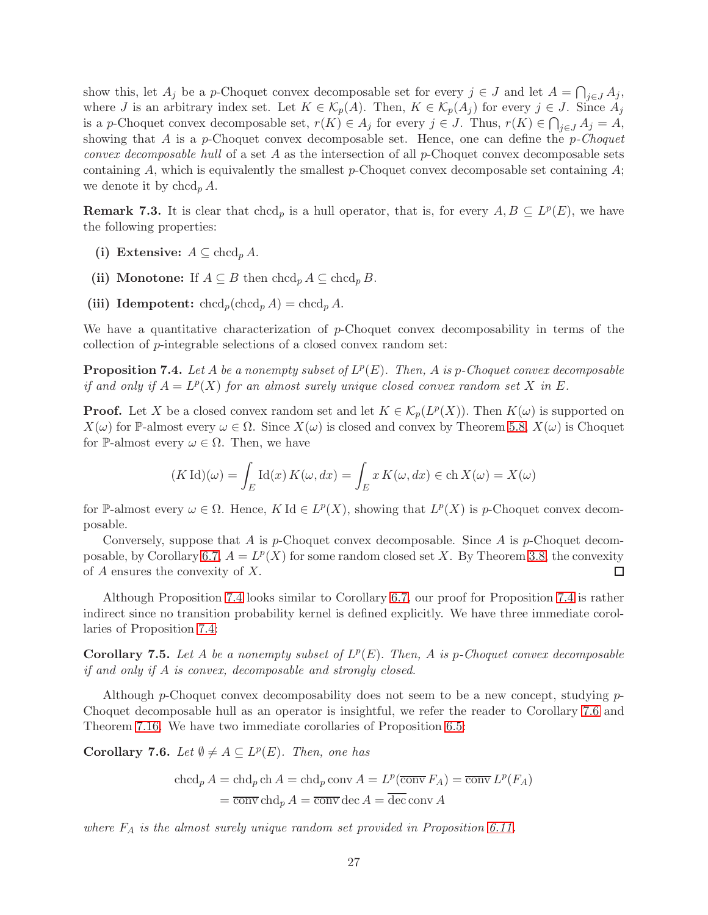show this, let $A_j$ be a $p$-Choquet convex decomposable set for every $j \in J$ and let $A = \bigcap_{j\in J} A_j$, where $J$ is an arbitrary index set. Let $K \in \mathcal{K}_p(A)$. Then, $K \in \mathcal{K}_p(A_j)$ for every $j \in J$. Since $A_j$ is a $p$-Choquet convex decomposable set, $r(K) \in A_j$ for every $j \in J$. Thus, $r(K) \in \bigcap_{j\in J} A_j = A$, showing that $A$ is a $p$-Choquet convex decomposable set. Hence, one can define the *$p$-Choquet convex decomposable hull* of a set $A$ as the intersection of all $p$-Choquet convex decomposable sets containing $A$, which is equivalently the smallest $p$-Choquet convex decomposable set containing $A$; we denote it by $\operatorname{chcd}_p A$.

**Remark 7.3.** It is clear that $\operatorname{chcd}_p$ is a hull operator, that is, for every $A, B \subseteq L^p(E)$, we have the following properties:

- **(i) Extensive:** $A \subseteq \operatorname{chcd}_p A$.
- **(ii) Monotone:** If $A \subseteq B$ then $\operatorname{chcd}_p A \subseteq \operatorname{chcd}_p B$.
- **(iii) Idempotent:** $\operatorname{chcd}_p(\operatorname{chcd}_p A) = \operatorname{chcd}_p A$.

We have a quantitative characterization of $p$-Choquet convex decomposability in terms of the collection of $p$-integrable selections of a closed convex random set:

**Proposition 7.4.** *Let $A$ be a nonempty subset of $L^p(E)$. Then, $A$ is $p$-Choquet convex decomposable if and only if $A = L^p(X)$ for an almost surely unique closed convex random set $X$ in $E$.*

**Proof.** Let $X$ be a closed convex random set and let $K \in \mathcal{K}_p(L^p(X))$. Then $K(\omega)$ is supported on $X(\omega)$ for $\mathbb{P}$-almost every $\omega \in \Omega$. Since $X(\omega)$ is closed and convex by Theorem 5.8, $X(\omega)$ is Choquet for $\mathbb{P}$-almost every $\omega \in \Omega$. Then, we have

$$(K\,\mathrm{Id})(\omega) = \int_E \mathrm{Id}(x)\, K(\omega, dx) = \int_E x\, K(\omega, dx) \in \operatorname{ch} X(\omega) = X(\omega)$$

for $\mathbb{P}$-almost every $\omega \in \Omega$. Hence, $K\,\mathrm{Id} \in L^p(X)$, showing that $L^p(X)$ is $p$-Choquet convex decomposable.

Conversely, suppose that $A$ is $p$-Choquet convex decomposable. Since $A$ is $p$-Choquet decomposable, by Corollary 6.7, $A = L^p(X)$ for some random closed set $X$. By Theorem 3.8, the convexity of $A$ ensures the convexity of $X$. □

Although Proposition 7.4 looks similar to Corollary 6.7, our proof for Proposition 7.4 is rather indirect since no transition probability kernel is defined explicitly. We have three immediate corollaries of Proposition 7.4:

**Corollary 7.5.** *Let $A$ be a nonempty subset of $L^p(E)$. Then, $A$ is $p$-Choquet convex decomposable if and only if $A$ is convex, decomposable and strongly closed.*

Although $p$-Choquet convex decomposability does not seem to be a new concept, studying $p$-Choquet decomposable hull as an operator is insightful, we refer the reader to Corollary 7.6 and Theorem 7.16. We have two immediate corollaries of Proposition 6.5:

**Corollary 7.6.** *Let $\emptyset \neq A \subseteq L^p(E)$. Then, one has*

$$\begin{aligned}\operatorname{chcd}_p A &= \operatorname{chd}_p \operatorname{ch} A = \operatorname{chd}_p \operatorname{conv} A = L^p(\overline{\operatorname{conv}}\, F_A) = \overline{\operatorname{conv}}\, L^p(F_A)\\ &= \overline{\operatorname{conv}} \operatorname{chd}_p A = \overline{\operatorname{conv}} \operatorname{dec} A = \overline{\operatorname{dec}} \operatorname{conv} A\end{aligned}$$

*where $F_A$ is the almost surely unique random set provided in Proposition 6.11.*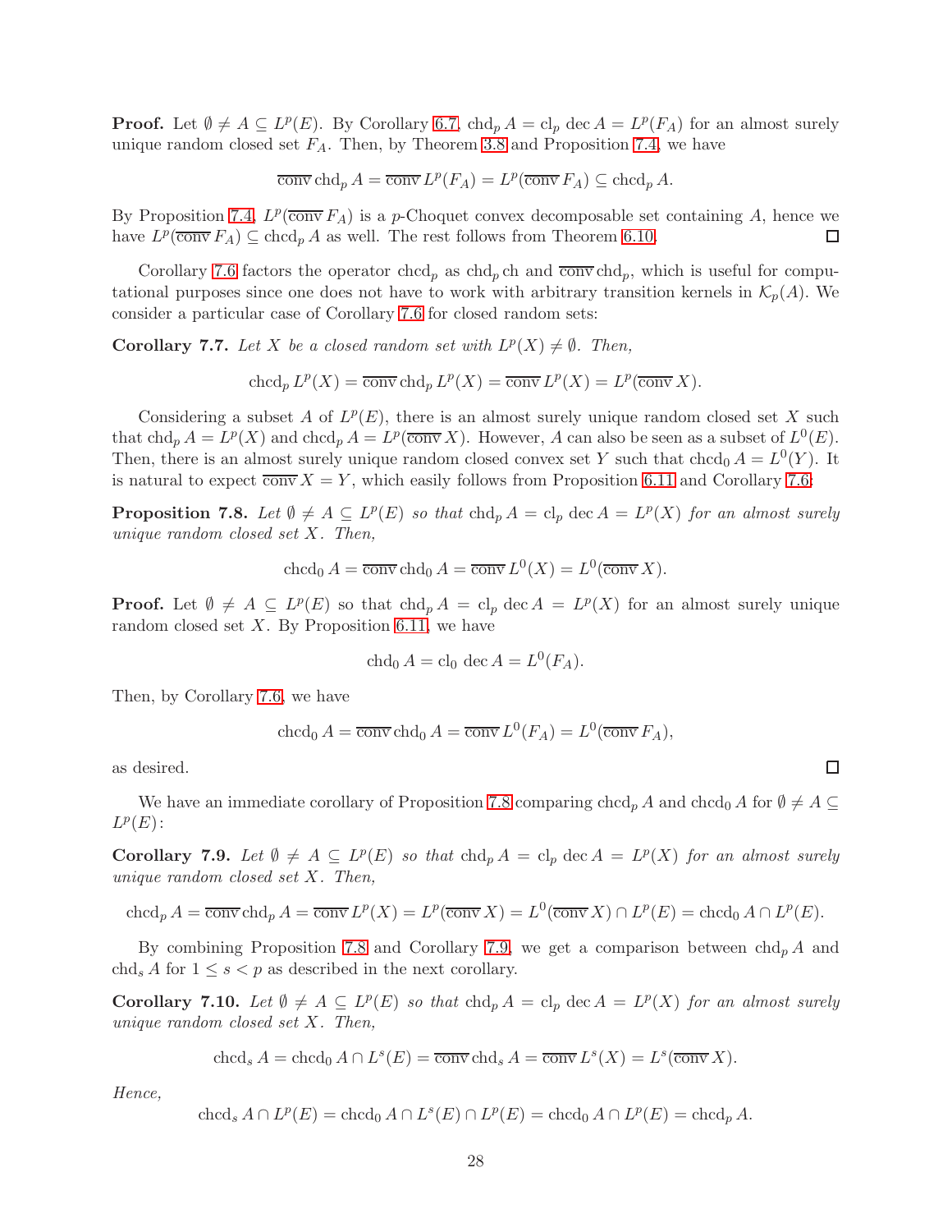**Proof.** Let $\emptyset \neq A \subseteq L^p(E)$. By Corollary 6.7, $\mathrm{chd}_p A = \mathrm{cl}_p\, \mathrm{dec}\, A = L^p(F_A)$ for an almost surely unique random closed set $F_A$. Then, by Theorem 3.8 and Proposition 7.4, we have

$$\overline{\mathrm{conv}}\, \mathrm{chd}_p A = \overline{\mathrm{conv}}\, L^p(F_A) = L^p(\overline{\mathrm{conv}}\, F_A) \subseteq \mathrm{chcd}_p A.$$

By Proposition 7.4, $L^p(\overline{\mathrm{conv}}\, F_A)$ is a $p$-Choquet convex decomposable set containing $A$, hence we have $L^p(\overline{\mathrm{conv}}\, F_A) \subseteq \mathrm{chcd}_p A$ as well. The rest follows from Theorem 6.10. □

Corollary 7.6 factors the operator $\mathrm{chcd}_p$ as $\mathrm{chd}_p\, \mathrm{ch}$ and $\overline{\mathrm{conv}}\, \mathrm{chd}_p$, which is useful for computational purposes since one does not have to work with arbitrary transition kernels in $\mathcal{K}_p(A)$. We consider a particular case of Corollary 7.6 for closed random sets:

**Corollary 7.7.** *Let $X$ be a closed random set with $L^p(X) \neq \emptyset$. Then,*

$$\mathrm{chcd}_p L^p(X) = \overline{\mathrm{conv}}\, \mathrm{chd}_p L^p(X) = \overline{\mathrm{conv}}\, L^p(X) = L^p(\overline{\mathrm{conv}}\, X).$$

Considering a subset $A$ of $L^p(E)$, there is an almost surely unique random closed set $X$ such that $\mathrm{chd}_p A = L^p(X)$ and $\mathrm{chcd}_p A = L^p(\overline{\mathrm{conv}}\, X)$. However, $A$ can also be seen as a subset of $L^0(E)$. Then, there is an almost surely unique random closed convex set $Y$ such that $\mathrm{chcd}_0 A = L^0(Y)$. It is natural to expect $\overline{\mathrm{conv}}\, X = Y$, which easily follows from Proposition 6.11 and Corollary 7.6:

**Proposition 7.8.** *Let $\emptyset \neq A \subseteq L^p(E)$ so that $\mathrm{chd}_p A = \mathrm{cl}_p\, \mathrm{dec}\, A = L^p(X)$ for an almost surely unique random closed set $X$. Then,*

$$\mathrm{chcd}_0 A = \overline{\mathrm{conv}}\, \mathrm{chd}_0 A = \overline{\mathrm{conv}}\, L^0(X) = L^0(\overline{\mathrm{conv}}\, X).$$

**Proof.** Let $\emptyset \neq A \subseteq L^p(E)$ so that $\mathrm{chd}_p A = \mathrm{cl}_p\, \mathrm{dec}\, A = L^p(X)$ for an almost surely unique random closed set $X$. By Proposition 6.11, we have

$$\mathrm{chd}_0 A = \mathrm{cl}_0\, \mathrm{dec}\, A = L^0(F_A).$$

Then, by Corollary 7.6, we have

$$\mathrm{chcd}_0 A = \overline{\mathrm{conv}}\, \mathrm{chd}_0 A = \overline{\mathrm{conv}}\, L^0(F_A) = L^0(\overline{\mathrm{conv}}\, F_A),$$

as desired. □

We have an immediate corollary of Proposition 7.8 comparing $\mathrm{chcd}_p A$ and $\mathrm{chcd}_0 A$ for $\emptyset \neq A \subseteq L^p(E)$:

**Corollary 7.9.** *Let $\emptyset \neq A \subseteq L^p(E)$ so that $\mathrm{chd}_p A = \mathrm{cl}_p\, \mathrm{dec}\, A = L^p(X)$ for an almost surely unique random closed set $X$. Then,*

$$\mathrm{chcd}_p A = \overline{\mathrm{conv}}\, \mathrm{chd}_p A = \overline{\mathrm{conv}}\, L^p(X) = L^p(\overline{\mathrm{conv}}\, X) = L^0(\overline{\mathrm{conv}}\, X) \cap L^p(E) = \mathrm{chcd}_0 A \cap L^p(E).$$

By combining Proposition 7.8 and Corollary 7.9, we get a comparison between $\mathrm{chd}_p A$ and $\mathrm{chd}_s A$ for $1 \leq s < p$ as described in the next corollary.

**Corollary 7.10.** *Let $\emptyset \neq A \subseteq L^p(E)$ so that $\mathrm{chd}_p A = \mathrm{cl}_p\, \mathrm{dec}\, A = L^p(X)$ for an almost surely unique random closed set $X$. Then,*

$$\mathrm{chcd}_s A = \mathrm{chcd}_0 A \cap L^s(E) = \overline{\mathrm{conv}}\, \mathrm{chd}_s A = \overline{\mathrm{conv}}\, L^s(X) = L^s(\overline{\mathrm{conv}}\, X).$$

*Hence,*

$$\mathrm{chcd}_s A \cap L^p(E) = \mathrm{chcd}_0 A \cap L^s(E) \cap L^p(E) = \mathrm{chcd}_0 A \cap L^p(E) = \mathrm{chcd}_p A.$$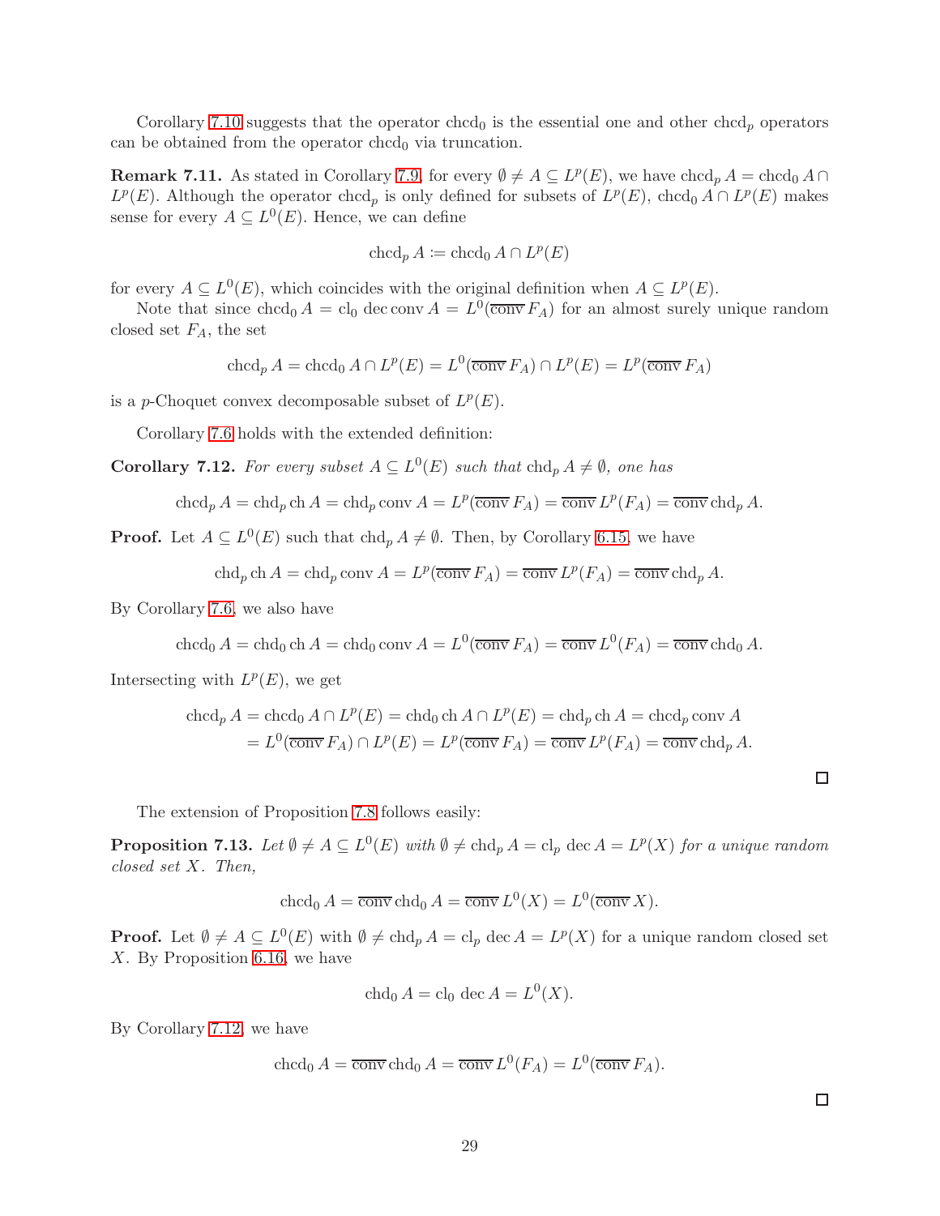Corollary 7.10 suggests that the operator $\operatorname{chcd}_0$ is the essential one and other $\operatorname{chcd}_p$ operators can be obtained from the operator $\operatorname{chcd}_0$ via truncation.

**Remark 7.11.** As stated in Corollary 7.9, for every $\emptyset \neq A \subseteq L^p(E)$, we have $\operatorname{chcd}_p A = \operatorname{chcd}_0 A \cap L^p(E)$. Although the operator $\operatorname{chcd}_p$ is only defined for subsets of $L^p(E)$, $\operatorname{chcd}_0 A \cap L^p(E)$ makes sense for every $A \subseteq L^0(E)$. Hence, we can define

$$\operatorname{chcd}_p A := \operatorname{chcd}_0 A \cap L^p(E)$$

for every $A \subseteq L^0(E)$, which coincides with the original definition when $A \subseteq L^p(E)$.

Note that since $\operatorname{chcd}_0 A = \operatorname{cl}_0 \operatorname{dec} \operatorname{conv} A = L^0(\overline{\operatorname{conv}} F_A)$ for an almost surely unique random closed set $F_A$, the set

$$\operatorname{chcd}_p A = \operatorname{chcd}_0 A \cap L^p(E) = L^0(\overline{\operatorname{conv}} F_A) \cap L^p(E) = L^p(\overline{\operatorname{conv}} F_A)$$

is a $p$-Choquet convex decomposable subset of $L^p(E)$.

Corollary 7.6 holds with the extended definition:

**Corollary 7.12.** *For every subset $A \subseteq L^0(E)$ such that $\operatorname{chd}_p A \neq \emptyset$, one has*

$$\operatorname{chcd}_p A = \operatorname{chd}_p \operatorname{ch} A = \operatorname{chd}_p \operatorname{conv} A = L^p(\overline{\operatorname{conv}} F_A) = \overline{\operatorname{conv}}\, L^p(F_A) = \overline{\operatorname{conv}} \operatorname{chd}_p A.$$

**Proof.** Let $A \subseteq L^0(E)$ such that $\operatorname{chd}_p A \neq \emptyset$. Then, by Corollary 6.15, we have

$$\operatorname{chd}_p \operatorname{ch} A = \operatorname{chd}_p \operatorname{conv} A = L^p(\overline{\operatorname{conv}} F_A) = \overline{\operatorname{conv}}\, L^p(F_A) = \overline{\operatorname{conv}} \operatorname{chd}_p A.$$

By Corollary 7.6, we also have

$$\operatorname{chcd}_0 A = \operatorname{chd}_0 \operatorname{ch} A = \operatorname{chd}_0 \operatorname{conv} A = L^0(\overline{\operatorname{conv}} F_A) = \overline{\operatorname{conv}}\, L^0(F_A) = \overline{\operatorname{conv}} \operatorname{chd}_0 A.$$

Intersecting with $L^p(E)$, we get

$$\begin{aligned}
\operatorname{chcd}_p A &= \operatorname{chcd}_0 A \cap L^p(E) = \operatorname{chd}_0 \operatorname{ch} A \cap L^p(E) = \operatorname{chd}_p \operatorname{ch} A = \operatorname{chcd}_p \operatorname{conv} A \\
&= L^0(\overline{\operatorname{conv}} F_A) \cap L^p(E) = L^p(\overline{\operatorname{conv}} F_A) = \overline{\operatorname{conv}}\, L^p(F_A) = \overline{\operatorname{conv}} \operatorname{chd}_p A.
\end{aligned}$$

□

The extension of Proposition 7.8 follows easily:

**Proposition 7.13.** *Let $\emptyset \neq A \subseteq L^0(E)$ with $\emptyset \neq \operatorname{chd}_p A = \operatorname{cl}_p \operatorname{dec} A = L^p(X)$ for a unique random closed set $X$. Then,*

$$\operatorname{chcd}_0 A = \overline{\operatorname{conv}} \operatorname{chd}_0 A = \overline{\operatorname{conv}}\, L^0(X) = L^0(\overline{\operatorname{conv}} X).$$

**Proof.** Let $\emptyset \neq A \subseteq L^0(E)$ with $\emptyset \neq \operatorname{chd}_p A = \operatorname{cl}_p \operatorname{dec} A = L^p(X)$ for a unique random closed set $X$. By Proposition 6.16, we have

$$\operatorname{chd}_0 A = \operatorname{cl}_0 \operatorname{dec} A = L^0(X).$$

By Corollary 7.12, we have

$$\operatorname{chcd}_0 A = \overline{\operatorname{conv}} \operatorname{chd}_0 A = \overline{\operatorname{conv}}\, L^0(F_A) = L^0(\overline{\operatorname{conv}} F_A).$$

□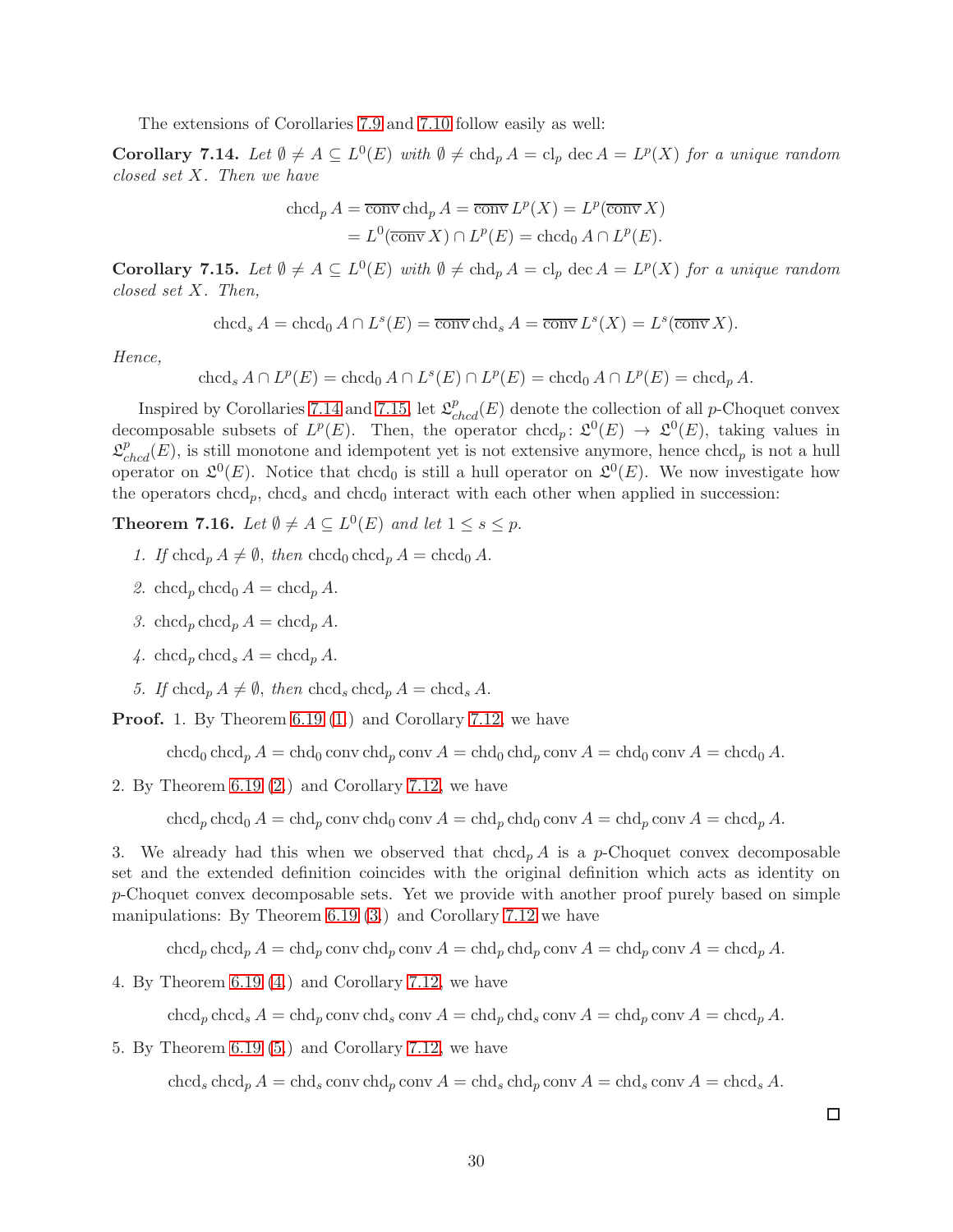The extensions of Corollaries 7.9 and 7.10 follow easily as well:

**Corollary 7.14.** *Let $\emptyset \neq A \subseteq L^0(E)$ with $\emptyset \neq \operatorname{chd}_p A = \operatorname{cl}_p \operatorname{dec} A = L^p(X)$ for a unique random closed set $X$. Then we have*

$$\begin{aligned}\operatorname{chcd}_p A &= \overline{\operatorname{conv}}\operatorname{chd}_p A = \overline{\operatorname{conv}}\, L^p(X) = L^p(\overline{\operatorname{conv}}\, X)\\ &= L^0(\overline{\operatorname{conv}}\, X) \cap L^p(E) = \operatorname{chcd}_0 A \cap L^p(E).\end{aligned}$$

**Corollary 7.15.** *Let $\emptyset \neq A \subseteq L^0(E)$ with $\emptyset \neq \operatorname{chd}_p A = \operatorname{cl}_p \operatorname{dec} A = L^p(X)$ for a unique random closed set $X$. Then,*

$$\operatorname{chcd}_s A = \operatorname{chcd}_0 A \cap L^s(E) = \overline{\operatorname{conv}}\operatorname{chd}_s A = \overline{\operatorname{conv}}\, L^s(X) = L^s(\overline{\operatorname{conv}}\, X).$$

*Hence,*

$$\operatorname{chcd}_s A \cap L^p(E) = \operatorname{chcd}_0 A \cap L^s(E) \cap L^p(E) = \operatorname{chcd}_0 A \cap L^p(E) = \operatorname{chcd}_p A.$$

Inspired by Corollaries 7.14 and 7.15, let $\mathfrak{L}^p_{chcd}(E)$ denote the collection of all $p$-Choquet convex decomposable subsets of $L^p(E)$. Then, the operator $\operatorname{chcd}_p\colon \mathfrak{L}^0(E) \to \mathfrak{L}^0(E)$, taking values in $\mathfrak{L}^p_{chcd}(E)$, is still monotone and idempotent yet is not extensive anymore, hence $\operatorname{chcd}_p$ is not a hull operator on $\mathfrak{L}^0(E)$. Notice that $\operatorname{chcd}_0$ is still a hull operator on $\mathfrak{L}^0(E)$. We now investigate how the operators $\operatorname{chcd}_p$, $\operatorname{chcd}_s$ and $\operatorname{chcd}_0$ interact with each other when applied in succession:

**Theorem 7.16.** *Let $\emptyset \neq A \subseteq L^0(E)$ and let $1 \leq s \leq p$.*

1. *If $\operatorname{chcd}_p A \neq \emptyset$, then $\operatorname{chcd}_0 \operatorname{chcd}_p A = \operatorname{chcd}_0 A$.*
2. *$\operatorname{chcd}_p \operatorname{chcd}_0 A = \operatorname{chcd}_p A$.*
3. *$\operatorname{chcd}_p \operatorname{chcd}_p A = \operatorname{chcd}_p A$.*
4. *$\operatorname{chcd}_p \operatorname{chcd}_s A = \operatorname{chcd}_p A$.*
5. *If $\operatorname{chcd}_p A \neq \emptyset$, then $\operatorname{chcd}_s \operatorname{chcd}_p A = \operatorname{chcd}_s A$.*

**Proof.** 1. By Theorem 6.19 (1.) and Corollary 7.12, we have

$$\operatorname{chcd}_0 \operatorname{chcd}_p A = \operatorname{chd}_0 \operatorname{conv} \operatorname{chd}_p \operatorname{conv} A = \operatorname{chd}_0 \operatorname{chd}_p \operatorname{conv} A = \operatorname{chd}_0 \operatorname{conv} A = \operatorname{chcd}_0 A.$$

2. By Theorem 6.19 (2.) and Corollary 7.12, we have

$$\operatorname{chcd}_p \operatorname{chcd}_0 A = \operatorname{chd}_p \operatorname{conv} \operatorname{chd}_0 \operatorname{conv} A = \operatorname{chd}_p \operatorname{chd}_0 \operatorname{conv} A = \operatorname{chd}_p \operatorname{conv} A = \operatorname{chcd}_p A.$$

3. We already had this when we observed that $\operatorname{chcd}_p A$ is a $p$-Choquet convex decomposable set and the extended definition coincides with the original definition which acts as identity on $p$-Choquet convex decomposable sets. Yet we provide with another proof purely based on simple manipulations: By Theorem 6.19 (3.) and Corollary 7.12 we have

$$\operatorname{chcd}_p \operatorname{chcd}_p A = \operatorname{chd}_p \operatorname{conv} \operatorname{chd}_p \operatorname{conv} A = \operatorname{chd}_p \operatorname{chd}_p \operatorname{conv} A = \operatorname{chd}_p \operatorname{conv} A = \operatorname{chcd}_p A.$$

4. By Theorem 6.19 (4.) and Corollary 7.12, we have

$$\operatorname{chcd}_p \operatorname{chcd}_s A = \operatorname{chd}_p \operatorname{conv} \operatorname{chd}_s \operatorname{conv} A = \operatorname{chd}_p \operatorname{chd}_s \operatorname{conv} A = \operatorname{chd}_p \operatorname{conv} A = \operatorname{chcd}_p A.$$

5. By Theorem 6.19 (5.) and Corollary 7.12, we have

$$\operatorname{chcd}_s \operatorname{chcd}_p A = \operatorname{chd}_s \operatorname{conv} \operatorname{chd}_p \operatorname{conv} A = \operatorname{chd}_s \operatorname{chd}_p \operatorname{conv} A = \operatorname{chd}_s \operatorname{conv} A = \operatorname{chcd}_s A.$$

$\square$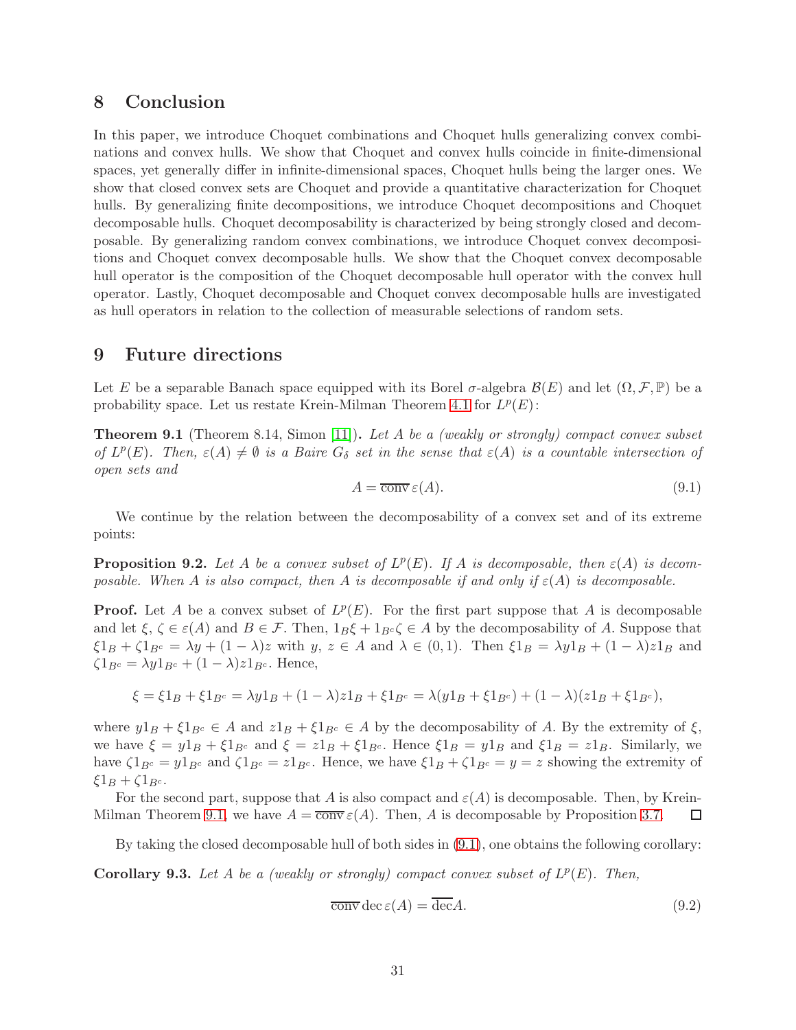## 8 Conclusion

In this paper, we introduce Choquet combinations and Choquet hulls generalizing convex combinations and convex hulls. We show that Choquet and convex hulls coincide in finite-dimensional spaces, yet generally differ in infinite-dimensional spaces, Choquet hulls being the larger ones. We show that closed convex sets are Choquet and provide a quantitative characterization for Choquet hulls. By generalizing finite decompositions, we introduce Choquet decompositions and Choquet decomposable hulls. Choquet decomposability is characterized by being strongly closed and decomposable. By generalizing random convex combinations, we introduce Choquet convex decompositions and Choquet convex decomposable hulls. We show that the Choquet convex decomposable hull operator is the composition of the Choquet decomposable hull operator with the convex hull operator. Lastly, Choquet decomposable and Choquet convex decomposable hulls are investigated as hull operators in relation to the collection of measurable selections of random sets.

## 9 Future directions

Let $E$ be a separable Banach space equipped with its Borel $\sigma$-algebra $\mathcal{B}(E)$ and let $(\Omega, \mathcal{F}, \mathbb{P})$ be a probability space. Let us restate Krein-Milman Theorem 4.1 for $L^p(E)$:

**Theorem 9.1** (Theorem 8.14, Simon [11]). *Let $A$ be a (weakly or strongly) compact convex subset of $L^p(E)$. Then, $\varepsilon(A) \neq \emptyset$ is a Baire $G_\delta$ set in the sense that $\varepsilon(A)$ is a countable intersection of open sets and*

$$A = \overline{\operatorname{conv}}\, \varepsilon(A). \tag{9.1}$$

We continue by the relation between the decomposability of a convex set and of its extreme points:

**Proposition 9.2.** *Let $A$ be a convex subset of $L^p(E)$. If $A$ is decomposable, then $\varepsilon(A)$ is decomposable. When $A$ is also compact, then $A$ is decomposable if and only if $\varepsilon(A)$ is decomposable.*

**Proof.** Let $A$ be a convex subset of $L^p(E)$. For the first part suppose that $A$ is decomposable and let $\xi, \zeta \in \varepsilon(A)$ and $B \in \mathcal{F}$. Then, $1_B\xi + 1_{B^c}\zeta \in A$ by the decomposability of $A$. Suppose that $\xi 1_B + \zeta 1_{B^c} = \lambda y + (1-\lambda)z$ with $y, z \in A$ and $\lambda \in (0,1)$. Then $\xi 1_B = \lambda y 1_B + (1-\lambda) z 1_B$ and $\zeta 1_{B^c} = \lambda y 1_{B^c} + (1-\lambda) z 1_{B^c}$. Hence,

$$\xi = \xi 1_B + \xi 1_{B^c} = \lambda y 1_B + (1-\lambda) z 1_B + \xi 1_{B^c} = \lambda(y 1_B + \xi 1_{B^c}) + (1-\lambda)(z 1_B + \xi 1_{B^c}),$$

where $y 1_B + \xi 1_{B^c} \in A$ and $z 1_B + \xi 1_{B^c} \in A$ by the decomposability of $A$. By the extremity of $\xi$, we have $\xi = y 1_B + \xi 1_{B^c}$ and $\xi = z 1_B + \xi 1_{B^c}$. Hence $\xi 1_B = y 1_B$ and $\xi 1_B = z 1_B$. Similarly, we have $\zeta 1_{B^c} = y 1_{B^c}$ and $\zeta 1_{B^c} = z 1_{B^c}$. Hence, we have $\xi 1_B + \zeta 1_{B^c} = y = z$ showing the extremity of $\xi 1_B + \zeta 1_{B^c}$.

For the second part, suppose that $A$ is also compact and $\varepsilon(A)$ is decomposable. Then, by Krein-Milman Theorem 9.1, we have $A = \overline{\operatorname{conv}}\, \varepsilon(A)$. Then, $A$ is decomposable by Proposition 3.7. $\square$

By taking the closed decomposable hull of both sides in (9.1), one obtains the following corollary:

**Corollary 9.3.** *Let $A$ be a (weakly or strongly) compact convex subset of $L^p(E)$. Then,*

$$\overline{\operatorname{conv}}\, \operatorname{dec} \varepsilon(A) = \overline{\operatorname{dec}} A. \tag{9.2}$$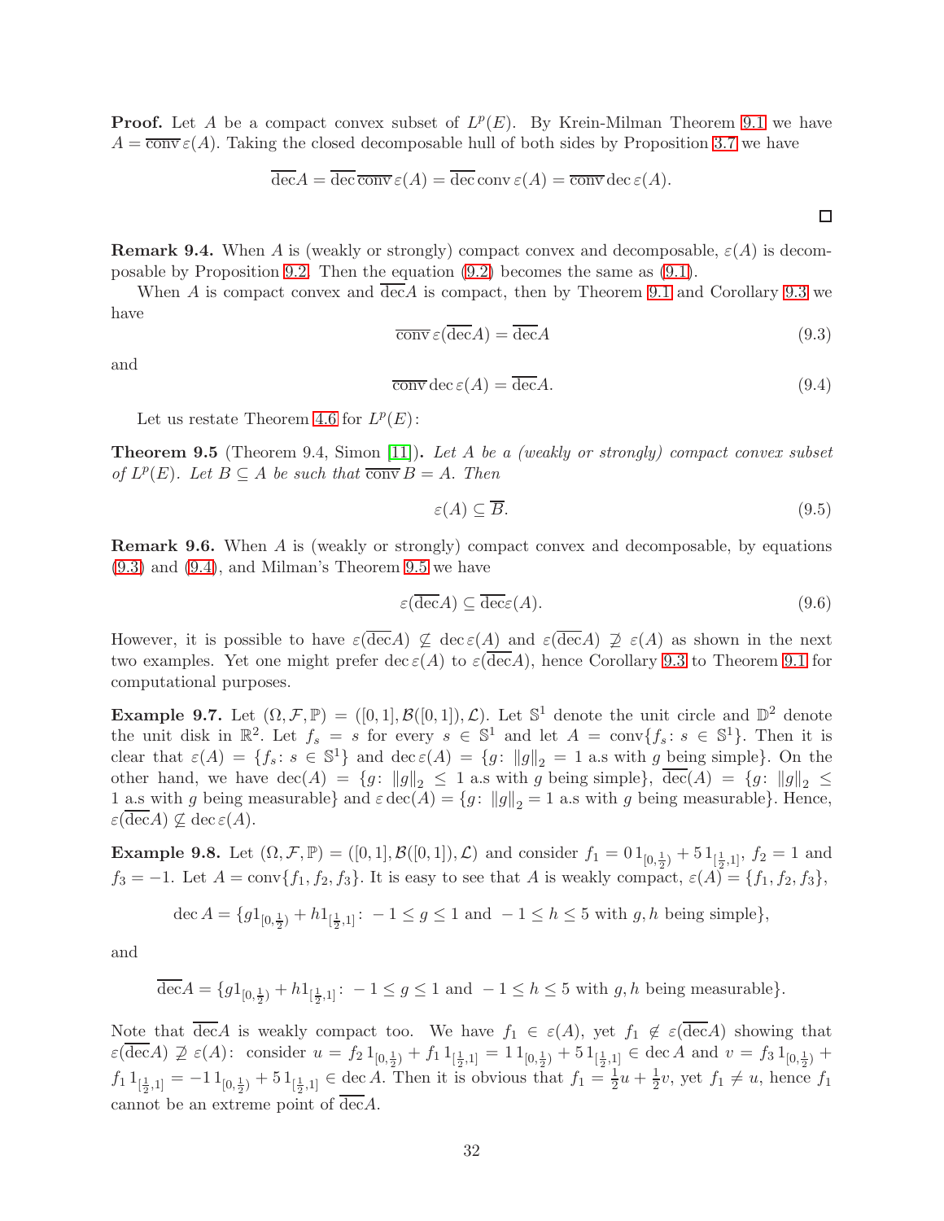**Proof.** Let $A$ be a compact convex subset of $L^p(E)$. By Krein-Milman Theorem 9.1 we have $A = \overline{\operatorname{conv}}\,\varepsilon(A)$. Taking the closed decomposable hull of both sides by Proposition 3.7 we have

$$\overline{\operatorname{dec}}A = \overline{\operatorname{dec}}\,\overline{\operatorname{conv}}\,\varepsilon(A) = \overline{\operatorname{dec}}\operatorname{conv}\varepsilon(A) = \overline{\operatorname{conv}}\operatorname{dec}\varepsilon(A).$$

□

**Remark 9.4.** When $A$ is (weakly or strongly) compact convex and decomposable, $\varepsilon(A)$ is decomposable by Proposition 9.2. Then the equation (9.2) becomes the same as (9.1).

When $A$ is compact convex and $\overline{\operatorname{dec}}A$ is compact, then by Theorem 9.1 and Corollary 9.3 we have

$$\overline{\operatorname{conv}}\,\varepsilon(\overline{\operatorname{dec}}A) = \overline{\operatorname{dec}}A \tag{9.3}$$

and

$$\overline{\operatorname{conv}}\operatorname{dec}\varepsilon(A) = \overline{\operatorname{dec}}A. \tag{9.4}$$

Let us restate Theorem 4.6 for $L^p(E)$:

**Theorem 9.5** (Theorem 9.4, Simon [11]). *Let $A$ be a (weakly or strongly) compact convex subset of $L^p(E)$. Let $B \subseteq A$ be such that $\overline{\operatorname{conv}}\,B = A$. Then*

$$\varepsilon(A) \subseteq \overline{B}. \tag{9.5}$$

**Remark 9.6.** When $A$ is (weakly or strongly) compact convex and decomposable, by equations (9.3) and (9.4), and Milman's Theorem 9.5 we have

$$\varepsilon(\overline{\operatorname{dec}}A) \subseteq \overline{\operatorname{dec}}\varepsilon(A). \tag{9.6}$$

However, it is possible to have $\varepsilon(\overline{\operatorname{dec}}A) \not\subseteq \operatorname{dec}\varepsilon(A)$ and $\varepsilon(\overline{\operatorname{dec}}A) \not\supseteq \varepsilon(A)$ as shown in the next two examples. Yet one might prefer $\operatorname{dec}\varepsilon(A)$ to $\varepsilon(\overline{\operatorname{dec}}A)$, hence Corollary 9.3 to Theorem 9.1 for computational purposes.

**Example 9.7.** Let $(\Omega, \mathcal{F}, \mathbb{P}) = ([0,1], \mathcal{B}([0,1]), \mathcal{L})$. Let $\mathbb{S}^1$ denote the unit circle and $\mathbb{D}^2$ denote the unit disk in $\mathbb{R}^2$. Let $f_s = s$ for every $s \in \mathbb{S}^1$ and let $A = \operatorname{conv}\{f_s \colon s \in \mathbb{S}^1\}$. Then it is clear that $\varepsilon(A) = \{f_s \colon s \in \mathbb{S}^1\}$ and $\operatorname{dec}\varepsilon(A) = \{g \colon \|g\|_2 = 1 \text{ a.s with } g \text{ being simple}\}$. On the other hand, we have $\operatorname{dec}(A) = \{g \colon \|g\|_2 \leq 1 \text{ a.s with } g \text{ being simple}\}$, $\overline{\operatorname{dec}}(A) = \{g \colon \|g\|_2 \leq 1 \text{ a.s with } g \text{ being measurable}\}$ and $\varepsilon\operatorname{dec}(A) = \{g \colon \|g\|_2 = 1 \text{ a.s with } g \text{ being measurable}\}$. Hence, $\varepsilon(\overline{\operatorname{dec}}A) \not\subseteq \operatorname{dec}\varepsilon(A)$.

**Example 9.8.** Let $(\Omega, \mathcal{F}, \mathbb{P}) = ([0,1], \mathcal{B}([0,1]), \mathcal{L})$ and consider $f_1 = 0\,1_{[0,\frac{1}{2})} + 5\,1_{[\frac{1}{2},1]}$, $f_2 = 1$ and $f_3 = -1$. Let $A = \operatorname{conv}\{f_1, f_2, f_3\}$. It is easy to see that $A$ is weakly compact, $\varepsilon(A) = \{f_1, f_2, f_3\}$,

$$\operatorname{dec}A = \{g 1_{[0,\frac{1}{2})} + h 1_{[\frac{1}{2},1]} \colon -1 \leq g \leq 1 \text{ and } -1 \leq h \leq 5 \text{ with } g, h \text{ being simple}\},$$

and

$$\overline{\operatorname{dec}}A = \{g 1_{[0,\frac{1}{2})} + h 1_{[\frac{1}{2},1]} \colon -1 \leq g \leq 1 \text{ and } -1 \leq h \leq 5 \text{ with } g, h \text{ being measurable}\}.$$

Note that $\overline{\operatorname{dec}}A$ is weakly compact too. We have $f_1 \in \varepsilon(A)$, yet $f_1 \notin \varepsilon(\overline{\operatorname{dec}}A)$ showing that $\varepsilon(\overline{\operatorname{dec}}A) \not\supseteq \varepsilon(A)$: consider $u = f_2\,1_{[0,\frac{1}{2})} + f_1\,1_{[\frac{1}{2},1]} = 1\,1_{[0,\frac{1}{2})} + 5\,1_{[\frac{1}{2},1]} \in \operatorname{dec}A$ and $v = f_3\,1_{[0,\frac{1}{2})} + f_1\,1_{[\frac{1}{2},1]} = -1\,1_{[0,\frac{1}{2})} + 5\,1_{[\frac{1}{2},1]} \in \operatorname{dec}A$. Then it is obvious that $f_1 = \frac{1}{2}u + \frac{1}{2}v$, yet $f_1 \neq u$, hence $f_1$ cannot be an extreme point of $\overline{\operatorname{dec}}A$.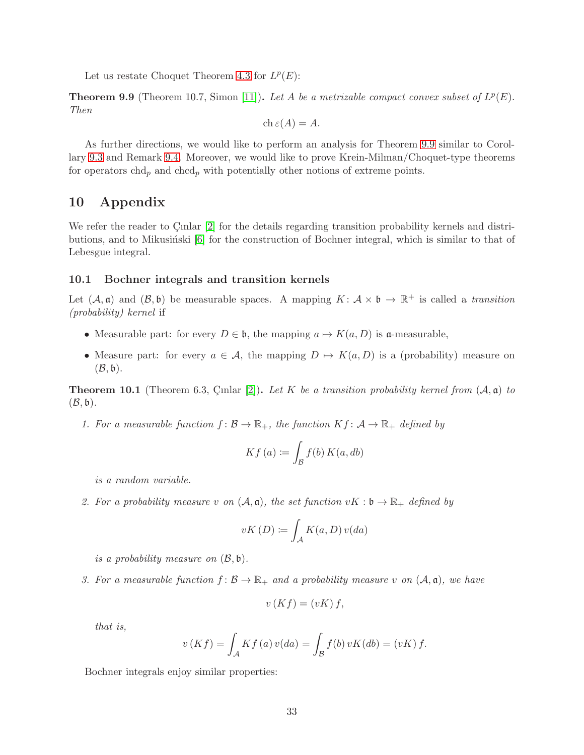Let us restate Choquet Theorem 4.3 for $L^p(E)$:

**Theorem 9.9** (Theorem 10.7, Simon [11])**.** *Let $A$ be a metrizable compact convex subset of $L^p(E)$. Then*

$$\operatorname{ch}\varepsilon(A) = A.$$

As further directions, we would like to perform an analysis for Theorem 9.9 similar to Corollary 9.3 and Remark 9.4. Moreover, we would like to prove Krein-Milman/Choquet-type theorems for operators $\operatorname{chd}_p$ and $\operatorname{chcd}_p$ with potentially other notions of extreme points.

# 10 Appendix

We refer the reader to Çınlar [2] for the details regarding transition probability kernels and distributions, and to Mikusiński [6] for the construction of Bochner integral, which is similar to that of Lebesgue integral.

## 10.1 Bochner integrals and transition kernels

Let $(\mathcal{A}, \mathfrak{a})$ and $(\mathcal{B}, \mathfrak{b})$ be measurable spaces. A mapping $K\colon \mathcal{A} \times \mathfrak{b} \to \mathbb{R}^+$ is called a *transition (probability) kernel* if

- Measurable part: for every $D \in \mathfrak{b}$, the mapping $a \mapsto K(a, D)$ is $\mathfrak{a}$-measurable,
- Measure part: for every $a \in \mathcal{A}$, the mapping $D \mapsto K(a, D)$ is a (probability) measure on $(\mathcal{B}, \mathfrak{b})$.

**Theorem 10.1** (Theorem 6.3, Çınlar [2])**.** *Let $K$ be a transition probability kernel from $(\mathcal{A}, \mathfrak{a})$ to $(\mathcal{B}, \mathfrak{b})$.*

1. *For a measurable function $f\colon \mathcal{B} \to \mathbb{R}_+$, the function $Kf\colon \mathcal{A} \to \mathbb{R}_+$ defined by*

$$Kf\,(a) \coloneqq \int_{\mathcal{B}} f(b)\, K(a, db)$$

   *is a random variable.*

2. *For a probability measure $v$ on $(\mathcal{A}, \mathfrak{a})$, the set function $vK : \mathfrak{b} \to \mathbb{R}_+$ defined by*

$$vK\,(D) \coloneqq \int_{\mathcal{A}} K(a, D)\, v(da)$$

   *is a probability measure on $(\mathcal{B}, \mathfrak{b})$.*

3. *For a measurable function $f\colon \mathcal{B} \to \mathbb{R}_+$ and a probability measure $v$ on $(\mathcal{A}, \mathfrak{a})$, we have*

$$v\,(Kf) = (vK)\,f,$$

   *that is,*

$$v\,(Kf) = \int_{\mathcal{A}} Kf\,(a)\, v(da) = \int_{\mathcal{B}} f(b)\, vK(db) = (vK)\,f.$$

Bochner integrals enjoy similar properties: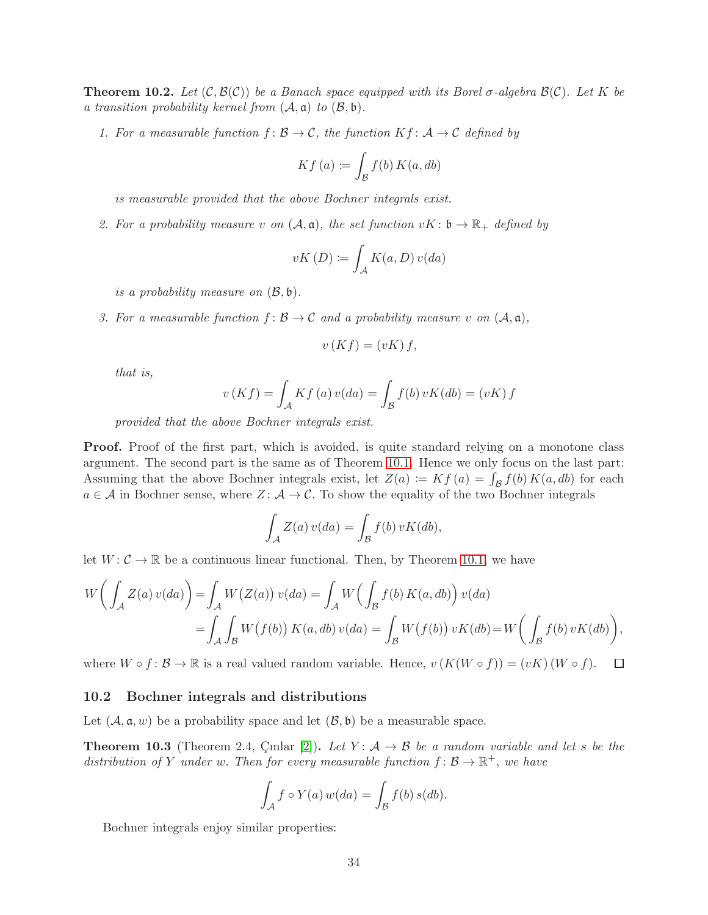**Theorem 10.2.** *Let $(\mathcal{C}, \mathcal{B}(\mathcal{C}))$ be a Banach space equipped with its Borel $\sigma$-algebra $\mathcal{B}(\mathcal{C})$. Let $K$ be a transition probability kernel from $(\mathcal{A}, \mathfrak{a})$ to $(\mathcal{B}, \mathfrak{b})$.*

1. *For a measurable function $f \colon \mathcal{B} \to \mathcal{C}$, the function $Kf \colon \mathcal{A} \to \mathcal{C}$ defined by*

$$Kf\,(a) \coloneqq \int_{\mathcal{B}} f(b)\, K(a, db)$$

*is measurable provided that the above Bochner integrals exist.*

2. *For a probability measure $v$ on $(\mathcal{A}, \mathfrak{a})$, the set function $vK \colon \mathfrak{b} \to \mathbb{R}_+$ defined by*

$$vK\,(D) \coloneqq \int_{\mathcal{A}} K(a, D)\, v(da)$$

*is a probability measure on $(\mathcal{B}, \mathfrak{b})$.*

3. *For a measurable function $f \colon \mathcal{B} \to \mathcal{C}$ and a probability measure $v$ on $(\mathcal{A}, \mathfrak{a})$,*

$$v\,(Kf) = (vK)\, f,$$

*that is,*

$$v\,(Kf) = \int_{\mathcal{A}} Kf\,(a)\, v(da) = \int_{\mathcal{B}} f(b)\, vK(db) = (vK)\, f$$

*provided that the above Bochner integrals exist.*

**Proof.** Proof of the first part, which is avoided, is quite standard relying on a monotone class argument. The second part is the same as of Theorem 10.1. Hence we only focus on the last part: Assuming that the above Bochner integrals exist, let $Z(a) \coloneqq Kf\,(a) = \int_{\mathcal{B}} f(b)\, K(a, db)$ for each $a \in \mathcal{A}$ in Bochner sense, where $Z \colon \mathcal{A} \to \mathcal{C}$. To show the equality of the two Bochner integrals

$$\int_{\mathcal{A}} Z(a)\, v(da) = \int_{\mathcal{B}} f(b)\, vK(db),$$

let $W \colon \mathcal{C} \to \mathbb{R}$ be a continuous linear functional. Then, by Theorem 10.1, we have

$$\begin{aligned} W\bigg(\int_{\mathcal{A}} Z(a)\, v(da)\bigg) &= \int_{\mathcal{A}} W\big(Z(a)\big)\, v(da) = \int_{\mathcal{A}} W\Big(\int_{\mathcal{B}} f(b)\, K(a, db)\Big)\, v(da) \\ &= \int_{\mathcal{A}} \int_{\mathcal{B}} W\big(f(b)\big)\, K(a, db)\, v(da) = \int_{\mathcal{B}} W\big(f(b)\big)\, vK(db) = W\bigg(\int_{\mathcal{B}} f(b)\, vK(db)\bigg), \end{aligned}$$

where $W \circ f \colon \mathcal{B} \to \mathbb{R}$ is a real valued random variable. Hence, $v\,(K(W \circ f)) = (vK)\,(W \circ f)$. $\square$

## 10.2 Bochner integrals and distributions

Let $(\mathcal{A}, \mathfrak{a}, w)$ be a probability space and let $(\mathcal{B}, \mathfrak{b})$ be a measurable space.

**Theorem 10.3** (Theorem 2.4, Çınlar [2])**.** *Let $Y \colon \mathcal{A} \to \mathcal{B}$ be a random variable and let $s$ be the distribution of $Y$ under $w$. Then for every measurable function $f \colon \mathcal{B} \to \mathbb{R}^+$, we have*

$$\int_{\mathcal{A}} f \circ Y(a)\, w(da) = \int_{\mathcal{B}} f(b)\, s(db).$$

Bochner integrals enjoy similar properties: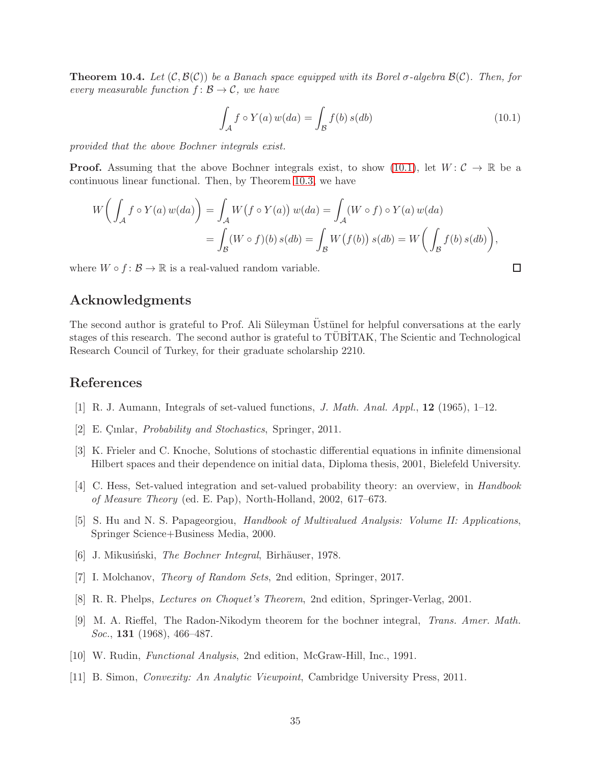**Theorem 10.4.** *Let $(\mathcal{C}, \mathcal{B}(\mathcal{C}))$ be a Banach space equipped with its Borel $\sigma$-algebra $\mathcal{B}(\mathcal{C})$. Then, for every measurable function $f \colon \mathcal{B} \to \mathcal{C}$, we have*

$$\int_{\mathcal{A}} f \circ Y(a)\, w(da) = \int_{\mathcal{B}} f(b)\, s(db) \tag{10.1}$$

*provided that the above Bochner integrals exist.*

**Proof.** Assuming that the above Bochner integrals exist, to show (10.1), let $W \colon \mathcal{C} \to \mathbb{R}$ be a continuous linear functional. Then, by Theorem 10.3, we have

$$\begin{aligned} W\bigg(\int_{\mathcal{A}} f \circ Y(a)\, w(da)\bigg) &= \int_{\mathcal{A}} W\big(f \circ Y(a)\big)\, w(da) = \int_{\mathcal{A}} (W \circ f) \circ Y(a)\, w(da) \\ &= \int_{\mathcal{B}} (W \circ f)(b)\, s(db) = \int_{\mathcal{B}} W\big(f(b)\big)\, s(db) = W\bigg(\int_{\mathcal{B}} f(b)\, s(db)\bigg), \end{aligned}$$

where $W \circ f \colon \mathcal{B} \to \mathbb{R}$ is a real-valued random variable. $\square$

## Acknowledgments

The second author is grateful to Prof. Ali Süleyman Üstünel for helpful conversations at the early stages of this research. The second author is grateful to TÜBİTAK, The Scientific and Technological Research Council of Turkey, for their graduate scholarship 2210.

## References

[1] R. J. Aumann, Integrals of set-valued functions, *J. Math. Anal. Appl.*, **12** (1965), 1–12.

[2] E. Çınlar, *Probability and Stochastics*, Springer, 2011.

[3] K. Frieler and C. Knoche, Solutions of stochastic differential equations in infinite dimensional Hilbert spaces and their dependence on initial data, Diploma thesis, 2001, Bielefeld University.

[4] C. Hess, Set-valued integration and set-valued probability theory: an overview, in *Handbook of Measure Theory* (ed. E. Pap), North-Holland, 2002, 617–673.

[5] S. Hu and N. S. Papageorgiou, *Handbook of Multivalued Analysis: Volume II: Applications*, Springer Science+Business Media, 2000.

[6] J. Mikusiński, *The Bochner Integral*, Birhäuser, 1978.

[7] I. Molchanov, *Theory of Random Sets*, 2nd edition, Springer, 2017.

[8] R. R. Phelps, *Lectures on Choquet's Theorem*, 2nd edition, Springer-Verlag, 2001.

[9] M. A. Rieffel, The Radon-Nikodym theorem for the bochner integral, *Trans. Amer. Math. Soc.*, **131** (1968), 466–487.

[10] W. Rudin, *Functional Analysis*, 2nd edition, McGraw-Hill, Inc., 1991.

[11] B. Simon, *Convexity: An Analytic Viewpoint*, Cambridge University Press, 2011.